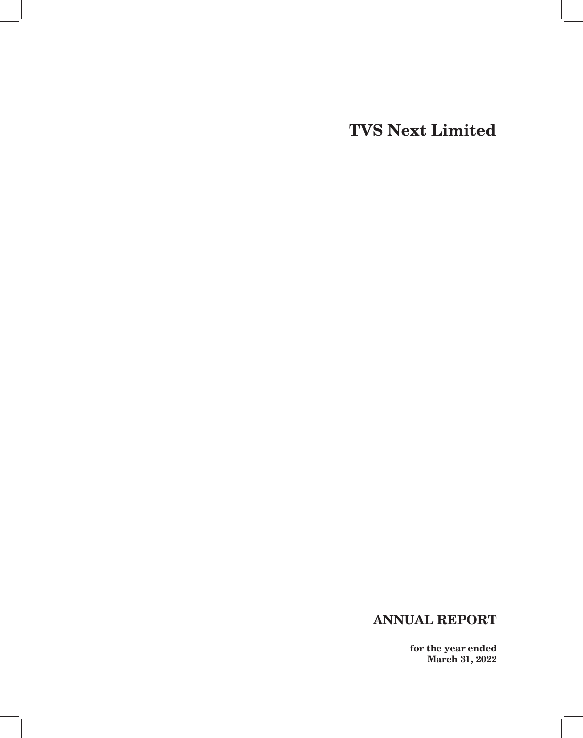# TVS Next Limited

## ANNUAL REPORT

**for the year ended**
**March 31, 2022**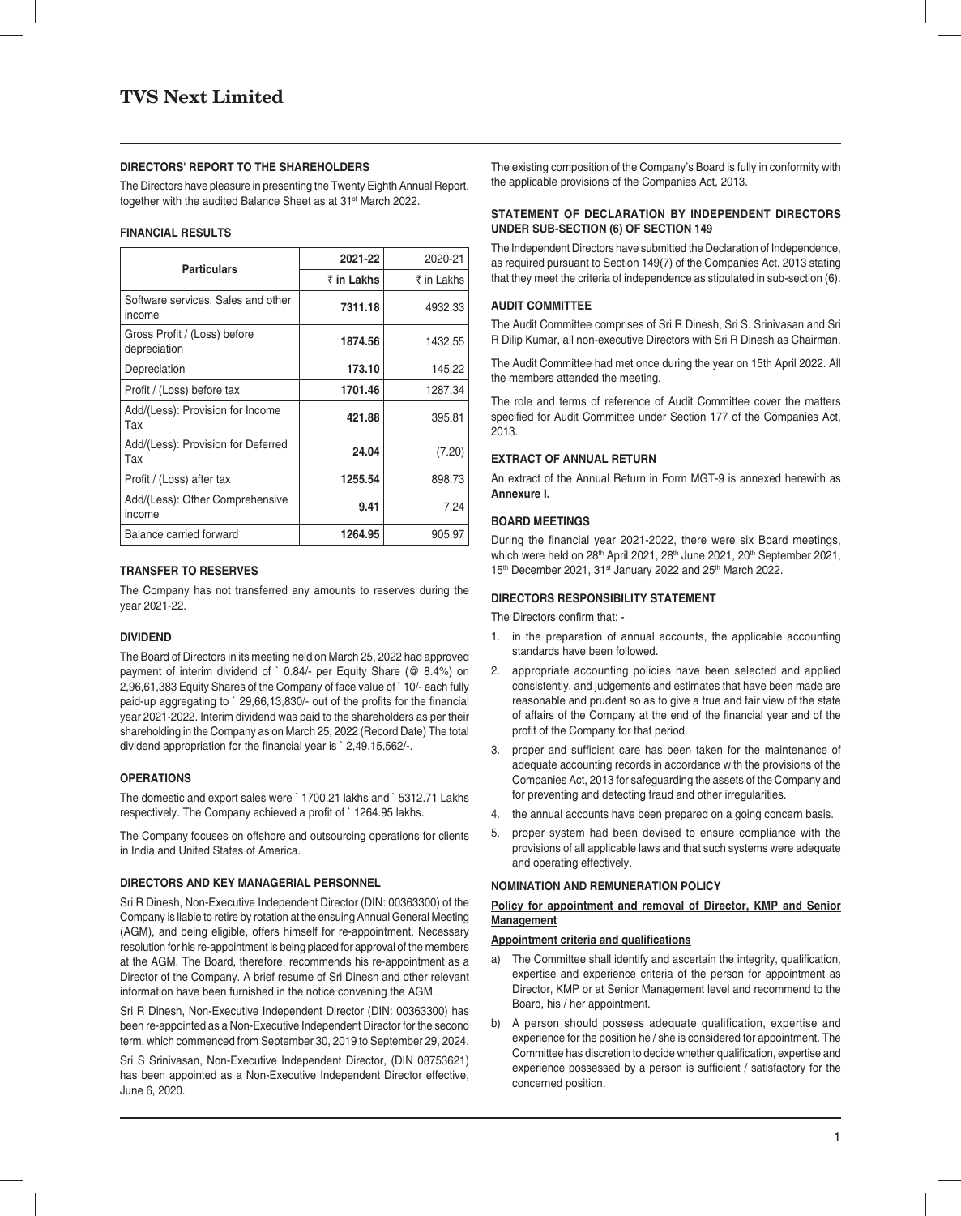## DIRECTORS' REPORT TO THE SHAREHOLDERS

The Directors have pleasure in presenting the Twenty Eighth Annual Report, together with the audited Balance Sheet as at 31st March 2022.

### FINANCIAL RESULTS

| Particulars | 2021-22 | 2020-21 |
|---|---|---|
| | **₹ in Lakhs** | ₹ in Lakhs |
| Software services, Sales and other income | **7311.18** | 4932.33 |
| Gross Profit / (Loss) before depreciation | **1874.56** | 1432.55 |
| Depreciation | **173.10** | 145.22 |
| Profit / (Loss) before tax | **1701.46** | 1287.34 |
| Add/(Less): Provision for Income Tax | **421.88** | 395.81 |
| Add/(Less): Provision for Deferred Tax | **24.04** | (7.20) |
| Profit / (Loss) after tax | **1255.54** | 898.73 |
| Add/(Less): Other Comprehensive income | **9.41** | 7.24 |
| Balance carried forward | **1264.95** | 905.97 |

### TRANSFER TO RESERVES

The Company has not transferred any amounts to reserves during the year 2021-22.

### DIVIDEND

The Board of Directors in its meeting held on March 25, 2022 had approved payment of interim dividend of ` 0.84/- per Equity Share (@ 8.4%) on 2,96,61,383 Equity Shares of the Company of face value of ` 10/- each fully paid-up aggregating to ` 29,66,13,830/- out of the profits for the financial year 2021-2022. Interim dividend was paid to the shareholders as per their shareholding in the Company as on March 25, 2022 (Record Date) The total dividend appropriation for the financial year is ` 2,49,15,562/-.

### OPERATIONS

The domestic and export sales were ` 1700.21 lakhs and ` 5312.71 Lakhs respectively. The Company achieved a profit of ` 1264.95 lakhs.

The Company focuses on offshore and outsourcing operations for clients in India and United States of America.

### DIRECTORS AND KEY MANAGERIAL PERSONNEL

Sri R Dinesh, Non-Executive Independent Director (DIN: 00363300) of the Company is liable to retire by rotation at the ensuing Annual General Meeting (AGM), and being eligible, offers himself for re-appointment. Necessary resolution for his re-appointment is being placed for approval of the members at the AGM. The Board, therefore, recommends his re-appointment as a Director of the Company. A brief resume of Sri Dinesh and other relevant information have been furnished in the notice convening the AGM.

Sri R Dinesh, Non-Executive Independent Director (DIN: 00363300) has been re-appointed as a Non-Executive Independent Director for the second term, which commenced from September 30, 2019 to September 29, 2024.

Sri S Srinivasan, Non-Executive Independent Director, (DIN 08753621) has been appointed as a Non-Executive Independent Director effective, June 6, 2020.

The existing composition of the Company's Board is fully in conformity with the applicable provisions of the Companies Act, 2013.

### STATEMENT OF DECLARATION BY INDEPENDENT DIRECTORS UNDER SUB-SECTION (6) OF SECTION 149

The Independent Directors have submitted the Declaration of Independence, as required pursuant to Section 149(7) of the Companies Act, 2013 stating that they meet the criteria of independence as stipulated in sub-section (6).

### AUDIT COMMITTEE

The Audit Committee comprises of Sri R Dinesh, Sri S. Srinivasan and Sri R Dilip Kumar, all non-executive Directors with Sri R Dinesh as Chairman.

The Audit Committee had met once during the year on 15th April 2022. All the members attended the meeting.

The role and terms of reference of Audit Committee cover the matters specified for Audit Committee under Section 177 of the Companies Act, 2013.

### EXTRACT OF ANNUAL RETURN

An extract of the Annual Return in Form MGT-9 is annexed herewith as **Annexure I.**

### BOARD MEETINGS

During the financial year 2021-2022, there were six Board meetings, which were held on 28th April 2021, 28th June 2021, 20th September 2021, 15th December 2021, 31st January 2022 and 25th March 2022.

### DIRECTORS RESPONSIBILITY STATEMENT

The Directors confirm that: -

1. in the preparation of annual accounts, the applicable accounting standards have been followed.
2. appropriate accounting policies have been selected and applied consistently, and judgements and estimates that have been made are reasonable and prudent so as to give a true and fair view of the state of affairs of the Company at the end of the financial year and of the profit of the Company for that period.
3. proper and sufficient care has been taken for the maintenance of adequate accounting records in accordance with the provisions of the Companies Act, 2013 for safeguarding the assets of the Company and for preventing and detecting fraud and other irregularities.
4. the annual accounts have been prepared on a going concern basis.
5. proper system had been devised to ensure compliance with the provisions of all applicable laws and that such systems were adequate and operating effectively.

### NOMINATION AND REMUNERATION POLICY

**Policy for appointment and removal of Director, KMP and Senior Management**

**Appointment criteria and qualifications**

a) The Committee shall identify and ascertain the integrity, qualification, expertise and experience criteria of the person for appointment as Director, KMP or at Senior Management level and recommend to the Board, his / her appointment.

b) A person should possess adequate qualification, expertise and experience for the position he / she is considered for appointment. The Committee has discretion to decide whether qualification, expertise and experience possessed by a person is sufficient / satisfactory for the concerned position.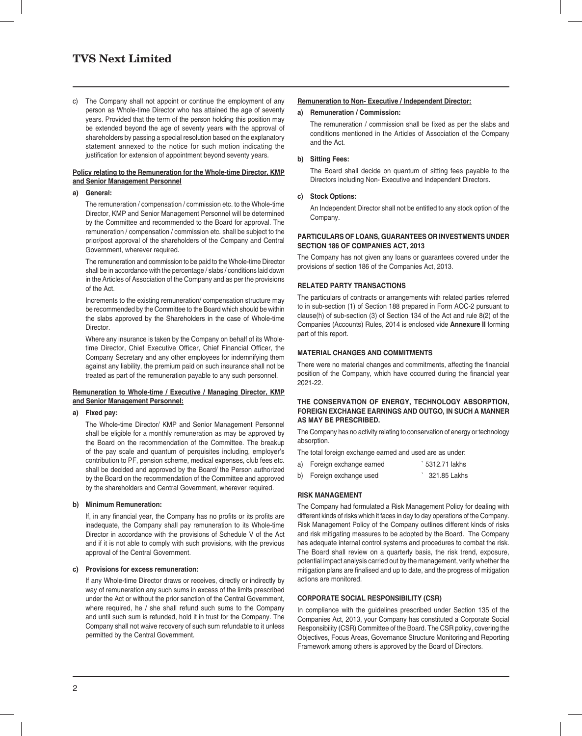c) The Company shall not appoint or continue the employment of any person as Whole-time Director who has attained the age of seventy years. Provided that the term of the person holding this position may be extended beyond the age of seventy years with the approval of shareholders by passing a special resolution based on the explanatory statement annexed to the notice for such motion indicating the justification for extension of appointment beyond seventy years.

**Policy relating to the Remuneration for the Whole-time Director, KMP and Senior Management Personnel**

**a) General:**

The remuneration / compensation / commission etc. to the Whole-time Director, KMP and Senior Management Personnel will be determined by the Committee and recommended to the Board for approval. The remuneration / compensation / commission etc. shall be subject to the prior/post approval of the shareholders of the Company and Central Government, wherever required.

The remuneration and commission to be paid to the Whole-time Director shall be in accordance with the percentage / slabs / conditions laid down in the Articles of Association of the Company and as per the provisions of the Act.

Increments to the existing remuneration/ compensation structure may be recommended by the Committee to the Board which should be within the slabs approved by the Shareholders in the case of Whole-time Director.

Where any insurance is taken by the Company on behalf of its Whole-time Director, Chief Executive Officer, Chief Financial Officer, the Company Secretary and any other employees for indemnifying them against any liability, the premium paid on such insurance shall not be treated as part of the remuneration payable to any such personnel.

**Remuneration to Whole-time / Executive / Managing Director, KMP and Senior Management Personnel:**

**a) Fixed pay:**

The Whole-time Director/ KMP and Senior Management Personnel shall be eligible for a monthly remuneration as may be approved by the Board on the recommendation of the Committee. The breakup of the pay scale and quantum of perquisites including, employer's contribution to PF, pension scheme, medical expenses, club fees etc. shall be decided and approved by the Board/ the Person authorized by the Board on the recommendation of the Committee and approved by the shareholders and Central Government, wherever required.

**b) Minimum Remuneration:**

If, in any financial year, the Company has no profits or its profits are inadequate, the Company shall pay remuneration to its Whole-time Director in accordance with the provisions of Schedule V of the Act and if it is not able to comply with such provisions, with the previous approval of the Central Government.

**c) Provisions for excess remuneration:**

If any Whole-time Director draws or receives, directly or indirectly by way of remuneration any such sums in excess of the limits prescribed under the Act or without the prior sanction of the Central Government, where required, he / she shall refund such sums to the Company and until such sum is refunded, hold it in trust for the Company. The Company shall not waive recovery of such sum refundable to it unless permitted by the Central Government.

**Remuneration to Non- Executive / Independent Director:**

**a) Remuneration / Commission:**

The remuneration / commission shall be fixed as per the slabs and conditions mentioned in the Articles of Association of the Company and the Act.

**b) Sitting Fees:**

The Board shall decide on quantum of sitting fees payable to the Directors including Non- Executive and Independent Directors.

**c) Stock Options:**

An Independent Director shall not be entitled to any stock option of the Company.

**PARTICULARS OF LOANS, GUARANTEES OR INVESTMENTS UNDER SECTION 186 OF COMPANIES ACT, 2013**

The Company has not given any loans or guarantees covered under the provisions of section 186 of the Companies Act, 2013.

**RELATED PARTY TRANSACTIONS**

The particulars of contracts or arrangements with related parties referred to in sub-section (1) of Section 188 prepared in Form AOC-2 pursuant to clause(h) of sub-section (3) of Section 134 of the Act and rule 8(2) of the Companies (Accounts) Rules, 2014 is enclosed vide **Annexure II** forming part of this report.

**MATERIAL CHANGES AND COMMITMENTS**

There were no material changes and commitments, affecting the financial position of the Company, which have occurred during the financial year 2021-22.

**THE CONSERVATION OF ENERGY, TECHNOLOGY ABSORPTION, FOREIGN EXCHANGE EARNINGS AND OUTGO, IN SUCH A MANNER AS MAY BE PRESCRIBED.**

The Company has no activity relating to conservation of energy or technology absorption.

The total foreign exchange earned and used are as under:

a) Foreign exchange earned ` 5312.71 lakhs

b) Foreign exchange used ` 321.85 Lakhs

**RISK MANAGEMENT**

The Company had formulated a Risk Management Policy for dealing with different kinds of risks which it faces in day to day operations of the Company. Risk Management Policy of the Company outlines different kinds of risks and risk mitigating measures to be adopted by the Board. The Company has adequate internal control systems and procedures to combat the risk. The Board shall review on a quarterly basis, the risk trend, exposure, potential impact analysis carried out by the management, verify whether the mitigation plans are finalised and up to date, and the progress of mitigation actions are monitored.

**CORPORATE SOCIAL RESPONSIBILITY (CSR)**

In compliance with the guidelines prescribed under Section 135 of the Companies Act, 2013, your Company has constituted a Corporate Social Responsibility (CSR) Committee of the Board. The CSR policy, covering the Objectives, Focus Areas, Governance Structure Monitoring and Reporting Framework among others is approved by the Board of Directors.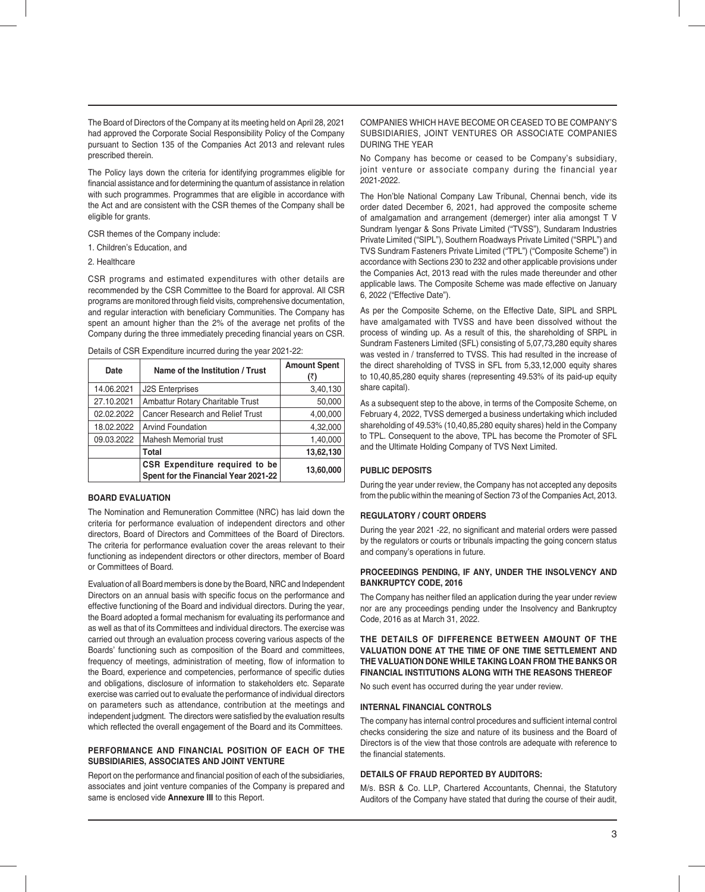The Board of Directors of the Company at its meeting held on April 28, 2021 had approved the Corporate Social Responsibility Policy of the Company pursuant to Section 135 of the Companies Act 2013 and relevant rules prescribed therein.

The Policy lays down the criteria for identifying programmes eligible for financial assistance and for determining the quantum of assistance in relation with such programmes. Programmes that are eligible in accordance with the Act and are consistent with the CSR themes of the Company shall be eligible for grants.

CSR themes of the Company include:

1. Children's Education, and
2. Healthcare

CSR programs and estimated expenditures with other details are recommended by the CSR Committee to the Board for approval. All CSR programs are monitored through field visits, comprehensive documentation, and regular interaction with beneficiary Communities. The Company has spent an amount higher than the 2% of the average net profits of the Company during the three immediately preceding financial years on CSR.

Details of CSR Expenditure incurred during the year 2021-22:

| Date | Name of the Institution / Trust | Amount Spent (₹) |
|---|---|---|
| 14.06.2021 | J2S Enterprises | 3,40,130 |
| 27.10.2021 | Ambattur Rotary Charitable Trust | 50,000 |
| 02.02.2022 | Cancer Research and Relief Trust | 4,00,000 |
| 18.02.2022 | Arvind Foundation | 4,32,000 |
| 09.03.2022 | Mahesh Memorial trust | 1,40,000 |
| | **Total** | **13,62,130** |
| | **CSR Expenditure required to be Spent for the Financial Year 2021-22** | **13,60,000** |

## BOARD EVALUATION

The Nomination and Remuneration Committee (NRC) has laid down the criteria for performance evaluation of independent directors and other directors, Board of Directors and Committees of the Board of Directors. The criteria for performance evaluation cover the areas relevant to their functioning as independent directors or other directors, member of Board or Committees of Board.

Evaluation of all Board members is done by the Board, NRC and Independent Directors on an annual basis with specific focus on the performance and effective functioning of the Board and individual directors. During the year, the Board adopted a formal mechanism for evaluating its performance and as well as that of its Committees and individual directors. The exercise was carried out through an evaluation process covering various aspects of the Boards' functioning such as composition of the Board and committees, frequency of meetings, administration of meeting, flow of information to the Board, experience and competencies, performance of specific duties and obligations, disclosure of information to stakeholders etc. Separate exercise was carried out to evaluate the performance of individual directors on parameters such as attendance, contribution at the meetings and independent judgment. The directors were satisfied by the evaluation results which reflected the overall engagement of the Board and its Committees.

## PERFORMANCE AND FINANCIAL POSITION OF EACH OF THE SUBSIDIARIES, ASSOCIATES AND JOINT VENTURE

Report on the performance and financial position of each of the subsidiaries, associates and joint venture companies of the Company is prepared and same is enclosed vide **Annexure III** to this Report.

## COMPANIES WHICH HAVE BECOME OR CEASED TO BE COMPANY'S SUBSIDIARIES, JOINT VENTURES OR ASSOCIATE COMPANIES DURING THE YEAR

No Company has become or ceased to be Company's subsidiary, joint venture or associate company during the financial year 2021-2022.

The Hon'ble National Company Law Tribunal, Chennai bench, vide its order dated December 6, 2021, had approved the composite scheme of amalgamation and arrangement (demerger) inter alia amongst T V Sundram Iyengar & Sons Private Limited ("TVSS"), Sundaram Industries Private Limited ("SIPL"), Southern Roadways Private Limited ("SRPL") and TVS Sundram Fasteners Private Limited ("TPL") ("Composite Scheme") in accordance with Sections 230 to 232 and other applicable provisions under the Companies Act, 2013 read with the rules made thereunder and other applicable laws. The Composite Scheme was made effective on January 6, 2022 ("Effective Date").

As per the Composite Scheme, on the Effective Date, SIPL and SRPL have amalgamated with TVSS and have been dissolved without the process of winding up. As a result of this, the shareholding of SRPL in Sundram Fasteners Limited (SFL) consisting of 5,07,73,280 equity shares was vested in / transferred to TVSS. This had resulted in the increase of the direct shareholding of TVSS in SFL from 5,33,12,000 equity shares to 10,40,85,280 equity shares (representing 49.53% of its paid-up equity share capital).

As a subsequent step to the above, in terms of the Composite Scheme, on February 4, 2022, TVSS demerged a business undertaking which included shareholding of 49.53% (10,40,85,280 equity shares) held in the Company to TPL. Consequent to the above, TPL has become the Promoter of SFL and the Ultimate Holding Company of TVS Next Limited.

## PUBLIC DEPOSITS

During the year under review, the Company has not accepted any deposits from the public within the meaning of Section 73 of the Companies Act, 2013.

## REGULATORY / COURT ORDERS

During the year 2021 -22, no significant and material orders were passed by the regulators or courts or tribunals impacting the going concern status and company's operations in future.

## PROCEEDINGS PENDING, IF ANY, UNDER THE INSOLVENCY AND BANKRUPTCY CODE, 2016

The Company has neither filed an application during the year under review nor are any proceedings pending under the Insolvency and Bankruptcy Code, 2016 as at March 31, 2022.

## THE DETAILS OF DIFFERENCE BETWEEN AMOUNT OF THE VALUATION DONE AT THE TIME OF ONE TIME SETTLEMENT AND THE VALUATION DONE WHILE TAKING LOAN FROM THE BANKS OR FINANCIAL INSTITUTIONS ALONG WITH THE REASONS THEREOF

No such event has occurred during the year under review.

## INTERNAL FINANCIAL CONTROLS

The company has internal control procedures and sufficient internal control checks considering the size and nature of its business and the Board of Directors is of the view that those controls are adequate with reference to the financial statements.

## DETAILS OF FRAUD REPORTED BY AUDITORS:

M/s. BSR & Co. LLP, Chartered Accountants, Chennai, the Statutory Auditors of the Company have stated that during the course of their audit,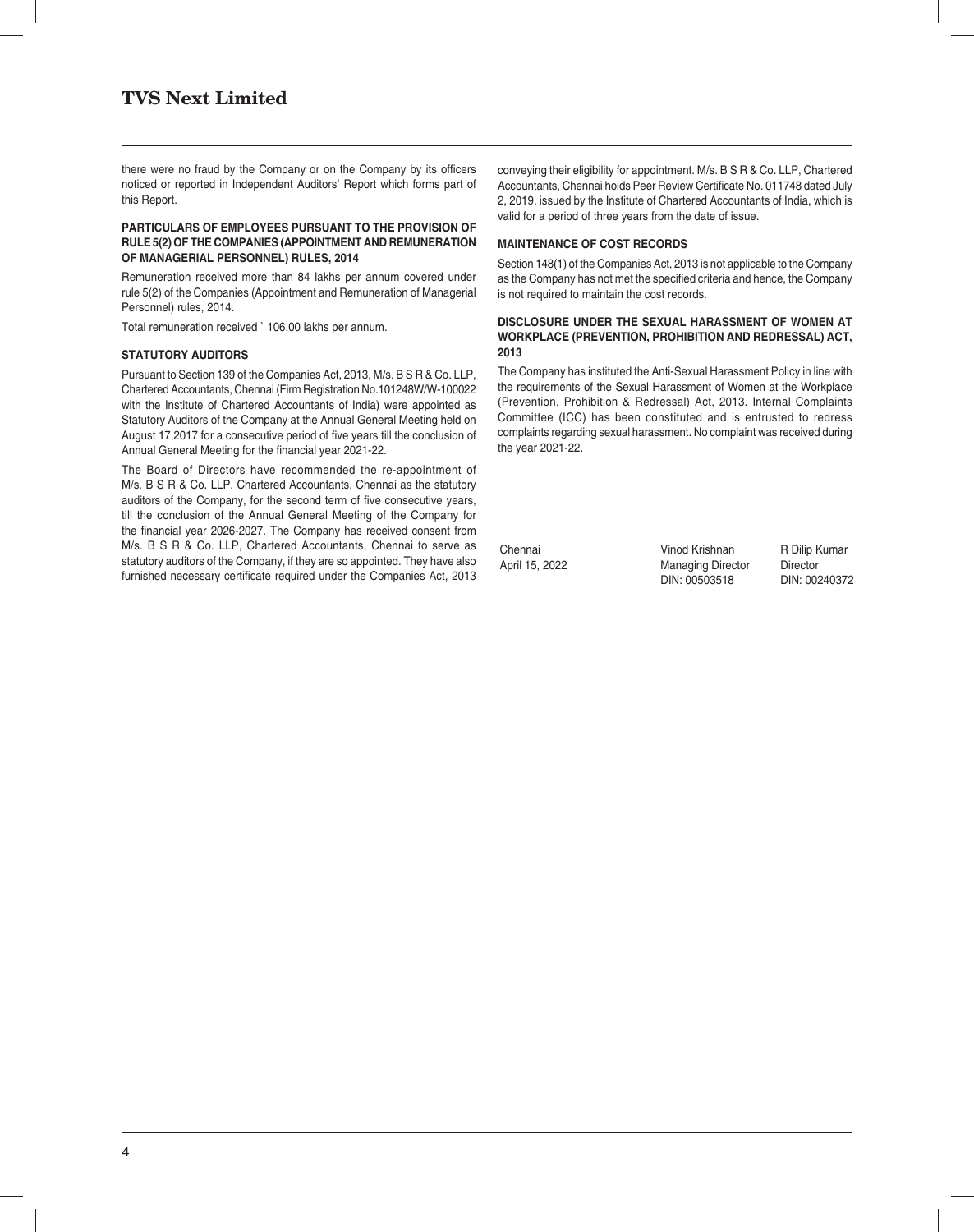there were no fraud by the Company or on the Company by its officers noticed or reported in Independent Auditors' Report which forms part of this Report.

**PARTICULARS OF EMPLOYEES PURSUANT TO THE PROVISION OF RULE 5(2) OF THE COMPANIES (APPOINTMENT AND REMUNERATION OF MANAGERIAL PERSONNEL) RULES, 2014**

Remuneration received more than 84 lakhs per annum covered under rule 5(2) of the Companies (Appointment and Remuneration of Managerial Personnel) rules, 2014.

Total remuneration received ` 106.00 lakhs per annum.

**STATUTORY AUDITORS**

Pursuant to Section 139 of the Companies Act, 2013, M/s. B S R & Co. LLP, Chartered Accountants, Chennai (Firm Registration No.101248W/W-100022 with the Institute of Chartered Accountants of India) were appointed as Statutory Auditors of the Company at the Annual General Meeting held on August 17,2017 for a consecutive period of five years till the conclusion of Annual General Meeting for the financial year 2021-22.

The Board of Directors have recommended the re-appointment of M/s. B S R & Co. LLP, Chartered Accountants, Chennai as the statutory auditors of the Company, for the second term of five consecutive years, till the conclusion of the Annual General Meeting of the Company for the financial year 2026-2027. The Company has received consent from M/s. B S R & Co. LLP, Chartered Accountants, Chennai to serve as statutory auditors of the Company, if they are so appointed. They have also furnished necessary certificate required under the Companies Act, 2013 conveying their eligibility for appointment. M/s. B S R & Co. LLP, Chartered Accountants, Chennai holds Peer Review Certificate No. 011748 dated July 2, 2019, issued by the Institute of Chartered Accountants of India, which is valid for a period of three years from the date of issue.

**MAINTENANCE OF COST RECORDS**

Section 148(1) of the Companies Act, 2013 is not applicable to the Company as the Company has not met the specified criteria and hence, the Company is not required to maintain the cost records.

**DISCLOSURE UNDER THE SEXUAL HARASSMENT OF WOMEN AT WORKPLACE (PREVENTION, PROHIBITION AND REDRESSAL) ACT, 2013**

The Company has instituted the Anti-Sexual Harassment Policy in line with the requirements of the Sexual Harassment of Women at the Workplace (Prevention, Prohibition & Redressal) Act, 2013. Internal Complaints Committee (ICC) has been constituted and is entrusted to redress complaints regarding sexual harassment. No complaint was received during the year 2021-22.

| | | |
|---|---|---|
| Chennai | Vinod Krishnan | R Dilip Kumar |
| April 15, 2022 | Managing Director | Director |
| | DIN: 00503518 | DIN: 00240372 |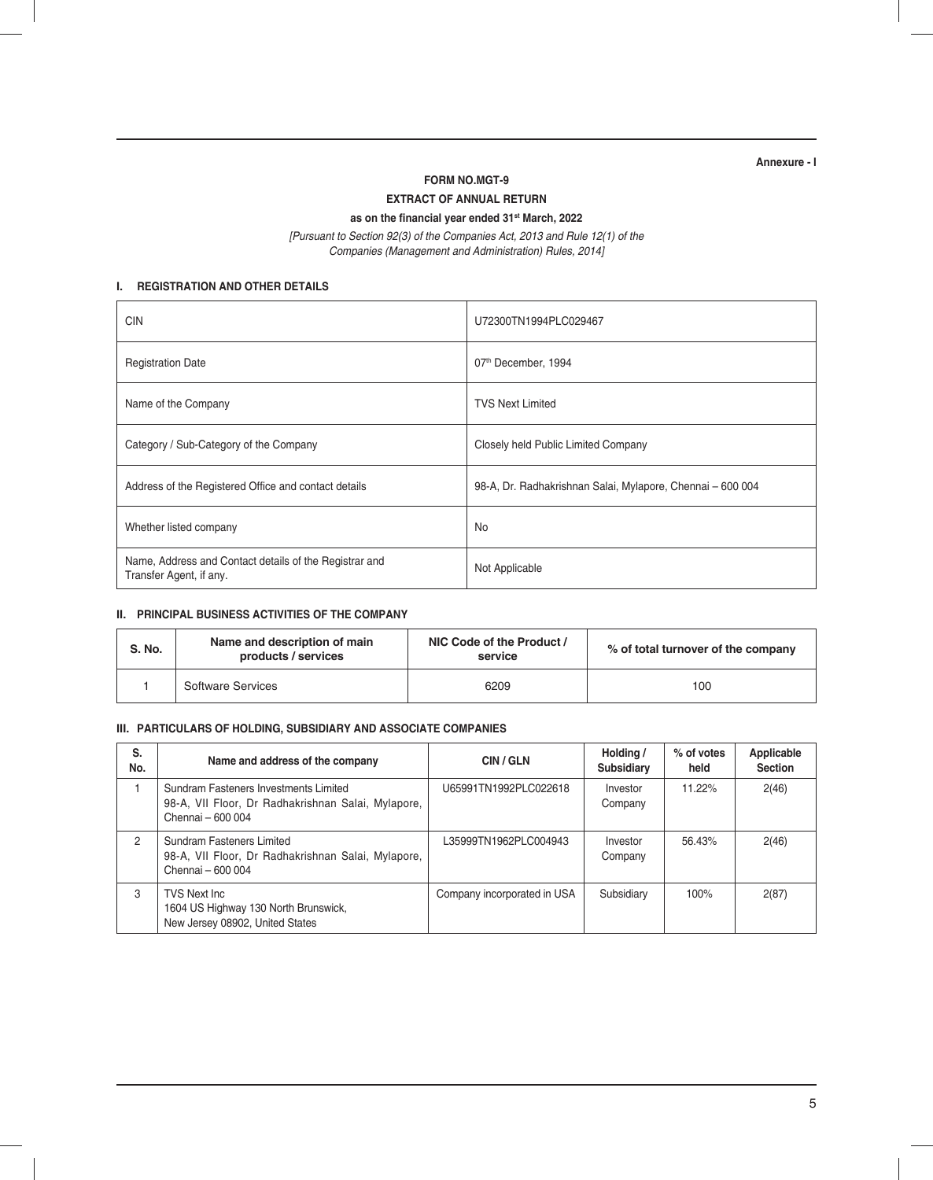Annexure - I

# FORM NO.MGT-9

## EXTRACT OF ANNUAL RETURN

### as on the financial year ended 31st March, 2022

*[Pursuant to Section 92(3) of the Companies Act, 2013 and Rule 12(1) of the Companies (Management and Administration) Rules, 2014]*

## I. REGISTRATION AND OTHER DETAILS

| | |
|---|---|
| CIN | U72300TN1994PLC029467 |
| Registration Date | 07th December, 1994 |
| Name of the Company | TVS Next Limited |
| Category / Sub-Category of the Company | Closely held Public Limited Company |
| Address of the Registered Office and contact details | 98-A, Dr. Radhakrishnan Salai, Mylapore, Chennai – 600 004 |
| Whether listed company | No |
| Name, Address and Contact details of the Registrar and Transfer Agent, if any. | Not Applicable |

## II. PRINCIPAL BUSINESS ACTIVITIES OF THE COMPANY

| S. No. | Name and description of main products / services | NIC Code of the Product / service | % of total turnover of the company |
|---|---|---|---|
| 1 | Software Services | 6209 | 100 |

## III. PARTICULARS OF HOLDING, SUBSIDIARY AND ASSOCIATE COMPANIES

| S. No. | Name and address of the company | CIN / GLN | Holding / Subsidiary | % of votes held | Applicable Section |
|---|---|---|---|---|---|
| 1 | Sundram Fasteners Investments Limited 98-A, VII Floor, Dr Radhakrishnan Salai, Mylapore, Chennai – 600 004 | U65991TN1992PLC022618 | Investor Company | 11.22% | 2(46) |
| 2 | Sundram Fasteners Limited 98-A, VII Floor, Dr Radhakrishnan Salai, Mylapore, Chennai – 600 004 | L35999TN1962PLC004943 | Investor Company | 56.43% | 2(46) |
| 3 | TVS Next Inc 1604 US Highway 130 North Brunswick, New Jersey 08902, United States | Company incorporated in USA | Subsidiary | 100% | 2(87) |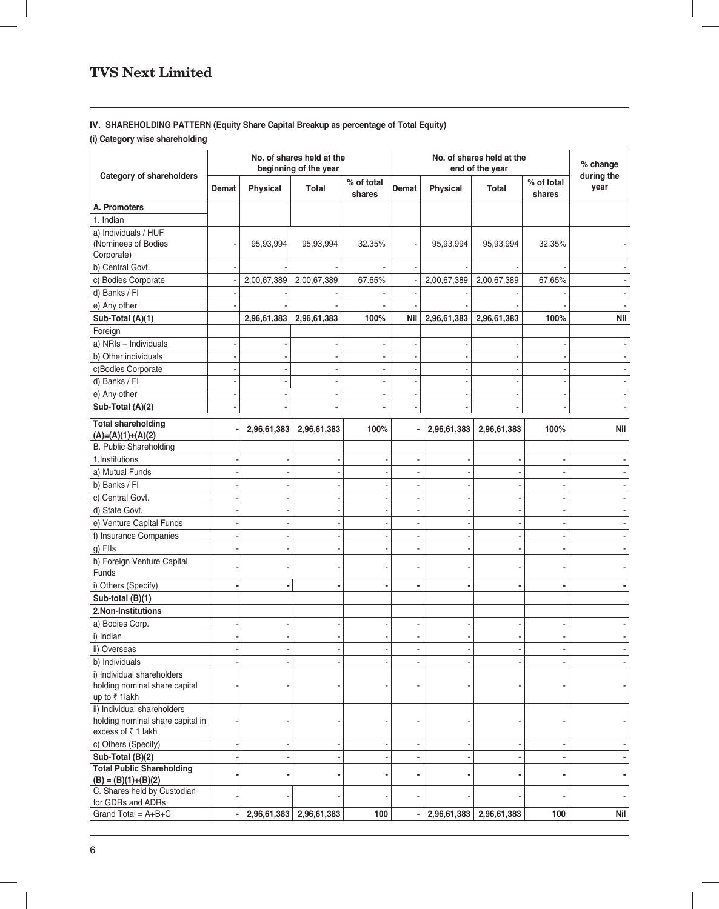## IV. SHAREHOLDING PATTERN (Equity Share Capital Breakup as percentage of Total Equity)

### (i) Category wise shareholding

| Category of shareholders | No. of shares held at the beginning of the year | | | | No. of shares held at the end of the year | | | | % change during the year |
|---|---|---|---|---|---|---|---|---|---|
| | Demat | Physical | Total | % of total shares | Demat | Physical | Total | % of total shares | |
| **A. Promoters** | | | | | | | | | |
| 1. Indian | | | | | | | | | |
| a) Individuals / HUF (Nominees of Bodies Corporate) | - | 95,93,994 | 95,93,994 | 32.35% | - | 95,93,994 | 95,93,994 | 32.35% | - |
| b) Central Govt. | - | - | - | - | - | - | - | - | - |
| c) Bodies Corporate | - | 2,00,67,389 | 2,00,67,389 | 67.65% | - | 2,00,67,389 | 2,00,67,389 | 67.65% | - |
| d) Banks / FI | - | - | - | - | - | - | - | - | - |
| e) Any other | - | - | - | - | - | - | - | - | - |
| **Sub-Total (A)(1)** | | **2,96,61,383** | **2,96,61,383** | **100%** | **Nil** | **2,96,61,383** | **2,96,61,383** | **100%** | **Nil** |
| Foreign | | | | | | | | | |
| a) NRIs – Individuals | - | - | - | - | - | - | - | - | - |
| b) Other individuals | - | - | - | - | - | - | - | - | - |
| c)Bodies Corporate | - | - | - | - | - | - | - | - | - |
| d) Banks / FI | - | - | - | - | - | - | - | - | - |
| e) Any other | - | - | - | - | - | - | - | - | - |
| **Sub-Total (A)(2)** | **-** | **-** | **-** | **-** | **-** | **-** | **-** | **-** | - |
| **Total shareholding (A)=(A)(1)+(A)(2)** | **-** | **2,96,61,383** | **2,96,61,383** | **100%** | **-** | **2,96,61,383** | **2,96,61,383** | **100%** | **Nil** |
| B. Public Shareholding | | | | | | | | | |
| 1.Institutions | - | - | - | - | - | - | - | - | - |
| a) Mutual Funds | - | - | - | - | - | - | - | - | - |
| b) Banks / FI | - | - | - | - | - | - | - | - | - |
| c) Central Govt. | - | - | - | - | - | - | - | - | - |
| d) State Govt. | - | - | - | - | - | - | - | - | - |
| e) Venture Capital Funds | - | - | - | - | - | - | - | - | - |
| f) Insurance Companies | - | - | - | - | - | - | - | - | - |
| g) FIIs | - | - | - | - | - | - | - | - | - |
| h) Foreign Venture Capital Funds | - | - | - | - | - | - | - | - | - |
| i) Others (Specify) | **-** | **-** | **-** | **-** | **-** | **-** | **-** | **-** | **-** |
| **Sub-total (B)(1)** | | | | | | | | | |
| **2.Non-Institutions** | | | | | | | | | |
| a) Bodies Corp. | - | - | - | - | - | - | - | - | - |
| i) Indian | - | - | - | - | - | - | - | - | - |
| ii) Overseas | - | - | - | - | - | - | - | - | - |
| b) Individuals | - | - | - | - | - | - | - | - | - |
| i) Individual shareholders holding nominal share capital up to ₹ 1lakh | - | - | - | - | - | - | - | - | - |
| ii) Individual shareholders holding nominal share capital in excess of ₹ 1 lakh | - | - | - | - | - | - | - | - | - |
| c) Others (Specify) | - | - | - | - | - | - | - | - | - |
| **Sub-Total (B)(2)** | **-** | **-** | **-** | **-** | **-** | **-** | **-** | **-** | **-** |
| **Total Public Shareholding (B) = (B)(1)+(B)(2)** | **-** | **-** | **-** | **-** | **-** | **-** | **-** | **-** | **-** |
| C. Shares held by Custodian for GDRs and ADRs | - | - | - | - | - | - | - | - | - |
| Grand Total = A+B+C | **-** | **2,96,61,383** | **2,96,61,383** | **100** | **-** | **2,96,61,383** | **2,96,61,383** | **100** | **Nil** |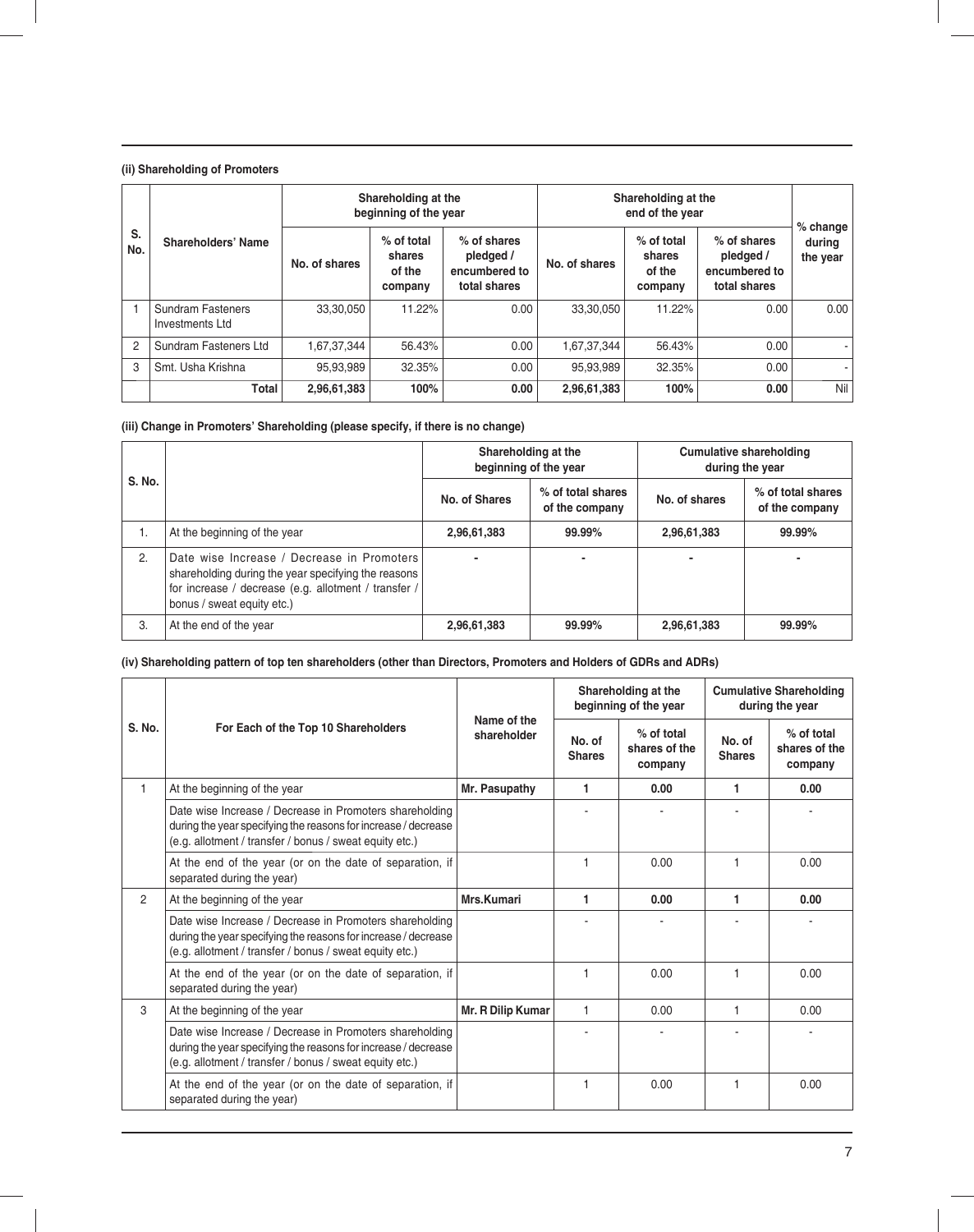**(ii) Shareholding of Promoters**

| S. No. | Shareholders' Name | Shareholding at the beginning of the year | | | Shareholding at the end of the year | | | % change during the year |
|---|---|---|---|---|---|---|---|---|
| | | No. of shares | % of total shares of the company | % of shares pledged / encumbered to total shares | No. of shares | % of total shares of the company | % of shares pledged / encumbered to total shares | |
| 1 | Sundram Fasteners Investments Ltd | 33,30,050 | 11.22% | 0.00 | 33,30,050 | 11.22% | 0.00 | 0.00 |
| 2 | Sundram Fasteners Ltd | 1,67,37,344 | 56.43% | 0.00 | 1,67,37,344 | 56.43% | 0.00 | - |
| 3 | Smt. Usha Krishna | 95,93,989 | 32.35% | 0.00 | 95,93,989 | 32.35% | 0.00 | - |
| | **Total** | **2,96,61,383** | **100%** | **0.00** | **2,96,61,383** | **100%** | **0.00** | Nil |

**(iii) Change in Promoters' Shareholding (please specify, if there is no change)**

| S. No. | | Shareholding at the beginning of the year | | Cumulative shareholding during the year | |
|---|---|---|---|---|---|
| | | No. of Shares | % of total shares of the company | No. of shares | % of total shares of the company |
| 1. | At the beginning of the year | **2,96,61,383** | **99.99%** | **2,96,61,383** | **99.99%** |
| 2. | Date wise Increase / Decrease in Promoters shareholding during the year specifying the reasons for increase / decrease (e.g. allotment / transfer / bonus / sweat equity etc.) | - | - | - | - |
| 3. | At the end of the year | **2,96,61,383** | **99.99%** | **2,96,61,383** | **99.99%** |

**(iv) Shareholding pattern of top ten shareholders (other than Directors, Promoters and Holders of GDRs and ADRs)**

| S. No. | For Each of the Top 10 Shareholders | Name of the shareholder | Shareholding at the beginning of the year | | Cumulative Shareholding during the year | |
|---|---|---|---|---|---|---|
| | | | No. of Shares | % of total shares of the company | No. of Shares | % of total shares of the company |
| 1 | At the beginning of the year | **Mr. Pasupathy** | **1** | **0.00** | **1** | **0.00** |
| | Date wise Increase / Decrease in Promoters shareholding during the year specifying the reasons for increase / decrease (e.g. allotment / transfer / bonus / sweat equity etc.) | | - | - | - | - |
| | At the end of the year (or on the date of separation, if separated during the year) | | 1 | 0.00 | 1 | 0.00 |
| 2 | At the beginning of the year | **Mrs.Kumari** | **1** | **0.00** | **1** | **0.00** |
| | Date wise Increase / Decrease in Promoters shareholding during the year specifying the reasons for increase / decrease (e.g. allotment / transfer / bonus / sweat equity etc.) | | - | - | - | - |
| | At the end of the year (or on the date of separation, if separated during the year) | | 1 | 0.00 | 1 | 0.00 |
| 3 | At the beginning of the year | **Mr. R Dilip Kumar** | 1 | 0.00 | 1 | 0.00 |
| | Date wise Increase / Decrease in Promoters shareholding during the year specifying the reasons for increase / decrease (e.g. allotment / transfer / bonus / sweat equity etc.) | | - | - | - | - |
| | At the end of the year (or on the date of separation, if separated during the year) | | 1 | 0.00 | 1 | 0.00 |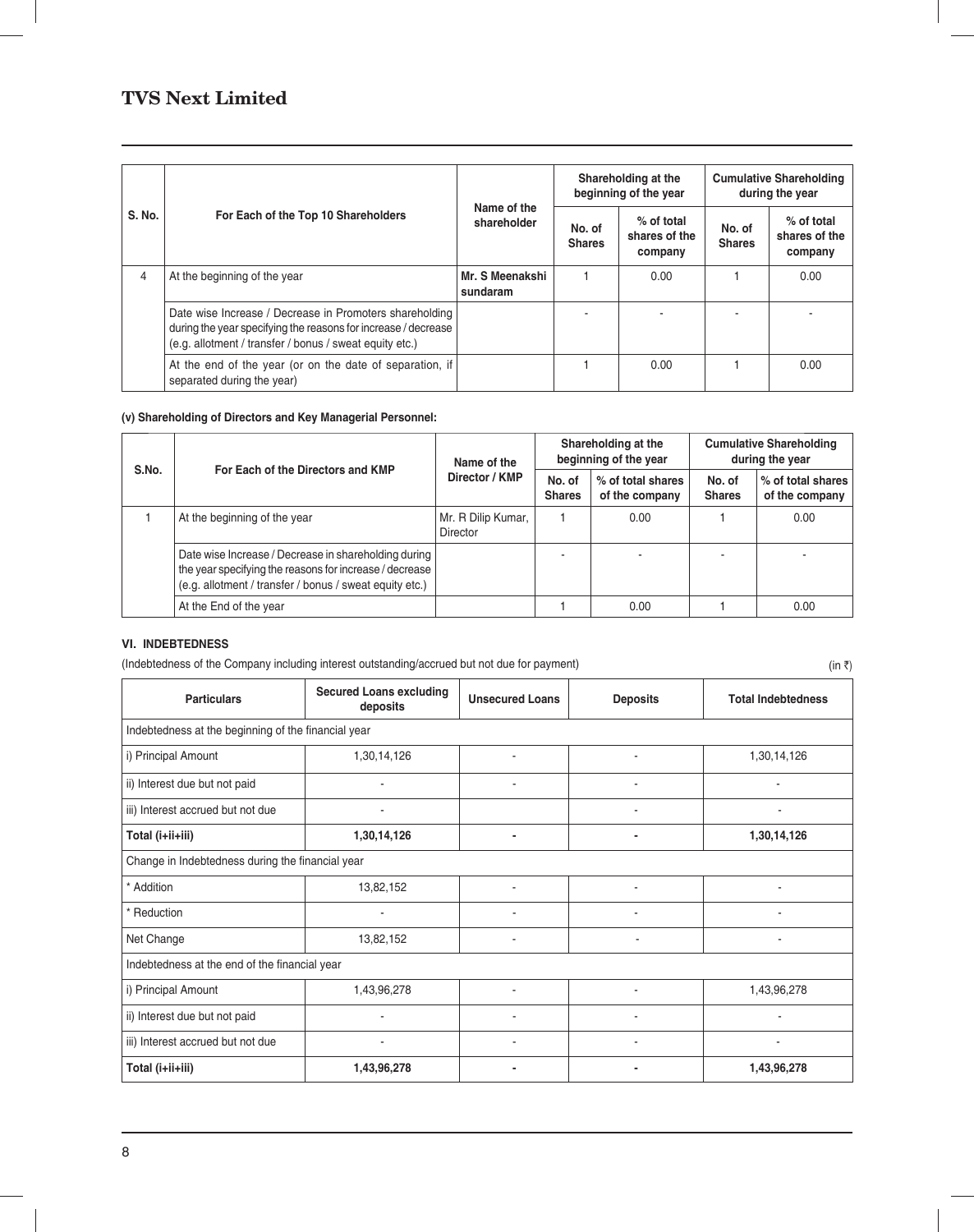| S. No. | For Each of the Top 10 Shareholders | Name of the shareholder | Shareholding at the beginning of the year | | Cumulative Shareholding during the year | |
|---|---|---|---|---|---|---|
| | | | No. of Shares | % of total shares of the company | No. of Shares | % of total shares of the company |
| 4 | At the beginning of the year | **Mr. S Meenakshi sundaram** | 1 | 0.00 | 1 | 0.00 |
| | Date wise Increase / Decrease in Promoters shareholding during the year specifying the reasons for increase / decrease (e.g. allotment / transfer / bonus / sweat equity etc.) | | - | - | - | - |
| | At the end of the year (or on the date of separation, if separated during the year) | | 1 | 0.00 | 1 | 0.00 |

**(v) Shareholding of Directors and Key Managerial Personnel:**

| S.No. | For Each of the Directors and KMP | Name of the Director / KMP | Shareholding at the beginning of the year | | Cumulative Shareholding during the year | |
|---|---|---|---|---|---|---|
| | | | No. of Shares | % of total shares of the company | No. of Shares | % of total shares of the company |
| 1 | At the beginning of the year | Mr. R Dilip Kumar, Director | 1 | 0.00 | 1 | 0.00 |
| | Date wise Increase / Decrease in shareholding during the year specifying the reasons for increase / decrease (e.g. allotment / transfer / bonus / sweat equity etc.) | | - | - | - | - |
| | At the End of the year | | 1 | 0.00 | 1 | 0.00 |

**VI. INDEBTEDNESS**

(Indebtedness of the Company including interest outstanding/accrued but not due for payment) (in ₹)

| Particulars | Secured Loans excluding deposits | Unsecured Loans | Deposits | Total Indebtedness |
|---|---|---|---|---|
| Indebtedness at the beginning of the financial year | | | | |
| i) Principal Amount | 1,30,14,126 | - | - | 1,30,14,126 |
| ii) Interest due but not paid | - | - | - | - |
| iii) Interest accrued but not due | - | | - | - |
| **Total (i+ii+iii)** | **1,30,14,126** | **-** | **-** | **1,30,14,126** |
| Change in Indebtedness during the financial year | | | | |
| * Addition | 13,82,152 | - | - | - |
| * Reduction | - | - | - | - |
| Net Change | 13,82,152 | - | - | - |
| Indebtedness at the end of the financial year | | | | |
| i) Principal Amount | 1,43,96,278 | - | - | 1,43,96,278 |
| ii) Interest due but not paid | - | - | - | - |
| iii) Interest accrued but not due | - | - | - | - |
| **Total (i+ii+iii)** | **1,43,96,278** | **-** | **-** | **1,43,96,278** |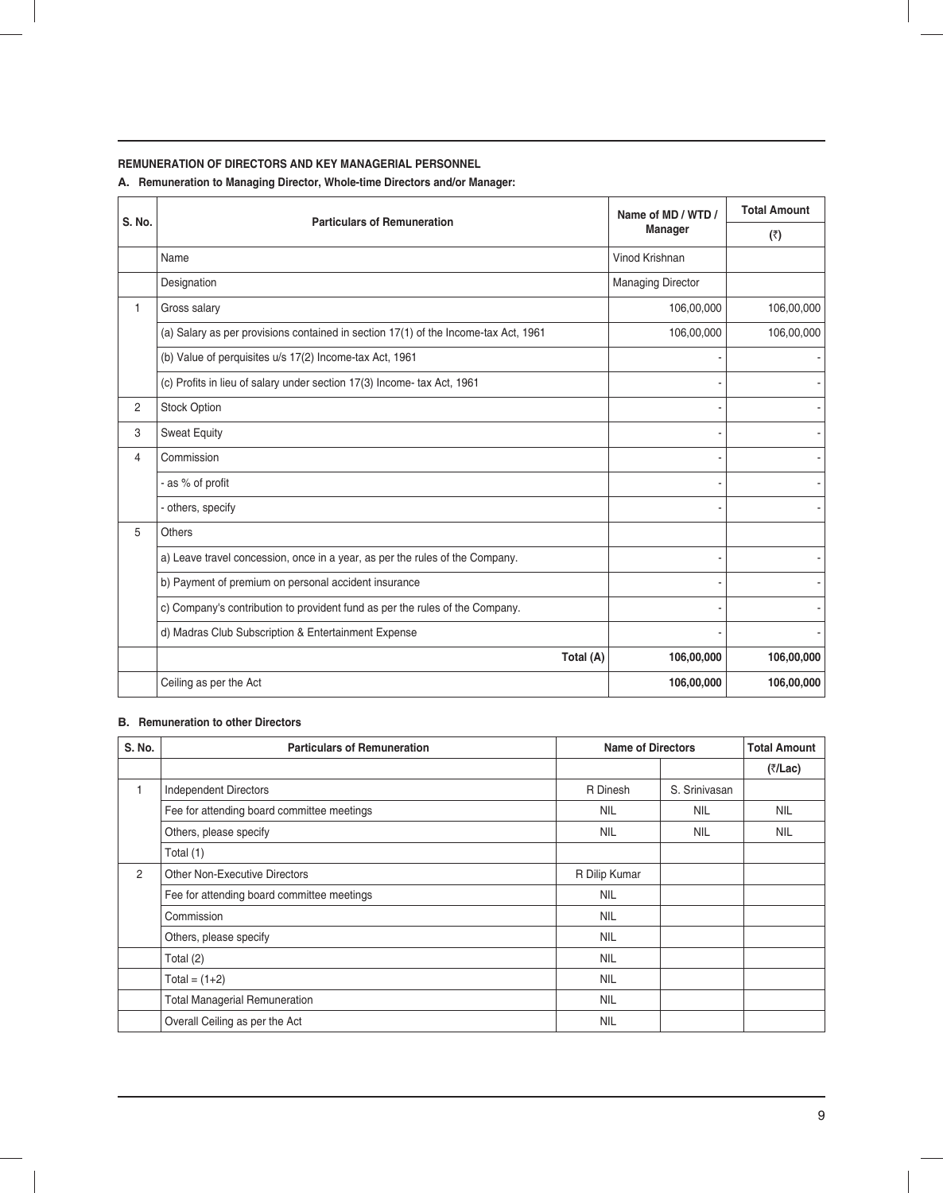**REMUNERATION OF DIRECTORS AND KEY MANAGERIAL PERSONNEL**

**A. Remuneration to Managing Director, Whole-time Directors and/or Manager:**

| S. No. | Particulars of Remuneration | Name of MD / WTD / Manager | Total Amount (₹) |
|---|---|---|---|
| | Name | Vinod Krishnan | |
| | Designation | Managing Director | |
| 1 | Gross salary | 106,00,000 | 106,00,000 |
| | (a) Salary as per provisions contained in section 17(1) of the Income-tax Act, 1961 | 106,00,000 | 106,00,000 |
| | (b) Value of perquisites u/s 17(2) Income-tax Act, 1961 | - | - |
| | (c) Profits in lieu of salary under section 17(3) Income- tax Act, 1961 | - | - |
| 2 | Stock Option | - | - |
| 3 | Sweat Equity | - | - |
| 4 | Commission | - | - |
| | - as % of profit | - | - |
| | - others, specify | - | - |
| 5 | Others | | |
| | a) Leave travel concession, once in a year, as per the rules of the Company. | - | - |
| | b) Payment of premium on personal accident insurance | - | - |
| | c) Company's contribution to provident fund as per the rules of the Company. | - | - |
| | d) Madras Club Subscription & Entertainment Expense | - | - |
| | **Total (A)** | **106,00,000** | **106,00,000** |
| | Ceiling as per the Act | **106,00,000** | **106,00,000** |

**B. Remuneration to other Directors**

| S. No. | Particulars of Remuneration | Name of Directors | | Total Amount |
|---|---|---|---|---|
| | | | | (₹/Lac) |
| 1 | Independent Directors | R Dinesh | S. Srinivasan | |
| | Fee for attending board committee meetings | NIL | NIL | NIL |
| | Others, please specify | NIL | NIL | NIL |
| | Total (1) | | | |
| 2 | Other Non-Executive Directors | R Dilip Kumar | | |
| | Fee for attending board committee meetings | NIL | | |
| | Commission | NIL | | |
| | Others, please specify | NIL | | |
| | Total (2) | NIL | | |
| | Total = (1+2) | NIL | | |
| | Total Managerial Remuneration | NIL | | |
| | Overall Ceiling as per the Act | NIL | | |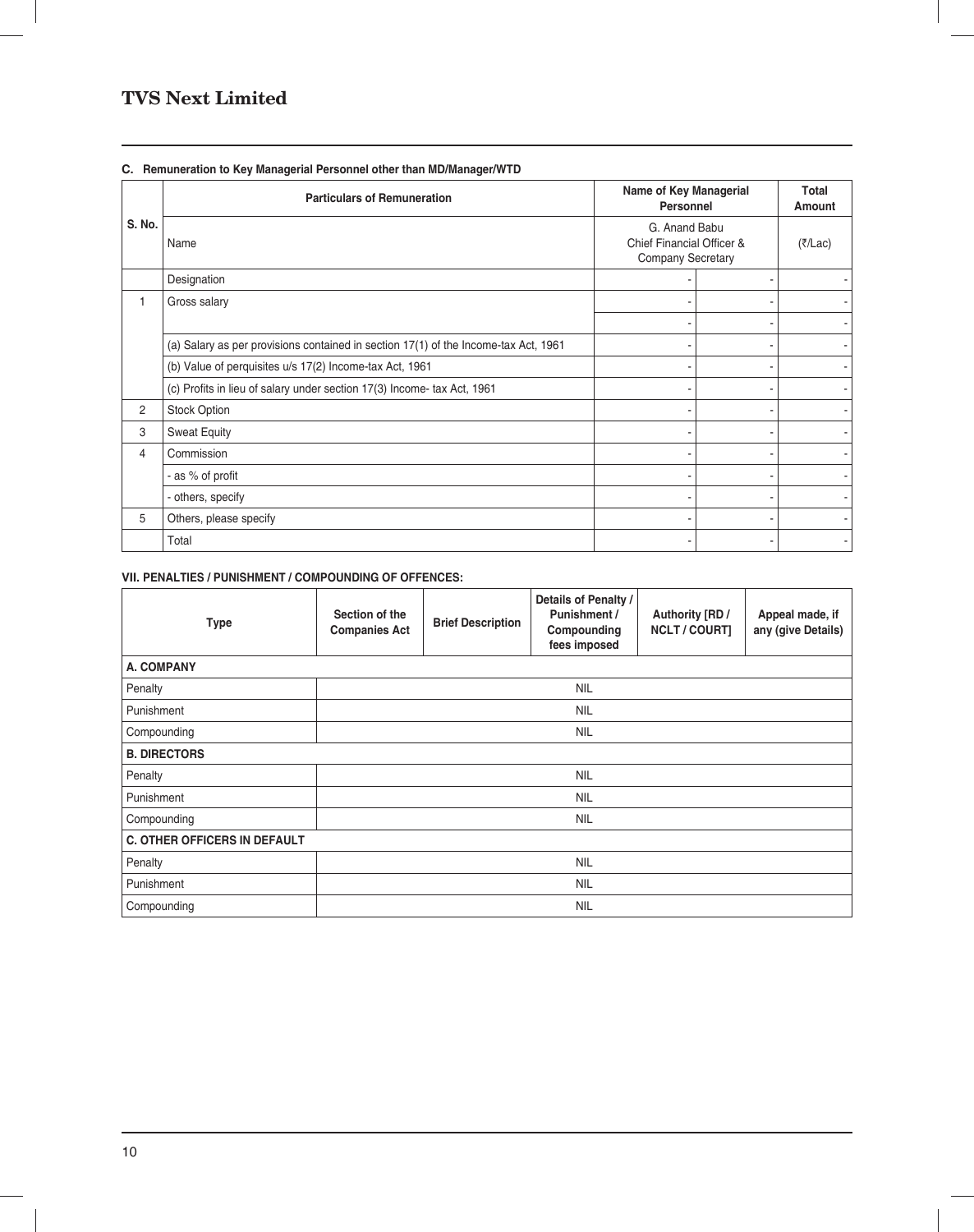### C. Remuneration to Key Managerial Personnel other than MD/Manager/WTD

| S. No. | Particulars of Remuneration | Name of Key Managerial Personnel | | Total Amount |
|---|---|---|---|---|
| | Name | G. Anand Babu Chief Financial Officer & Company Secretary | | (₹/Lac) |
| | Designation | - | - | - |
| 1 | Gross salary | - | - | - |
| | | - | - | - |
| | (a) Salary as per provisions contained in section 17(1) of the Income-tax Act, 1961 | - | - | - |
| | (b) Value of perquisites u/s 17(2) Income-tax Act, 1961 | - | - | - |
| | (c) Profits in lieu of salary under section 17(3) Income- tax Act, 1961 | - | - | - |
| 2 | Stock Option | - | - | - |
| 3 | Sweat Equity | - | - | - |
| 4 | Commission | - | - | - |
| | - as % of profit | - | - | - |
| | - others, specify | - | - | - |
| 5 | Others, please specify | - | - | - |
| | Total | - | - | - |

### VII. PENALTIES / PUNISHMENT / COMPOUNDING OF OFFENCES:

| Type | Section of the Companies Act | Brief Description | Details of Penalty / Punishment / Compounding fees imposed | Authority [RD / NCLT / COURT] | Appeal made, if any (give Details) |
|---|---|---|---|---|---|
| **A. COMPANY** | | | | | |
| Penalty | | | NIL | | |
| Punishment | | | NIL | | |
| Compounding | | | NIL | | |
| **B. DIRECTORS** | | | | | |
| Penalty | | | NIL | | |
| Punishment | | | NIL | | |
| Compounding | | | NIL | | |
| **C. OTHER OFFICERS IN DEFAULT** | | | | | |
| Penalty | | | NIL | | |
| Punishment | | | NIL | | |
| Compounding | | | NIL | | |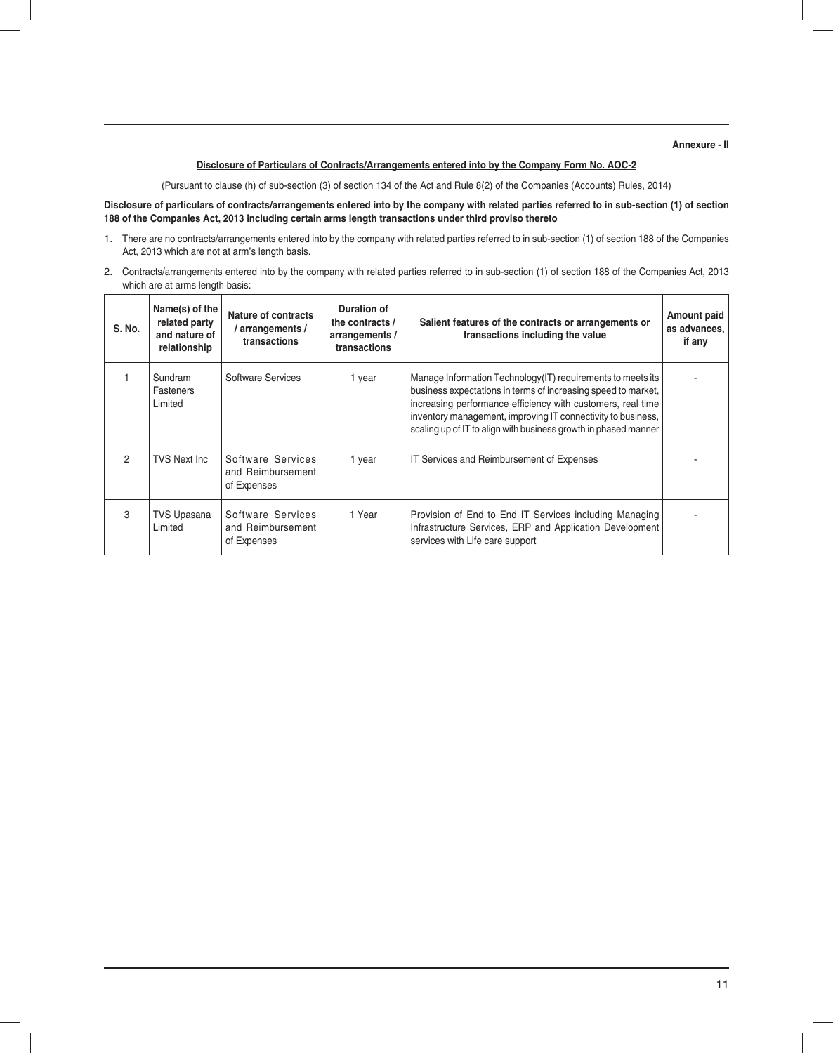**Annexure - II**

## Disclosure of Particulars of Contracts/Arrangements entered into by the Company Form No. AOC-2

(Pursuant to clause (h) of sub-section (3) of section 134 of the Act and Rule 8(2) of the Companies (Accounts) Rules, 2014)

**Disclosure of particulars of contracts/arrangements entered into by the company with related parties referred to in sub-section (1) of section 188 of the Companies Act, 2013 including certain arms length transactions under third proviso thereto**

1. There are no contracts/arrangements entered into by the company with related parties referred to in sub-section (1) of section 188 of the Companies Act, 2013 which are not at arm's length basis.

2. Contracts/arrangements entered into by the company with related parties referred to in sub-section (1) of section 188 of the Companies Act, 2013 which are at arms length basis:

| S. No. | Name(s) of the related party and nature of relationship | Nature of contracts / arrangements / transactions | Duration of the contracts / arrangements / transactions | Salient features of the contracts or arrangements or transactions including the value | Amount paid as advances, if any |
|---|---|---|---|---|---|
| 1 | Sundram Fasteners Limited | Software Services | 1 year | Manage Information Technology(IT) requirements to meets its business expectations in terms of increasing speed to market, increasing performance efficiency with customers, real time inventory management, improving IT connectivity to business, scaling up of IT to align with business growth in phased manner | - |
| 2 | TVS Next Inc | Software Services and Reimbursement of Expenses | 1 year | IT Services and Reimbursement of Expenses | - |
| 3 | TVS Upasana Limited | Software Services and Reimbursement of Expenses | 1 Year | Provision of End to End IT Services including Managing Infrastructure Services, ERP and Application Development services with Life care support | - |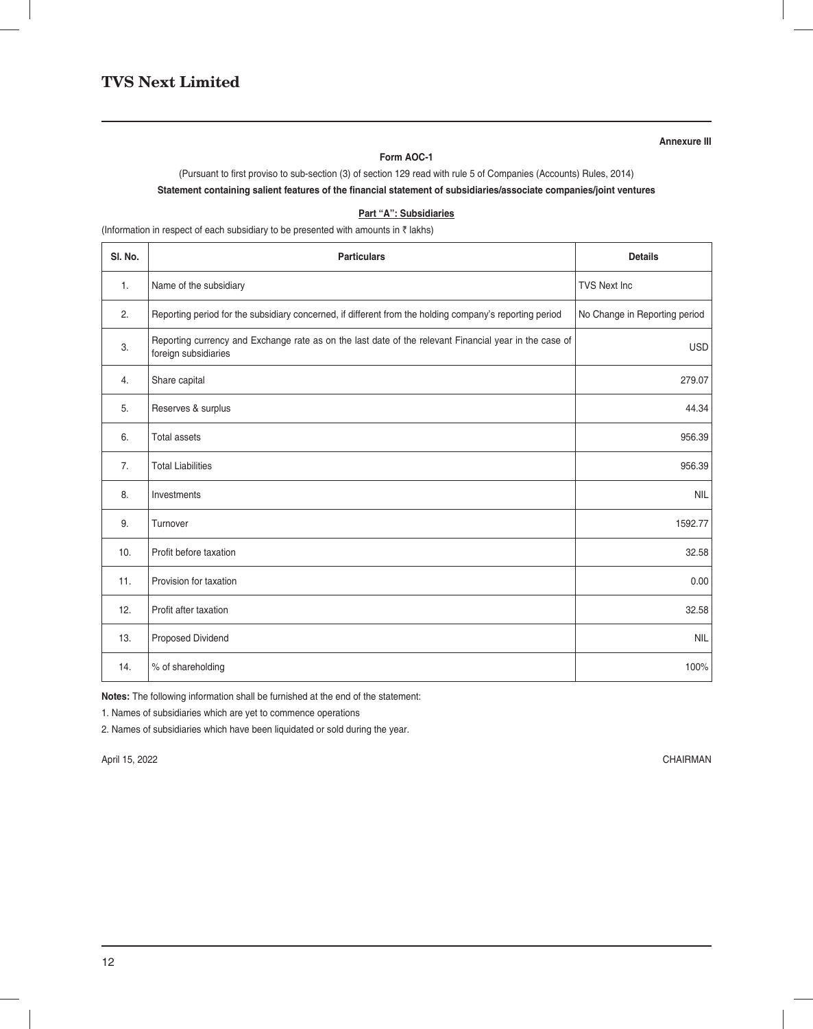Annexure III

**Form AOC-1**

(Pursuant to first proviso to sub-section (3) of section 129 read with rule 5 of Companies (Accounts) Rules, 2014)

**Statement containing salient features of the financial statement of subsidiaries/associate companies/joint ventures**

**Part "A": Subsidiaries**

(Information in respect of each subsidiary to be presented with amounts in ₹ lakhs)

| Sl. No. | Particulars | Details |
|---|---|---|
| 1. | Name of the subsidiary | TVS Next Inc |
| 2. | Reporting period for the subsidiary concerned, if different from the holding company's reporting period | No Change in Reporting period |
| 3. | Reporting currency and Exchange rate as on the last date of the relevant Financial year in the case of foreign subsidiaries | USD |
| 4. | Share capital | 279.07 |
| 5. | Reserves & surplus | 44.34 |
| 6. | Total assets | 956.39 |
| 7. | Total Liabilities | 956.39 |
| 8. | Investments | NIL |
| 9. | Turnover | 1592.77 |
| 10. | Profit before taxation | 32.58 |
| 11. | Provision for taxation | 0.00 |
| 12. | Profit after taxation | 32.58 |
| 13. | Proposed Dividend | NIL |
| 14. | % of shareholding | 100% |

**Notes:** The following information shall be furnished at the end of the statement:

1. Names of subsidiaries which are yet to commence operations
2. Names of subsidiaries which have been liquidated or sold during the year.

April 15, 2022

CHAIRMAN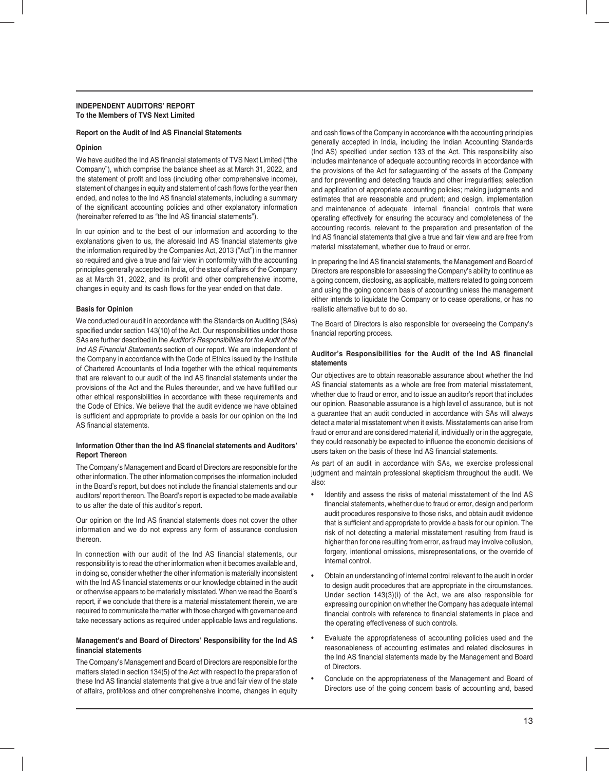# INDEPENDENT AUDITORS' REPORT
## To the Members of TVS Next Limited

### Report on the Audit of Ind AS Financial Statements

#### Opinion

We have audited the Ind AS financial statements of TVS Next Limited ("the Company"), which comprise the balance sheet as at March 31, 2022, and the statement of profit and loss (including other comprehensive income), statement of changes in equity and statement of cash flows for the year then ended, and notes to the Ind AS financial statements, including a summary of the significant accounting policies and other explanatory information (hereinafter referred to as "the Ind AS financial statements").

In our opinion and to the best of our information and according to the explanations given to us, the aforesaid Ind AS financial statements give the information required by the Companies Act, 2013 ("Act") in the manner so required and give a true and fair view in conformity with the accounting principles generally accepted in India, of the state of affairs of the Company as at March 31, 2022, and its profit and other comprehensive income, changes in equity and its cash flows for the year ended on that date.

#### Basis for Opinion

We conducted our audit in accordance with the Standards on Auditing (SAs) specified under section 143(10) of the Act. Our responsibilities under those SAs are further described in the *Auditor's Responsibilities for the Audit of the Ind AS Financial Statements* section of our report. We are independent of the Company in accordance with the Code of Ethics issued by the Institute of Chartered Accountants of India together with the ethical requirements that are relevant to our audit of the Ind AS financial statements under the provisions of the Act and the Rules thereunder, and we have fulfilled our other ethical responsibilities in accordance with these requirements and the Code of Ethics. We believe that the audit evidence we have obtained is sufficient and appropriate to provide a basis for our opinion on the Ind AS financial statements.

#### Information Other than the Ind AS financial statements and Auditors' Report Thereon

The Company's Management and Board of Directors are responsible for the other information. The other information comprises the information included in the Board's report, but does not include the financial statements and our auditors' report thereon. The Board's report is expected to be made available to us after the date of this auditor's report.

Our opinion on the Ind AS financial statements does not cover the other information and we do not express any form of assurance conclusion thereon.

In connection with our audit of the Ind AS financial statements, our responsibility is to read the other information when it becomes available and, in doing so, consider whether the other information is materially inconsistent with the Ind AS financial statements or our knowledge obtained in the audit or otherwise appears to be materially misstated. When we read the Board's report, if we conclude that there is a material misstatement therein, we are required to communicate the matter with those charged with governance and take necessary actions as required under applicable laws and regulations.

#### Management's and Board of Directors' Responsibility for the Ind AS financial statements

The Company's Management and Board of Directors are responsible for the matters stated in section 134(5) of the Act with respect to the preparation of these Ind AS financial statements that give a true and fair view of the state of affairs, profit/loss and other comprehensive income, changes in equity and cash flows of the Company in accordance with the accounting principles generally accepted in India, including the Indian Accounting Standards (Ind AS) specified under section 133 of the Act. This responsibility also includes maintenance of adequate accounting records in accordance with the provisions of the Act for safeguarding of the assets of the Company and for preventing and detecting frauds and other irregularities; selection and application of appropriate accounting policies; making judgments and estimates that are reasonable and prudent; and design, implementation and maintenance of adequate internal financial controls that were operating effectively for ensuring the accuracy and completeness of the accounting records, relevant to the preparation and presentation of the Ind AS financial statements that give a true and fair view and are free from material misstatement, whether due to fraud or error.

In preparing the Ind AS financial statements, the Management and Board of Directors are responsible for assessing the Company's ability to continue as a going concern, disclosing, as applicable, matters related to going concern and using the going concern basis of accounting unless the management either intends to liquidate the Company or to cease operations, or has no realistic alternative but to do so.

The Board of Directors is also responsible for overseeing the Company's financial reporting process.

#### Auditor's Responsibilities for the Audit of the Ind AS financial statements

Our objectives are to obtain reasonable assurance about whether the Ind AS financial statements as a whole are free from material misstatement, whether due to fraud or error, and to issue an auditor's report that includes our opinion. Reasonable assurance is a high level of assurance, but is not a guarantee that an audit conducted in accordance with SAs will always detect a material misstatement when it exists. Misstatements can arise from fraud or error and are considered material if, individually or in the aggregate, they could reasonably be expected to influence the economic decisions of users taken on the basis of these Ind AS financial statements.

As part of an audit in accordance with SAs, we exercise professional judgment and maintain professional skepticism throughout the audit. We also:

- Identify and assess the risks of material misstatement of the Ind AS financial statements, whether due to fraud or error, design and perform audit procedures responsive to those risks, and obtain audit evidence that is sufficient and appropriate to provide a basis for our opinion. The risk of not detecting a material misstatement resulting from fraud is higher than for one resulting from error, as fraud may involve collusion, forgery, intentional omissions, misrepresentations, or the override of internal control.
- Obtain an understanding of internal control relevant to the audit in order to design audit procedures that are appropriate in the circumstances. Under section 143(3)(i) of the Act, we are also responsible for expressing our opinion on whether the Company has adequate internal financial controls with reference to financial statements in place and the operating effectiveness of such controls.
- Evaluate the appropriateness of accounting policies used and the reasonableness of accounting estimates and related disclosures in the Ind AS financial statements made by the Management and Board of Directors.
- Conclude on the appropriateness of the Management and Board of Directors use of the going concern basis of accounting and, based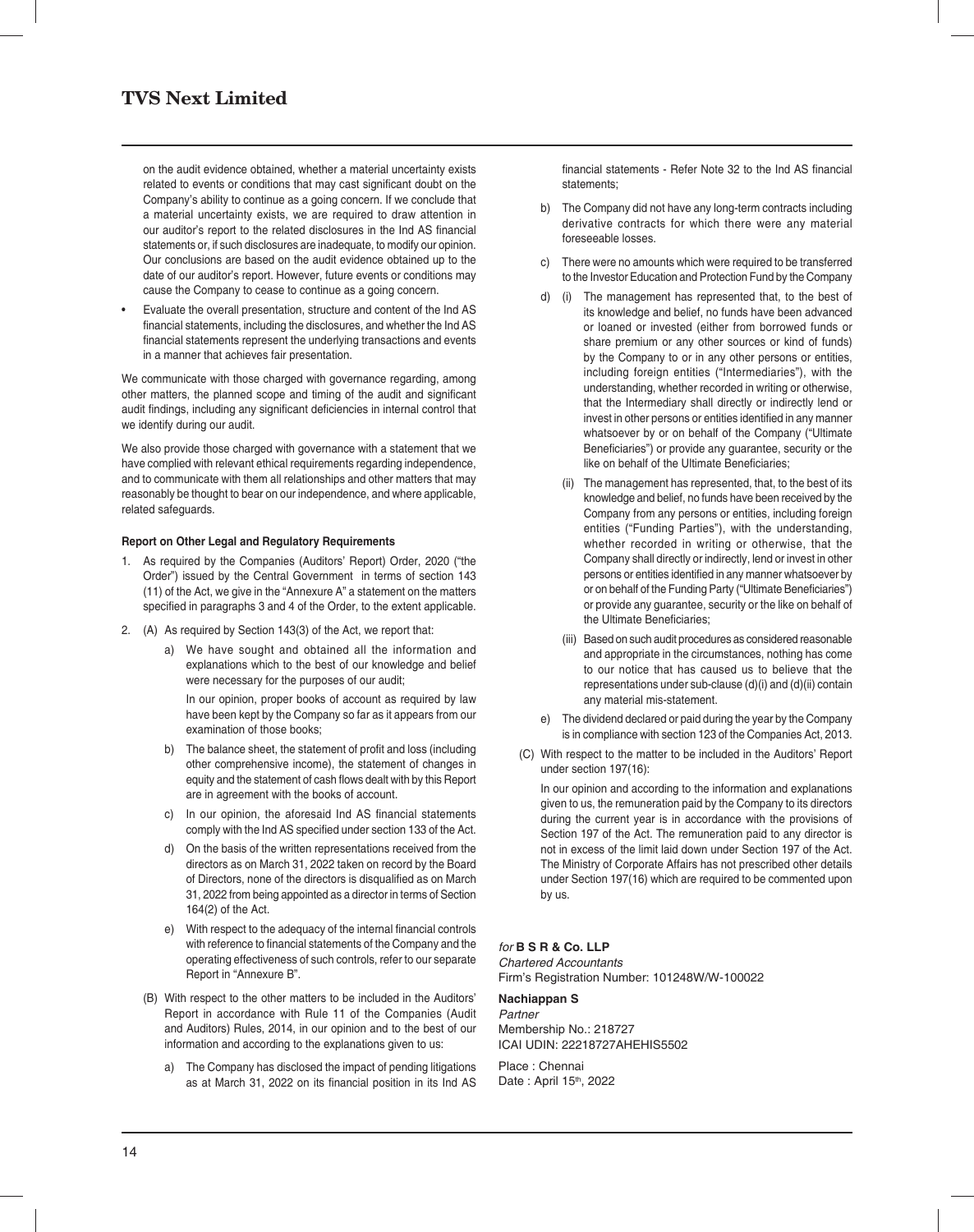on the audit evidence obtained, whether a material uncertainty exists related to events or conditions that may cast significant doubt on the Company's ability to continue as a going concern. If we conclude that a material uncertainty exists, we are required to draw attention in our auditor's report to the related disclosures in the Ind AS financial statements or, if such disclosures are inadequate, to modify our opinion. Our conclusions are based on the audit evidence obtained up to the date of our auditor's report. However, future events or conditions may cause the Company to cease to continue as a going concern.

- Evaluate the overall presentation, structure and content of the Ind AS financial statements, including the disclosures, and whether the Ind AS financial statements represent the underlying transactions and events in a manner that achieves fair presentation.

We communicate with those charged with governance regarding, among other matters, the planned scope and timing of the audit and significant audit findings, including any significant deficiencies in internal control that we identify during our audit.

We also provide those charged with governance with a statement that we have complied with relevant ethical requirements regarding independence, and to communicate with them all relationships and other matters that may reasonably be thought to bear on our independence, and where applicable, related safeguards.

**Report on Other Legal and Regulatory Requirements**

1. As required by the Companies (Auditors' Report) Order, 2020 ("the Order") issued by the Central Government in terms of section 143 (11) of the Act, we give in the "Annexure A" a statement on the matters specified in paragraphs 3 and 4 of the Order, to the extent applicable.

2. (A) As required by Section 143(3) of the Act, we report that:

   a) We have sought and obtained all the information and explanations which to the best of our knowledge and belief were necessary for the purposes of our audit;

      In our opinion, proper books of account as required by law have been kept by the Company so far as it appears from our examination of those books;

   b) The balance sheet, the statement of profit and loss (including other comprehensive income), the statement of changes in equity and the statement of cash flows dealt with by this Report are in agreement with the books of account.

   c) In our opinion, the aforesaid Ind AS financial statements comply with the Ind AS specified under section 133 of the Act.

   d) On the basis of the written representations received from the directors as on March 31, 2022 taken on record by the Board of Directors, none of the directors is disqualified as on March 31, 2022 from being appointed as a director in terms of Section 164(2) of the Act.

   e) With respect to the adequacy of the internal financial controls with reference to financial statements of the Company and the operating effectiveness of such controls, refer to our separate Report in "Annexure B".

   (B) With respect to the other matters to be included in the Auditors' Report in accordance with Rule 11 of the Companies (Audit and Auditors) Rules, 2014, in our opinion and to the best of our information and according to the explanations given to us:

   a) The Company has disclosed the impact of pending litigations as at March 31, 2022 on its financial position in its Ind AS financial statements - Refer Note 32 to the Ind AS financial statements;

   b) The Company did not have any long-term contracts including derivative contracts for which there were any material foreseeable losses.

   c) There were no amounts which were required to be transferred to the Investor Education and Protection Fund by the Company

   d) (i) The management has represented that, to the best of its knowledge and belief, no funds have been advanced or loaned or invested (either from borrowed funds or share premium or any other sources or kind of funds) by the Company to or in any other persons or entities, including foreign entities ("Intermediaries"), with the understanding, whether recorded in writing or otherwise, that the Intermediary shall directly or indirectly lend or invest in other persons or entities identified in any manner whatsoever by or on behalf of the Company ("Ultimate Beneficiaries") or provide any guarantee, security or the like on behalf of the Ultimate Beneficiaries;

      (ii) The management has represented, that, to the best of its knowledge and belief, no funds have been received by the Company from any persons or entities, including foreign entities ("Funding Parties"), with the understanding, whether recorded in writing or otherwise, that the Company shall directly or indirectly, lend or invest in other persons or entities identified in any manner whatsoever by or on behalf of the Funding Party ("Ultimate Beneficiaries") or provide any guarantee, security or the like on behalf of the Ultimate Beneficiaries;

      (iii) Based on such audit procedures as considered reasonable and appropriate in the circumstances, nothing has come to our notice that has caused us to believe that the representations under sub-clause (d)(i) and (d)(ii) contain any material mis-statement.

   e) The dividend declared or paid during the year by the Company is in compliance with section 123 of the Companies Act, 2013.

   (C) With respect to the matter to be included in the Auditors' Report under section 197(16):

   In our opinion and according to the information and explanations given to us, the remuneration paid by the Company to its directors during the current year is in accordance with the provisions of Section 197 of the Act. The remuneration paid to any director is not in excess of the limit laid down under Section 197 of the Act. The Ministry of Corporate Affairs has not prescribed other details under Section 197(16) which are required to be commented upon by us.

*for* **B S R & Co. LLP**
*Chartered Accountants*
Firm's Registration Number: 101248W/W-100022

**Nachiappan S**
*Partner*
Membership No.: 218727
ICAI UDIN: 22218727AHEHIS5502

Place : Chennai
Date : April 15th, 2022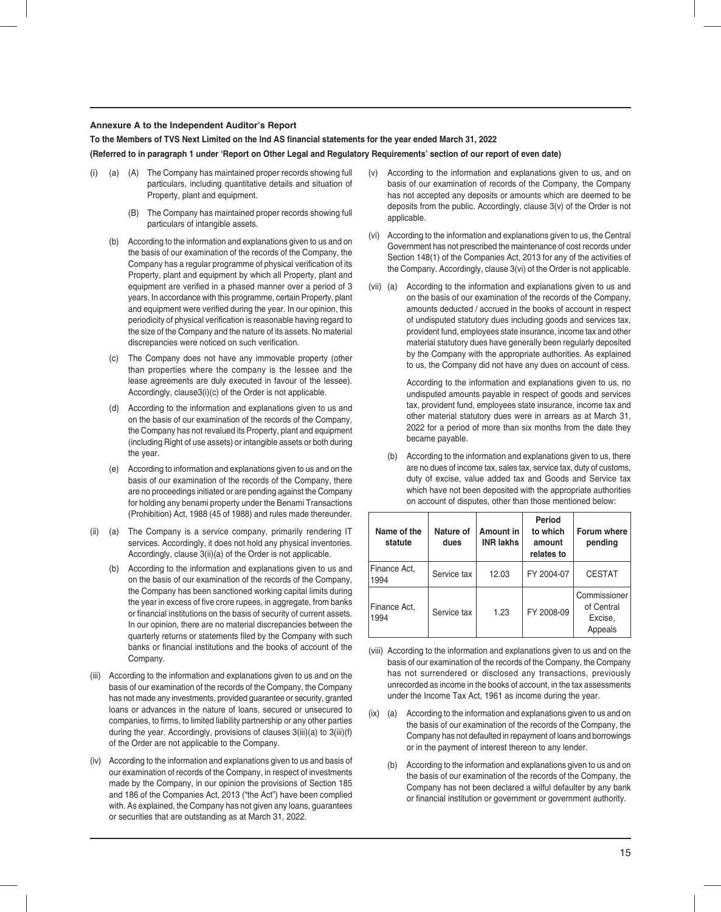### Annexure A to the Independent Auditor's Report

**To the Members of TVS Next Limited on the Ind AS financial statements for the year ended March 31, 2022**

**(Referred to in paragraph 1 under 'Report on Other Legal and Regulatory Requirements' section of our report of even date)**

(i) (a) (A) The Company has maintained proper records showing full particulars, including quantitative details and situation of Property, plant and equipment.

(B) The Company has maintained proper records showing full particulars of intangible assets.

(b) According to the information and explanations given to us and on the basis of our examination of the records of the Company, the Company has a regular programme of physical verification of its Property, plant and equipment by which all Property, plant and equipment are verified in a phased manner over a period of 3 years. In accordance with this programme, certain Property, plant and equipment were verified during the year. In our opinion, this periodicity of physical verification is reasonable having regard to the size of the Company and the nature of its assets. No material discrepancies were noticed on such verification.

(c) The Company does not have any immovable property (other than properties where the company is the lessee and the lease agreements are duly executed in favour of the lessee). Accordingly, clause3(i)(c) of the Order is not applicable.

(d) According to the information and explanations given to us and on the basis of our examination of the records of the Company, the Company has not revalued its Property, plant and equipment (including Right of use assets) or intangible assets or both during the year.

(e) According to information and explanations given to us and on the basis of our examination of the records of the Company, there are no proceedings initiated or are pending against the Company for holding any benami property under the Benami Transactions (Prohibition) Act, 1988 (45 of 1988) and rules made thereunder.

(ii) (a) The Company is a service company, primarily rendering IT services. Accordingly, it does not hold any physical inventories. Accordingly, clause 3(ii)(a) of the Order is not applicable.

(b) According to the information and explanations given to us and on the basis of our examination of the records of the Company, the Company has been sanctioned working capital limits during the year in excess of five crore rupees, in aggregate, from banks or financial institutions on the basis of security of current assets. In our opinion, there are no material discrepancies between the quarterly returns or statements filed by the Company with such banks or financial institutions and the books of account of the Company.

(iii) According to the information and explanations given to us and on the basis of our examination of the records of the Company, the Company has not made any investments, provided guarantee or security, granted loans or advances in the nature of loans, secured or unsecured to companies, to firms, to limited liability partnership or any other parties during the year. Accordingly, provisions of clauses 3(iii)(a) to 3(iii)(f) of the Order are not applicable to the Company.

(iv) According to the information and explanations given to us and basis of our examination of records of the Company, in respect of investments made by the Company, in our opinion the provisions of Section 185 and 186 of the Companies Act, 2013 ("the Act") have been complied with. As explained, the Company has not given any loans, guarantees or securities that are outstanding as at March 31, 2022.

(v) According to the information and explanations given to us, and on basis of our examination of records of the Company, the Company has not accepted any deposits or amounts which are deemed to be deposits from the public. Accordingly, clause 3(v) of the Order is not applicable.

(vi) According to the information and explanations given to us, the Central Government has not prescribed the maintenance of cost records under Section 148(1) of the Companies Act, 2013 for any of the activities of the Company. Accordingly, clause 3(vi) of the Order is not applicable.

(vii) (a) According to the information and explanations given to us and on the basis of our examination of the records of the Company, amounts deducted / accrued in the books of account in respect of undisputed statutory dues including goods and services tax, provident fund, employees state insurance, income tax and other material statutory dues have generally been regularly deposited by the Company with the appropriate authorities. As explained to us, the Company did not have any dues on account of cess.

According to the information and explanations given to us, no undisputed amounts payable in respect of goods and services tax, provident fund, employees state insurance, income tax and other material statutory dues were in arrears as at March 31, 2022 for a period of more than six months from the date they became payable.

(b) According to the information and explanations given to us, there are no dues of income tax, sales tax, service tax, duty of customs, duty of excise, value added tax and Goods and Service tax which have not been deposited with the appropriate authorities on account of disputes, other than those mentioned below:

| Name of the statute | Nature of dues | Amount in INR lakhs | Period to which amount relates to | Forum where pending |
|---|---|---|---|---|
| Finance Act, 1994 | Service tax | 12.03 | FY 2004-07 | CESTAT |
| Finance Act, 1994 | Service tax | 1.23 | FY 2008-09 | Commissioner of Central Excise, Appeals |

(viii) According to the information and explanations given to us and on the basis of our examination of the records of the Company, the Company has not surrendered or disclosed any transactions, previously unrecorded as income in the books of account, in the tax assessments under the Income Tax Act, 1961 as income during the year.

(ix) (a) According to the information and explanations given to us and on the basis of our examination of the records of the Company, the Company has not defaulted in repayment of loans and borrowings or in the payment of interest thereon to any lender.

(b) According to the information and explanations given to us and on the basis of our examination of the records of the Company, the Company has not been declared a wilful defaulter by any bank or financial institution or government or government authority.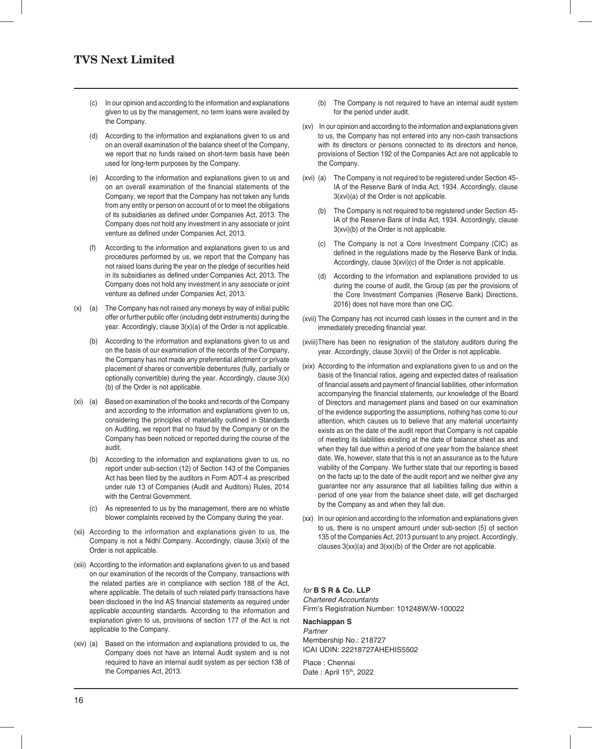(c) In our opinion and according to the information and explanations given to us by the management, no term loans were availed by the Company.

(d) According to the information and explanations given to us and on an overall examination of the balance sheet of the Company, we report that no funds raised on short-term basis have been used for long-term purposes by the Company.

(e) According to the information and explanations given to us and on an overall examination of the financial statements of the Company, we report that the Company has not taken any funds from any entity or person on account of or to meet the obligations of its subsidiaries as defined under Companies Act, 2013. The Company does not hold any investment in any associate or joint venture as defined under Companies Act, 2013.

(f) According to the information and explanations given to us and procedures performed by us, we report that the Company has not raised loans during the year on the pledge of securities held in its subsidiaries as defined under Companies Act, 2013. The Company does not hold any investment in any associate or joint venture as defined under Companies Act, 2013.

(x) (a) The Company has not raised any moneys by way of initial public offer or further public offer (including debt instruments) during the year. Accordingly, clause 3(x)(a) of the Order is not applicable.

(b) According to the information and explanations given to us and on the basis of our examination of the records of the Company, the Company has not made any preferential allotment or private placement of shares or convertible debentures (fully, partially or optionally convertible) during the year. Accordingly, clause 3(x)(b) of the Order is not applicable.

(xi) (a) Based on examination of the books and records of the Company and according to the information and explanations given to us, considering the principles of materiality outlined in Standards on Auditing, we report that no fraud by the Company or on the Company has been noticed or reported during the course of the audit.

(b) According to the information and explanations given to us, no report under sub-section (12) of Section 143 of the Companies Act has been filed by the auditors in Form ADT-4 as prescribed under rule 13 of Companies (Audit and Auditors) Rules, 2014 with the Central Government.

(c) As represented to us by the management, there are no whistle blower complaints received by the Company during the year.

(xii) According to the information and explanations given to us, the Company is not a Nidhi Company. Accordingly, clause 3(xii) of the Order is not applicable.

(xiii) According to the information and explanations given to us and based on our examination of the records of the Company, transactions with the related parties are in compliance with section 188 of the Act, where applicable. The details of such related party transactions have been disclosed in the Ind AS financial statements as required under applicable accounting standards. According to the information and explanation given to us, provisions of section 177 of the Act is not applicable to the Company.

(xiv) (a) Based on the information and explanations provided to us, the Company does not have an Internal Audit system and is not required to have an internal audit system as per section 138 of the Companies Act, 2013.

(b) The Company is not required to have an internal audit system for the period under audit.

(xv) In our opinion and according to the information and explanations given to us, the Company has not entered into any non-cash transactions with its directors or persons connected to its directors and hence, provisions of Section 192 of the Companies Act are not applicable to the Company.

(xvi) (a) The Company is not required to be registered under Section 45-IA of the Reserve Bank of India Act, 1934. Accordingly, clause 3(xvi)(a) of the Order is not applicable.

(b) The Company is not required to be registered under Section 45-IA of the Reserve Bank of India Act, 1934. Accordingly, clause 3(xvi)(b) of the Order is not applicable.

(c) The Company is not a Core Investment Company (CIC) as defined in the regulations made by the Reserve Bank of India. Accordingly, clause 3(xvi)(c) of the Order is not applicable.

(d) According to the information and explanations provided to us during the course of audit, the Group (as per the provisions of the Core Investment Companies (Reserve Bank) Directions, 2016) does not have more than one CIC.

(xvii) The Company has not incurred cash losses in the current and in the immediately preceding financial year.

(xviii) There has been no resignation of the statutory auditors during the year. Accordingly, clause 3(xviii) of the Order is not applicable.

(xix) According to the information and explanations given to us and on the basis of the financial ratios, ageing and expected dates of realisation of financial assets and payment of financial liabilities, other information accompanying the financial statements, our knowledge of the Board of Directors and management plans and based on our examination of the evidence supporting the assumptions, nothing has come to our attention, which causes us to believe that any material uncertainty exists as on the date of the audit report that Company is not capable of meeting its liabilities existing at the date of balance sheet as and when they fall due within a period of one year from the balance sheet date. We, however, state that this is not an assurance as to the future viability of the Company. We further state that our reporting is based on the facts up to the date of the audit report and we neither give any guarantee nor any assurance that all liabilities falling due within a period of one year from the balance sheet date, will get discharged by the Company as and when they fall due.

(xx) In our opinion and according to the information and explanations given to us, there is no unspent amount under sub-section (5) of section 135 of the Companies Act, 2013 pursuant to any project. Accordingly, clauses 3(xx)(a) and 3(xx)(b) of the Order are not applicable.

*for* **B S R & Co. LLP**
*Chartered Accountants*
Firm's Registration Number: 101248W/W-100022

**Nachiappan S**
*Partner*
Membership No.: 218727
ICAI UDIN: 22218727AHEHIS5502

Place : Chennai
Date : April 15th, 2022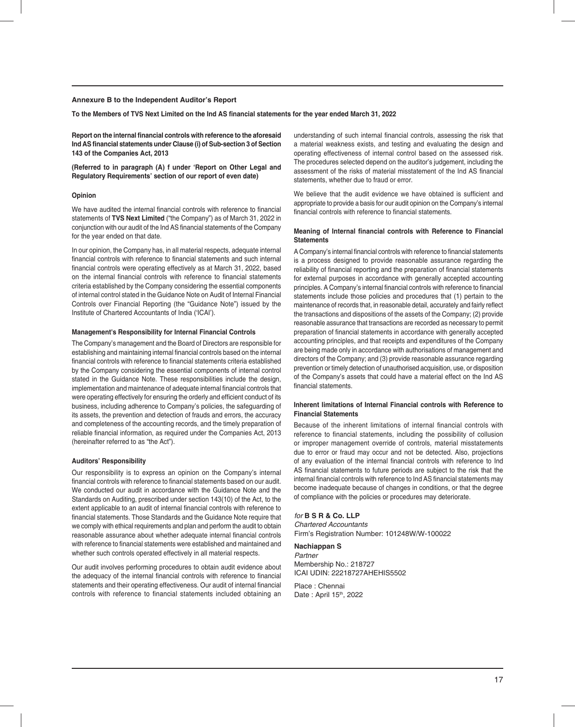## Annexure B to the Independent Auditor's Report

**To the Members of TVS Next Limited on the Ind AS financial statements for the year ended March 31, 2022**

**Report on the internal financial controls with reference to the aforesaid Ind AS financial statements under Clause (i) of Sub-section 3 of Section 143 of the Companies Act, 2013**

**(Referred to in paragraph (A) f under 'Report on Other Legal and Regulatory Requirements' section of our report of even date)**

### Opinion

We have audited the internal financial controls with reference to financial statements of **TVS Next Limited** ("the Company") as of March 31, 2022 in conjunction with our audit of the Ind AS financial statements of the Company for the year ended on that date.

In our opinion, the Company has, in all material respects, adequate internal financial controls with reference to financial statements and such internal financial controls were operating effectively as at March 31, 2022, based on the internal financial controls with reference to financial statements criteria established by the Company considering the essential components of internal control stated in the Guidance Note on Audit of Internal Financial Controls over Financial Reporting (the "Guidance Note") issued by the Institute of Chartered Accountants of India ('ICAI').

### Management's Responsibility for Internal Financial Controls

The Company's management and the Board of Directors are responsible for establishing and maintaining internal financial controls based on the internal financial controls with reference to financial statements criteria established by the Company considering the essential components of internal control stated in the Guidance Note. These responsibilities include the design, implementation and maintenance of adequate internal financial controls that were operating effectively for ensuring the orderly and efficient conduct of its business, including adherence to Company's policies, the safeguarding of its assets, the prevention and detection of frauds and errors, the accuracy and completeness of the accounting records, and the timely preparation of reliable financial information, as required under the Companies Act, 2013 (hereinafter referred to as "the Act").

### Auditors' Responsibility

Our responsibility is to express an opinion on the Company's internal financial controls with reference to financial statements based on our audit. We conducted our audit in accordance with the Guidance Note and the Standards on Auditing, prescribed under section 143(10) of the Act, to the extent applicable to an audit of internal financial controls with reference to financial statements. Those Standards and the Guidance Note require that we comply with ethical requirements and plan and perform the audit to obtain reasonable assurance about whether adequate internal financial controls with reference to financial statements were established and maintained and whether such controls operated effectively in all material respects.

Our audit involves performing procedures to obtain audit evidence about the adequacy of the internal financial controls with reference to financial statements and their operating effectiveness. Our audit of internal financial controls with reference to financial statements included obtaining an understanding of such internal financial controls, assessing the risk that a material weakness exists, and testing and evaluating the design and operating effectiveness of internal control based on the assessed risk. The procedures selected depend on the auditor's judgement, including the assessment of the risks of material misstatement of the Ind AS financial statements, whether due to fraud or error.

We believe that the audit evidence we have obtained is sufficient and appropriate to provide a basis for our audit opinion on the Company's internal financial controls with reference to financial statements.

### Meaning of Internal financial controls with Reference to Financial Statements

A Company's internal financial controls with reference to financial statements is a process designed to provide reasonable assurance regarding the reliability of financial reporting and the preparation of financial statements for external purposes in accordance with generally accepted accounting principles. A Company's internal financial controls with reference to financial statements include those policies and procedures that (1) pertain to the maintenance of records that, in reasonable detail, accurately and fairly reflect the transactions and dispositions of the assets of the Company; (2) provide reasonable assurance that transactions are recorded as necessary to permit preparation of financial statements in accordance with generally accepted accounting principles, and that receipts and expenditures of the Company are being made only in accordance with authorisations of management and directors of the Company; and (3) provide reasonable assurance regarding prevention or timely detection of unauthorised acquisition, use, or disposition of the Company's assets that could have a material effect on the Ind AS financial statements.

### Inherent limitations of Internal Financial controls with Reference to Financial Statements

Because of the inherent limitations of internal financial controls with reference to financial statements, including the possibility of collusion or improper management override of controls, material misstatements due to error or fraud may occur and not be detected. Also, projections of any evaluation of the internal financial controls with reference to Ind AS financial statements to future periods are subject to the risk that the internal financial controls with reference to Ind AS financial statements may become inadequate because of changes in conditions, or that the degree of compliance with the policies or procedures may deteriorate.

*for* **B S R & Co. LLP**
*Chartered Accountants*
Firm's Registration Number: 101248W/W-100022

**Nachiappan S**
*Partner*
Membership No.: 218727
ICAI UDIN: 22218727AHEHIS5502

Place : Chennai
Date : April 15th, 2022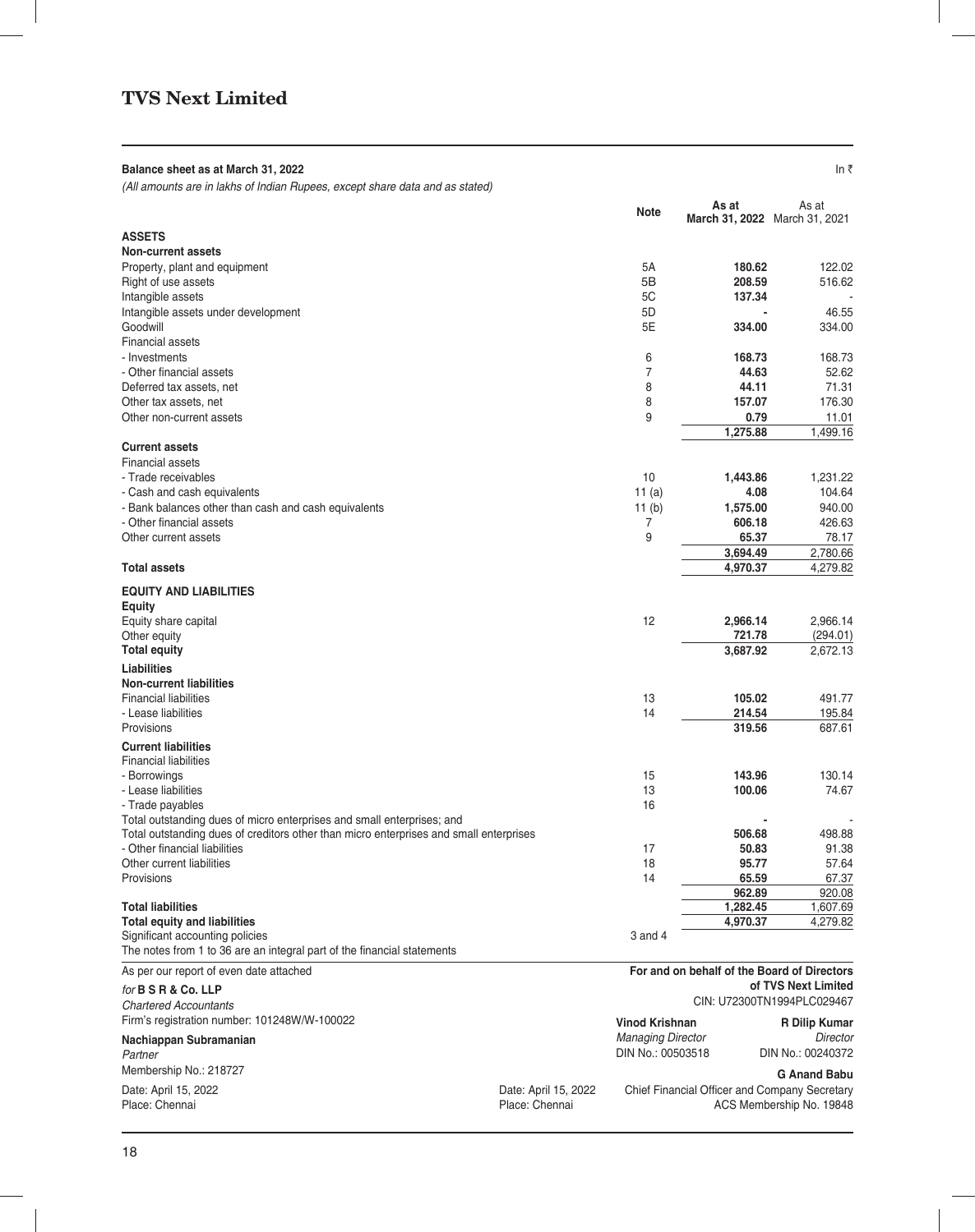# TVS Next Limited

**Balance sheet as at March 31, 2022**

*(All amounts are in lakhs of Indian Rupees, except share data and as stated)*

In ₹

| | Note | As at March 31, 2022 | As at March 31, 2021 |
|---|---|---|---|
| **ASSETS** | | | |
| **Non-current assets** | | | |
| Property, plant and equipment | 5A | **180.62** | 122.02 |
| Right of use assets | 5B | **208.59** | 516.62 |
| Intangible assets | 5C | **137.34** | - |
| Intangible assets under development | 5D | **-** | 46.55 |
| Goodwill | 5E | **334.00** | 334.00 |
| Financial assets | | | |
| - Investments | 6 | **168.73** | 168.73 |
| - Other financial assets | 7 | **44.63** | 52.62 |
| Deferred tax assets, net | 8 | **44.11** | 71.31 |
| Other tax assets, net | 8 | **157.07** | 176.30 |
| Other non-current assets | 9 | **0.79** | 11.01 |
| | | **1,275.88** | 1,499.16 |
| **Current assets** | | | |
| Financial assets | | | |
| - Trade receivables | 10 | **1,443.86** | 1,231.22 |
| - Cash and cash equivalents | 11 (a) | **4.08** | 104.64 |
| - Bank balances other than cash and cash equivalents | 11 (b) | **1,575.00** | 940.00 |
| - Other financial assets | 7 | **606.18** | 426.63 |
| Other current assets | 9 | **65.37** | 78.17 |
| | | **3,694.49** | 2,780.66 |
| **Total assets** | | **4,970.37** | 4,279.82 |
| **EQUITY AND LIABILITIES** | | | |
| **Equity** | | | |
| Equity share capital | 12 | **2,966.14** | 2,966.14 |
| Other equity | | **721.78** | (294.01) |
| **Total equity** | | **3,687.92** | 2,672.13 |
| **Liabilities** | | | |
| **Non-current liabilities** | | | |
| Financial liabilities | 13 | **105.02** | 491.77 |
| - Lease liabilities | 14 | **214.54** | 195.84 |
| Provisions | | **319.56** | 687.61 |
| **Current liabilities** | | | |
| Financial liabilities | | | |
| - Borrowings | 15 | **143.96** | 130.14 |
| - Lease liabilities | 13 | **100.06** | 74.67 |
| - Trade payables | 16 | | |
| Total outstanding dues of micro enterprises and small enterprises; and | | **-** | - |
| Total outstanding dues of creditors other than micro enterprises and small enterprises | | **506.68** | 498.88 |
| - Other financial liabilities | 17 | **50.83** | 91.38 |
| Other current liabilities | 18 | **95.77** | 57.64 |
| Provisions | 14 | **65.59** | 67.37 |
| | | **962.89** | 920.08 |
| **Total liabilities** | | **1,282.45** | 1,607.69 |
| **Total equity and liabilities** | | **4,970.37** | 4,279.82 |
| Significant accounting policies | 3 and 4 | | |

The notes from 1 to 36 are an integral part of the financial statements

As per our report of even date attached

*for* **B S R & Co. LLP**
*Chartered Accountants*
Firm's registration number: 101248W/W-100022

**Nachiappan Subramanian**
*Partner*
Membership No.: 218727

Date: April 15, 2022
Place: Chennai

**For and on behalf of the Board of Directors of TVS Next Limited**
CIN: U72300TN1994PLC029467

**Vinod Krishnan**
*Managing Director*
DIN No.: 00503518

**R Dilip Kumar**
*Director*
DIN No.: 00240372

**G Anand Babu**
Chief Financial Officer and Company Secretary
ACS Membership No. 19848

Date: April 15, 2022
Place: Chennai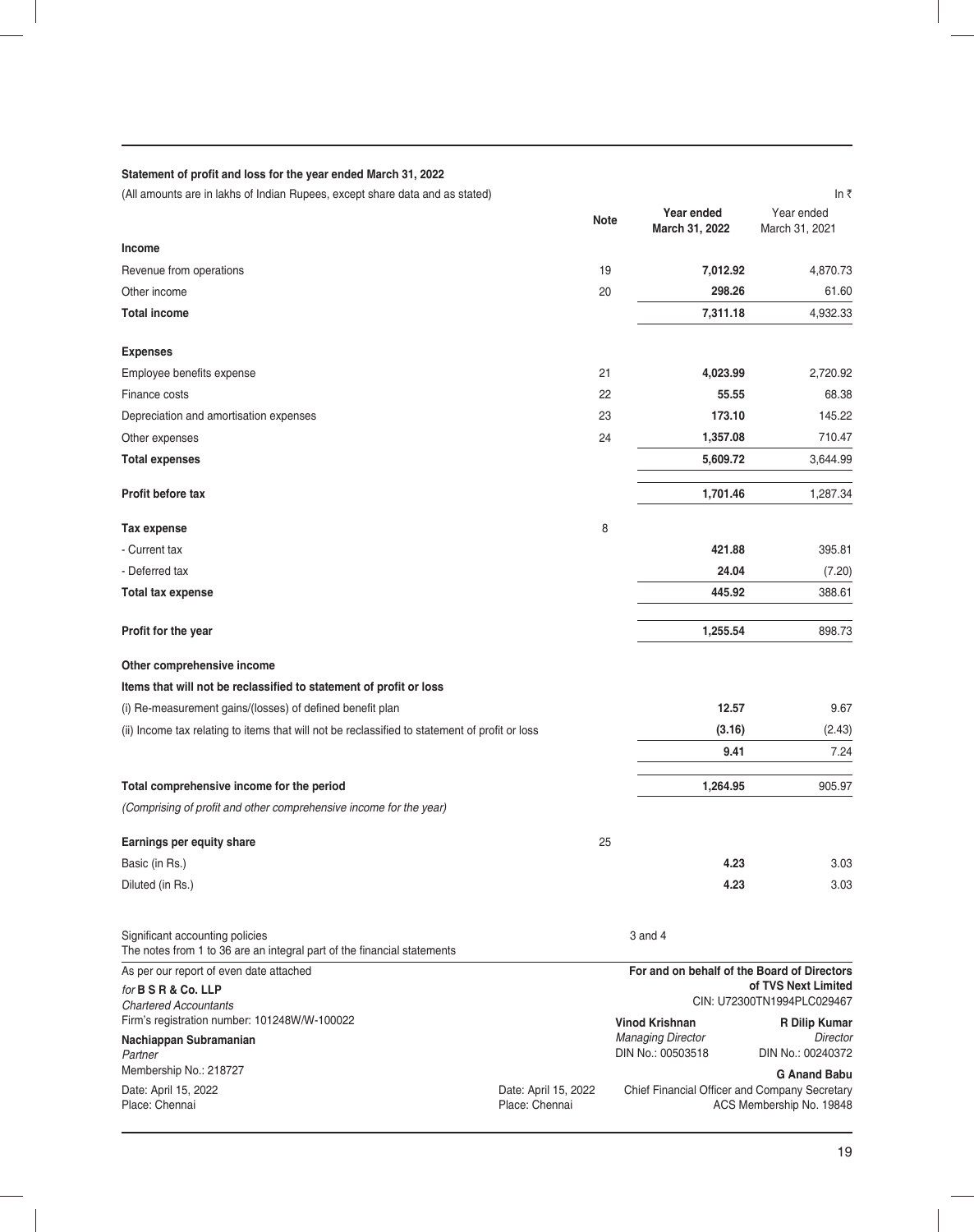### Statement of profit and loss for the year ended March 31, 2022

(All amounts are in lakhs of Indian Rupees, except share data and as stated)

In ₹

| | Note | Year ended March 31, 2022 | Year ended March 31, 2021 |
|---|---|---|---|
| **Income** | | | |
| Revenue from operations | 19 | **7,012.92** | 4,870.73 |
| Other income | 20 | **298.26** | 61.60 |
| **Total income** | | **7,311.18** | 4,932.33 |
| **Expenses** | | | |
| Employee benefits expense | 21 | **4,023.99** | 2,720.92 |
| Finance costs | 22 | **55.55** | 68.38 |
| Depreciation and amortisation expenses | 23 | **173.10** | 145.22 |
| Other expenses | 24 | **1,357.08** | 710.47 |
| **Total expenses** | | **5,609.72** | 3,644.99 |
| **Profit before tax** | | **1,701.46** | 1,287.34 |
| **Tax expense** | 8 | | |
| - Current tax | | **421.88** | 395.81 |
| - Deferred tax | | **24.04** | (7.20) |
| **Total tax expense** | | **445.92** | 388.61 |
| **Profit for the year** | | **1,255.54** | 898.73 |
| **Other comprehensive income** | | | |
| **Items that will not be reclassified to statement of profit or loss** | | | |
| (i) Re-measurement gains/(losses) of defined benefit plan | | **12.57** | 9.67 |
| (ii) Income tax relating to items that will not be reclassified to statement of profit or loss | | **(3.16)** | (2.43) |
| | | **9.41** | 7.24 |
| **Total comprehensive income for the period** | | **1,264.95** | 905.97 |
| *(Comprising of profit and other comprehensive income for the year)* | | | |
| **Earnings per equity share** | 25 | | |
| Basic (in Rs.) | | **4.23** | 3.03 |
| Diluted (in Rs.) | | **4.23** | 3.03 |

Significant accounting policies — 3 and 4

The notes from 1 to 36 are an integral part of the financial statements

As per our report of even date attached

*for* **B S R & Co. LLP**
*Chartered Accountants*
Firm's registration number: 101248W/W-100022

**Nachiappan Subramanian**
*Partner*
Membership No.: 218727

Date: April 15, 2022
Place: Chennai

**For and on behalf of the Board of Directors of TVS Next Limited**
CIN: U72300TN1994PLC029467

**Vinod Krishnan**
*Managing Director*
DIN No.: 00503518

**R Dilip Kumar**
*Director*
DIN No.: 00240372

**G Anand Babu**
Chief Financial Officer and Company Secretary
ACS Membership No. 19848

Date: April 15, 2022
Place: Chennai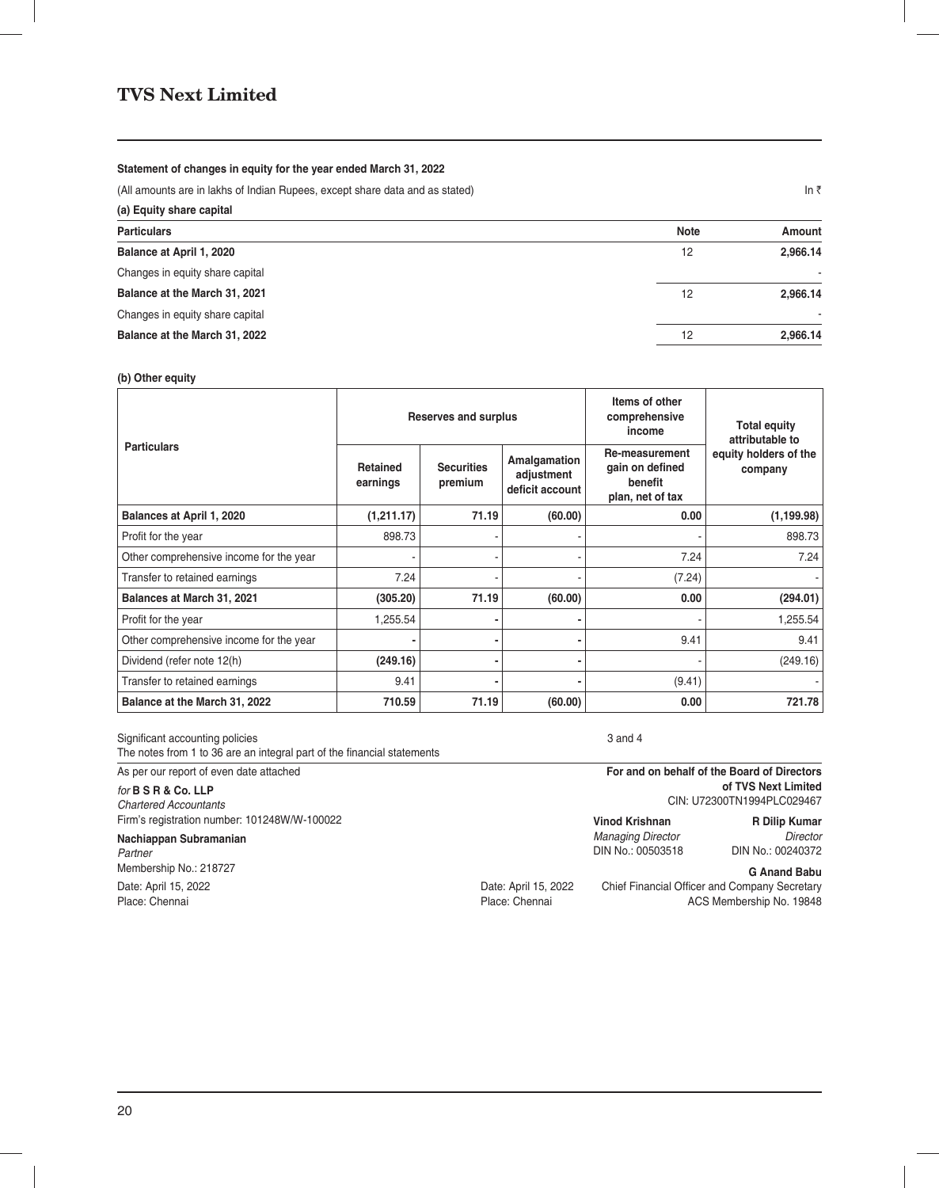## TVS Next Limited

**Statement of changes in equity for the year ended March 31, 2022**

(All amounts are in lakhs of Indian Rupees, except share data and as stated) In ₹

**(a) Equity share capital**

| Particulars | Note | Amount |
|---|---|---|
| **Balance at April 1, 2020** | 12 | **2,966.14** |
| Changes in equity share capital | | - |
| **Balance at the March 31, 2021** | 12 | **2,966.14** |
| Changes in equity share capital | | - |
| **Balance at the March 31, 2022** | 12 | **2,966.14** |

**(b) Other equity**

| Particulars | Reserves and surplus | | | Items of other comprehensive income | Total equity attributable to equity holders of the company |
|---|---|---|---|---|---|
| | Retained earnings | Securities premium | Amalgamation adjustment deficit account | Re-measurement gain on defined benefit plan, net of tax | |
| **Balances at April 1, 2020** | **(1,211.17)** | **71.19** | **(60.00)** | **0.00** | **(1,199.98)** |
| Profit for the year | 898.73 | - | - | - | 898.73 |
| Other comprehensive income for the year | - | - | - | 7.24 | 7.24 |
| Transfer to retained earnings | 7.24 | - | - | (7.24) | - |
| **Balances at March 31, 2021** | **(305.20)** | **71.19** | **(60.00)** | **0.00** | **(294.01)** |
| Profit for the year | 1,255.54 | - | - | - | 1,255.54 |
| Other comprehensive income for the year | - | - | - | 9.41 | 9.41 |
| Dividend (refer note 12(h)) | **(249.16)** | - | - | - | (249.16) |
| Transfer to retained earnings | 9.41 | - | - | (9.41) | - |
| **Balance at the March 31, 2022** | **710.59** | **71.19** | **(60.00)** | **0.00** | **721.78** |

Significant accounting policies 3 and 4

The notes from 1 to 36 are an integral part of the financial statements

As per our report of even date attached

*for* **B S R & Co. LLP**
*Chartered Accountants*
Firm's registration number: 101248W/W-100022

**Nachiappan Subramanian**
*Partner*
Membership No.: 218727

Date: April 15, 2022
Place: Chennai

**For and on behalf of the Board of Directors of TVS Next Limited**
CIN: U72300TN1994PLC029467

**Vinod Krishnan**
*Managing Director*
DIN No.: 00503518

**R Dilip Kumar**
*Director*
DIN No.: 00240372

**G Anand Babu**
Chief Financial Officer and Company Secretary
ACS Membership No. 19848

Date: April 15, 2022
Place: Chennai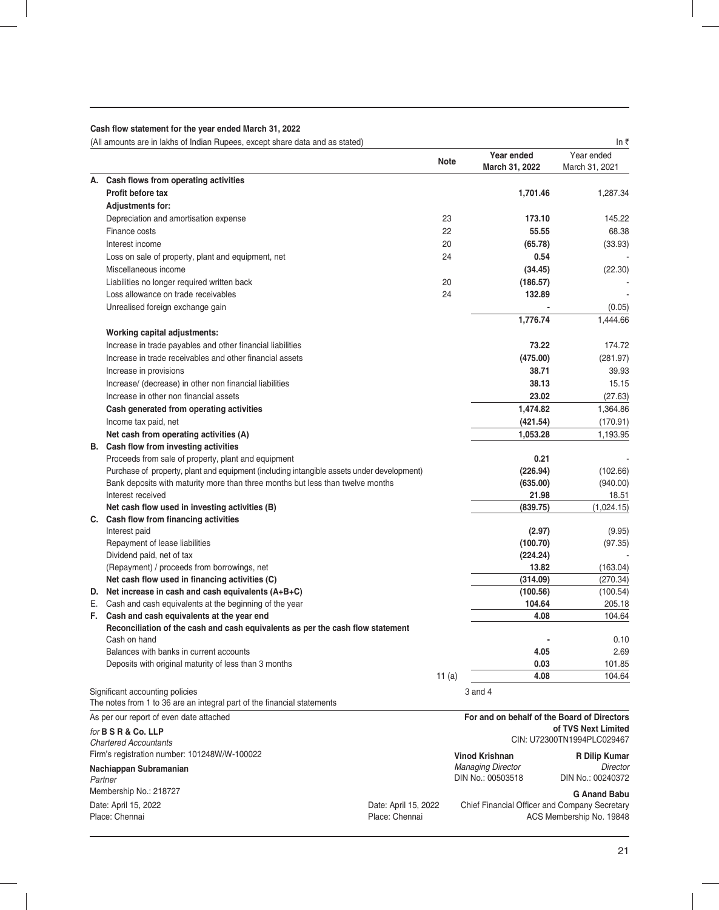## Cash flow statement for the year ended March 31, 2022

(All amounts are in lakhs of Indian Rupees, except share data and as stated) In ₹

| | | Note | Year ended March 31, 2022 | Year ended March 31, 2021 |
|---|---|---|---|---|
| **A.** | **Cash flows from operating activities** | | | |
| | **Profit before tax** | | **1,701.46** | 1,287.34 |
| | **Adjustments for:** | | | |
| | Depreciation and amortisation expense | 23 | **173.10** | 145.22 |
| | Finance costs | 22 | **55.55** | 68.38 |
| | Interest income | 20 | **(65.78)** | (33.93) |
| | Loss on sale of property, plant and equipment, net | 24 | **0.54** | - |
| | Miscellaneous income | | **(34.45)** | (22.30) |
| | Liabilities no longer required written back | 20 | **(186.57)** | - |
| | Loss allowance on trade receivables | 24 | **132.89** | - |
| | Unrealised foreign exchange gain | | **-** | (0.05) |
| | | | **1,776.74** | 1,444.66 |
| | **Working capital adjustments:** | | | |
| | Increase in trade payables and other financial liabilities | | **73.22** | 174.72 |
| | Increase in trade receivables and other financial assets | | **(475.00)** | (281.97) |
| | Increase in provisions | | **38.71** | 39.93 |
| | Increase/ (decrease) in other non financial liabilities | | **38.13** | 15.15 |
| | Increase in other non financial assets | | **23.02** | (27.63) |
| | **Cash generated from operating activities** | | **1,474.82** | 1,364.86 |
| | Income tax paid, net | | **(421.54)** | (170.91) |
| | **Net cash from operating activities (A)** | | **1,053.28** | 1,193.95 |
| **B.** | **Cash flow from investing activities** | | | |
| | Proceeds from sale of property, plant and equipment | | **0.21** | - |
| | Purchase of property, plant and equipment (including intangible assets under development) | | **(226.94)** | (102.66) |
| | Bank deposits with maturity more than three months but less than twelve months | | **(635.00)** | (940.00) |
| | Interest received | | **21.98** | 18.51 |
| | **Net cash flow used in investing activities (B)** | | **(839.75)** | (1,024.15) |
| **C.** | **Cash flow from financing activities** | | | |
| | Interest paid | | **(2.97)** | (9.95) |
| | Repayment of lease liabilities | | **(100.70)** | (97.35) |
| | Dividend paid, net of tax | | **(224.24)** | - |
| | (Repayment) / proceeds from borrowings, net | | **13.82** | (163.04) |
| | **Net cash flow used in financing activities (C)** | | **(314.09)** | (270.34) |
| **D.** | **Net increase in cash and cash equivalents (A+B+C)** | | **(100.56)** | (100.54) |
| E. | Cash and cash equivalents at the beginning of the year | | **104.64** | 205.18 |
| **F.** | **Cash and cash equivalents at the year end** | | **4.08** | 104.64 |
| | **Reconciliation of the cash and cash equivalents as per the cash flow statement** | | | |
| | Cash on hand | | **-** | 0.10 |
| | Balances with banks in current accounts | | **4.05** | 2.69 |
| | Deposits with original maturity of less than 3 months | | **0.03** | 101.85 |
| | | 11 (a) | **4.08** | 104.64 |

Significant accounting policies — 3 and 4

The notes from 1 to 36 are an integral part of the financial statements

As per our report of even date attached

*for* **B S R & Co. LLP**
*Chartered Accountants*
Firm's registration number: 101248W/W-100022

**Nachiappan Subramanian**
*Partner*
Membership No.: 218727

Date: April 15, 2022
Place: Chennai

**For and on behalf of the Board of Directors of TVS Next Limited**
CIN: U72300TN1994PLC029467

**Vinod Krishnan**
*Managing Director*
DIN No.: 00503518

**R Dilip Kumar**
*Director*
DIN No.: 00240372

**G Anand Babu**
Chief Financial Officer and Company Secretary
ACS Membership No. 19848

Date: April 15, 2022
Place: Chennai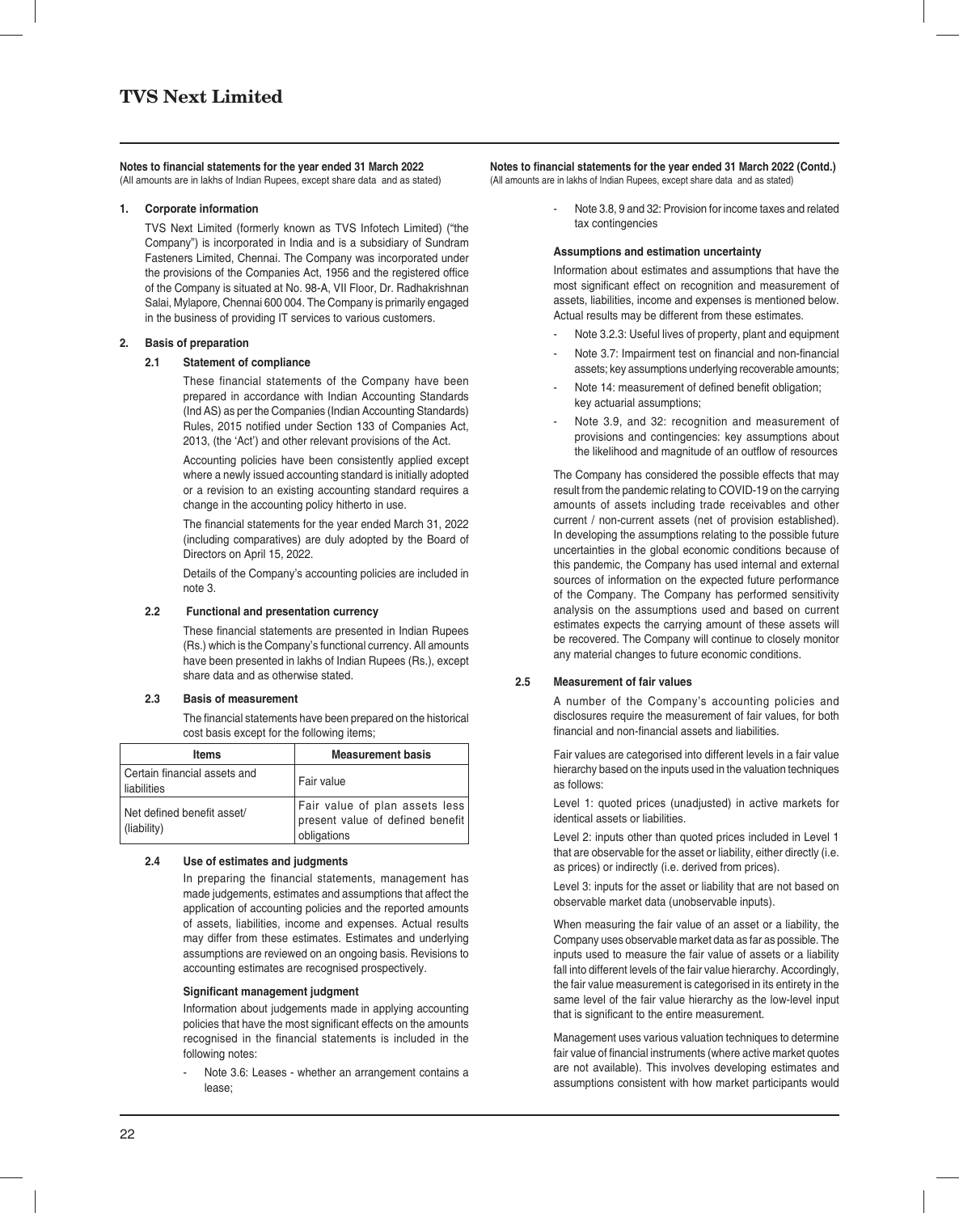**Notes to financial statements for the year ended 31 March 2022**
(All amounts are in lakhs of Indian Rupees, except share data and as stated)

### 1. Corporate information

TVS Next Limited (formerly known as TVS Infotech Limited) ("the Company") is incorporated in India and is a subsidiary of Sundram Fasteners Limited, Chennai. The Company was incorporated under the provisions of the Companies Act, 1956 and the registered office of the Company is situated at No. 98-A, VII Floor, Dr. Radhakrishnan Salai, Mylapore, Chennai 600 004. The Company is primarily engaged in the business of providing IT services to various customers.

### 2. Basis of preparation

#### 2.1 Statement of compliance

These financial statements of the Company have been prepared in accordance with Indian Accounting Standards (Ind AS) as per the Companies (Indian Accounting Standards) Rules, 2015 notified under Section 133 of Companies Act, 2013, (the 'Act') and other relevant provisions of the Act.

Accounting policies have been consistently applied except where a newly issued accounting standard is initially adopted or a revision to an existing accounting standard requires a change in the accounting policy hitherto in use.

The financial statements for the year ended March 31, 2022 (including comparatives) are duly adopted by the Board of Directors on April 15, 2022.

Details of the Company's accounting policies are included in note 3.

#### 2.2 Functional and presentation currency

These financial statements are presented in Indian Rupees (Rs.) which is the Company's functional currency. All amounts have been presented in lakhs of Indian Rupees (Rs.), except share data and as otherwise stated.

#### 2.3 Basis of measurement

The financial statements have been prepared on the historical cost basis except for the following items;

| Items | Measurement basis |
|---|---|
| Certain financial assets and liabilities | Fair value |
| Net defined benefit asset/ (liability) | Fair value of plan assets less present value of defined benefit obligations |

#### 2.4 Use of estimates and judgments

In preparing the financial statements, management has made judgements, estimates and assumptions that affect the application of accounting policies and the reported amounts of assets, liabilities, income and expenses. Actual results may differ from these estimates. Estimates and underlying assumptions are reviewed on an ongoing basis. Revisions to accounting estimates are recognised prospectively.

**Significant management judgment**

Information about judgements made in applying accounting policies that have the most significant effects on the amounts recognised in the financial statements is included in the following notes:

- Note 3.6: Leases - whether an arrangement contains a lease;
- Note 3.8, 9 and 32: Provision for income taxes and related tax contingencies

**Assumptions and estimation uncertainty**

Information about estimates and assumptions that have the most significant effect on recognition and measurement of assets, liabilities, income and expenses is mentioned below. Actual results may be different from these estimates.

- Note 3.2.3: Useful lives of property, plant and equipment
- Note 3.7: Impairment test on financial and non-financial assets; key assumptions underlying recoverable amounts;
- Note 14: measurement of defined benefit obligation; key actuarial assumptions;
- Note 3.9, and 32: recognition and measurement of provisions and contingencies: key assumptions about the likelihood and magnitude of an outflow of resources

The Company has considered the possible effects that may result from the pandemic relating to COVID-19 on the carrying amounts of assets including trade receivables and other current / non-current assets (net of provision established). In developing the assumptions relating to the possible future uncertainties in the global economic conditions because of this pandemic, the Company has used internal and external sources of information on the expected future performance of the Company. The Company has performed sensitivity analysis on the assumptions used and based on current estimates expects the carrying amount of these assets will be recovered. The Company will continue to closely monitor any material changes to future economic conditions.

#### 2.5 Measurement of fair values

A number of the Company's accounting policies and disclosures require the measurement of fair values, for both financial and non-financial assets and liabilities.

Fair values are categorised into different levels in a fair value hierarchy based on the inputs used in the valuation techniques as follows:

Level 1: quoted prices (unadjusted) in active markets for identical assets or liabilities.

Level 2: inputs other than quoted prices included in Level 1 that are observable for the asset or liability, either directly (i.e. as prices) or indirectly (i.e. derived from prices).

Level 3: inputs for the asset or liability that are not based on observable market data (unobservable inputs).

When measuring the fair value of an asset or a liability, the Company uses observable market data as far as possible. The inputs used to measure the fair value of assets or a liability fall into different levels of the fair value hierarchy. Accordingly, the fair value measurement is categorised in its entirety in the same level of the fair value hierarchy as the low-level input that is significant to the entire measurement.

Management uses various valuation techniques to determine fair value of financial instruments (where active market quotes are not available). This involves developing estimates and assumptions consistent with how market participants would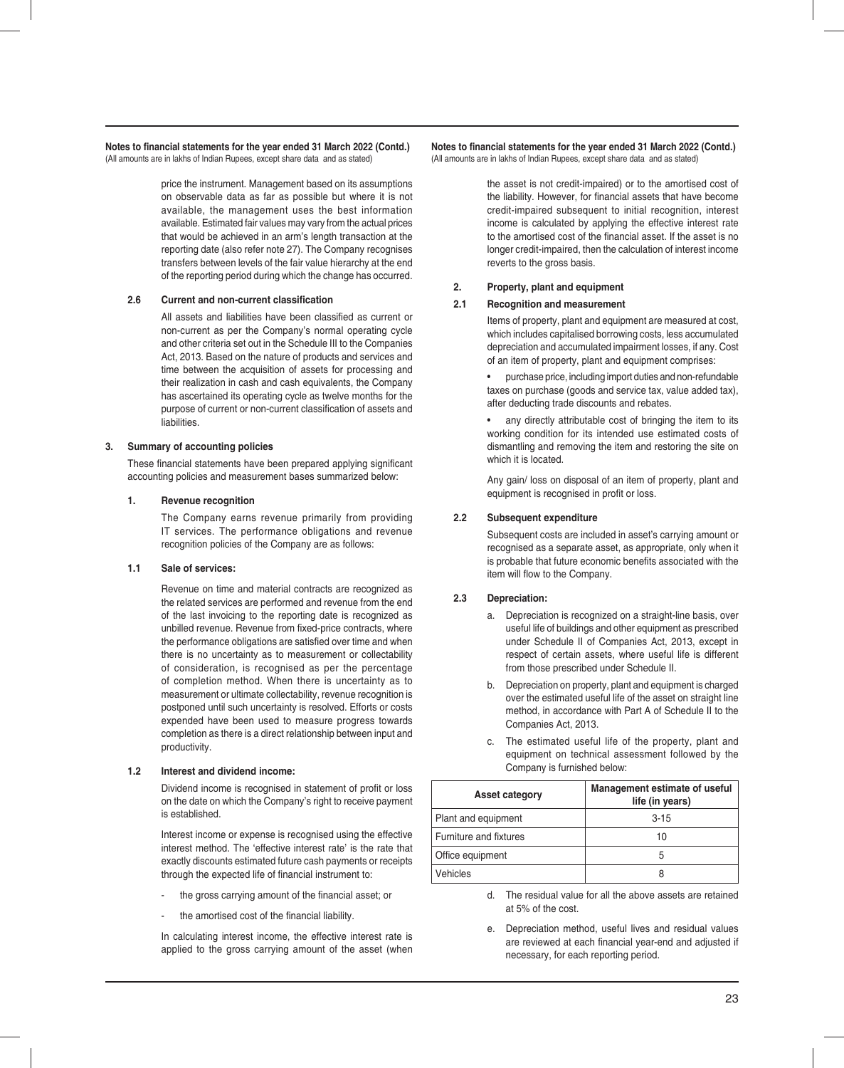price the instrument. Management based on its assumptions on observable data as far as possible but where it is not available, the management uses the best information available. Estimated fair values may vary from the actual prices that would be achieved in an arm's length transaction at the reporting date (also refer note 27). The Company recognises transfers between levels of the fair value hierarchy at the end of the reporting period during which the change has occurred.

**2.6 Current and non-current classification**

All assets and liabilities have been classified as current or non-current as per the Company's normal operating cycle and other criteria set out in the Schedule III to the Companies Act, 2013. Based on the nature of products and services and time between the acquisition of assets for processing and their realization in cash and cash equivalents, the Company has ascertained its operating cycle as twelve months for the purpose of current or non-current classification of assets and liabilities.

**3. Summary of accounting policies**

These financial statements have been prepared applying significant accounting policies and measurement bases summarized below:

**1. Revenue recognition**

The Company earns revenue primarily from providing IT services. The performance obligations and revenue recognition policies of the Company are as follows:

**1.1 Sale of services:**

Revenue on time and material contracts are recognized as the related services are performed and revenue from the end of the last invoicing to the reporting date is recognized as unbilled revenue. Revenue from fixed-price contracts, where the performance obligations are satisfied over time and when there is no uncertainty as to measurement or collectability of consideration, is recognised as per the percentage of completion method. When there is uncertainty as to measurement or ultimate collectability, revenue recognition is postponed until such uncertainty is resolved. Efforts or costs expended have been used to measure progress towards completion as there is a direct relationship between input and productivity.

**1.2 Interest and dividend income:**

Dividend income is recognised in statement of profit or loss on the date on which the Company's right to receive payment is established.

Interest income or expense is recognised using the effective interest method. The 'effective interest rate' is the rate that exactly discounts estimated future cash payments or receipts through the expected life of financial instrument to:

- the gross carrying amount of the financial asset; or
- the amortised cost of the financial liability.

In calculating interest income, the effective interest rate is applied to the gross carrying amount of the asset (when the asset is not credit-impaired) or to the amortised cost of the liability. However, for financial assets that have become credit-impaired subsequent to initial recognition, interest income is calculated by applying the effective interest rate to the amortised cost of the financial asset. If the asset is no longer credit-impaired, then the calculation of interest income reverts to the gross basis.

**2. Property, plant and equipment**

**2.1 Recognition and measurement**

Items of property, plant and equipment are measured at cost, which includes capitalised borrowing costs, less accumulated depreciation and accumulated impairment losses, if any. Cost of an item of property, plant and equipment comprises:

- purchase price, including import duties and non-refundable taxes on purchase (goods and service tax, value added tax), after deducting trade discounts and rebates.
- any directly attributable cost of bringing the item to its working condition for its intended use estimated costs of dismantling and removing the item and restoring the site on which it is located.

Any gain/ loss on disposal of an item of property, plant and equipment is recognised in profit or loss.

**2.2 Subsequent expenditure**

Subsequent costs are included in asset's carrying amount or recognised as a separate asset, as appropriate, only when it is probable that future economic benefits associated with the item will flow to the Company.

**2.3 Depreciation:**

a. Depreciation is recognized on a straight-line basis, over useful life of buildings and other equipment as prescribed under Schedule II of Companies Act, 2013, except in respect of certain assets, where useful life is different from those prescribed under Schedule II.

b. Depreciation on property, plant and equipment is charged over the estimated useful life of the asset on straight line method, in accordance with Part A of Schedule II to the Companies Act, 2013.

c. The estimated useful life of the property, plant and equipment on technical assessment followed by the Company is furnished below:

| Asset category | Management estimate of useful life (in years) |
|---|---|
| Plant and equipment | 3-15 |
| Furniture and fixtures | 10 |
| Office equipment | 5 |
| Vehicles | 8 |

d. The residual value for all the above assets are retained at 5% of the cost.

e. Depreciation method, useful lives and residual values are reviewed at each financial year-end and adjusted if necessary, for each reporting period.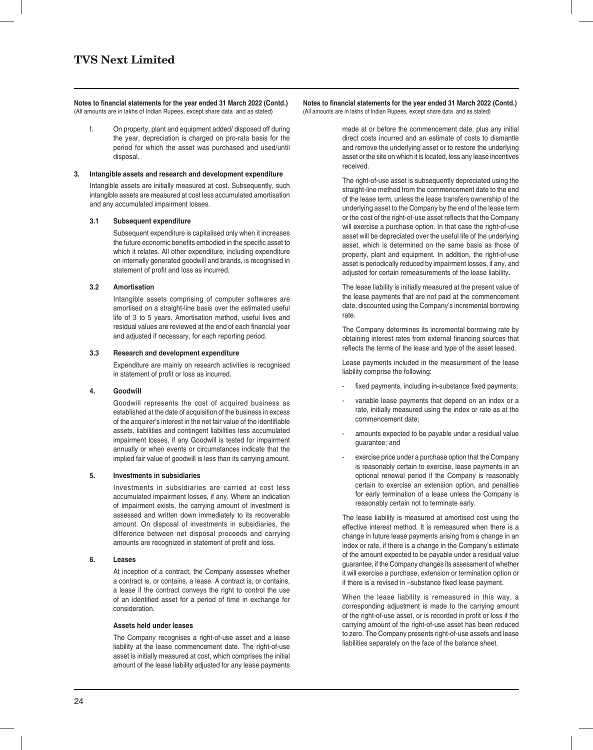**Notes to financial statements for the year ended 31 March 2022 (Contd.)**
(All amounts are in lakhs of Indian Rupees, except share data and as stated)

f. On property, plant and equipment added/ disposed off during the year, depreciation is charged on pro-rata basis for the period for which the asset was purchased and used/until disposal.

**3. Intangible assets and research and development expenditure**

Intangible assets are initially measured at cost. Subsequently, such intangible assets are measured at cost less accumulated amortisation and any accumulated impairment losses.

**3.1 Subsequent expenditure**

Subsequent expenditure is capitalised only when it increases the future economic benefits embodied in the specific asset to which it relates. All other expenditure, including expenditure on internally generated goodwill and brands, is recognised in statement of profit and loss as incurred.

**3.2 Amortisation**

Intangible assets comprising of computer softwares are amortised on a straight-line basis over the estimated useful life of 3 to 5 years. Amortisation method, useful lives and residual values are reviewed at the end of each financial year and adjusted if necessary, for each reporting period.

**3.3 Research and development expenditure**

Expenditure are mainly on research activities is recognised in statement of profit or loss as incurred.

**4. Goodwill**

Goodwill represents the cost of acquired business as established at the date of acquisition of the business in excess of the acquirer's interest in the net fair value of the identifiable assets, liabilities and contingent liabilities less accumulated impairment losses, if any Goodwill is tested for impairment annually or when events or circumstances indicate that the implied fair value of goodwill is less than its carrying amount.

**5. Investments in subsidiaries**

Investments in subsidiaries are carried at cost less accumulated impairment losses, if any. Where an indication of impairment exists, the carrying amount of investment is assessed and written down immediately to its recoverable amount. On disposal of investments in subsidiaries, the difference between net disposal proceeds and carrying amounts are recognized in statement of profit and loss.

**6. Leases**

At inception of a contract, the Company assesses whether a contract is, or contains, a lease. A contract is, or contains, a lease if the contract conveys the right to control the use of an identified asset for a period of time in exchange for consideration.

**Assets held under leases**

The Company recognises a right-of-use asset and a lease liability at the lease commencement date. The right-of-use asset is initially measured at cost, which comprises the initial amount of the lease liability adjusted for any lease payments made at or before the commencement date, plus any initial direct costs incurred and an estimate of costs to dismantle and remove the underlying asset or to restore the underlying asset or the site on which it is located, less any lease incentives received.

The right-of-use asset is subsequently depreciated using the straight-line method from the commencement date to the end of the lease term, unless the lease transfers ownership of the underlying asset to the Company by the end of the lease term or the cost of the right-of-use asset reflects that the Company will exercise a purchase option. In that case the right-of-use asset will be depreciated over the useful life of the underlying asset, which is determined on the same basis as those of property, plant and equipment. In addition, the right-of-use asset is periodically reduced by impairment losses, if any, and adjusted for certain remeasurements of the lease liability.

The lease liability is initially measured at the present value of the lease payments that are not paid at the commencement date, discounted using the Company's incremental borrowing rate.

The Company determines its incremental borrowing rate by obtaining interest rates from external financing sources that reflects the terms of the lease and type of the asset leased.

Lease payments included in the measurement of the lease liability comprise the following:

- fixed payments, including in-substance fixed payments;
- variable lease payments that depend on an index or a rate, initially measured using the index or rate as at the commencement date;
- amounts expected to be payable under a residual value guarantee; and
- exercise price under a purchase option that the Company is reasonably certain to exercise, lease payments in an optional renewal period if the Company is reasonably certain to exercise an extension option, and penalties for early termination of a lease unless the Company is reasonably certain not to terminate early.

The lease liability is measured at amortised cost using the effective interest method. It is remeasured when there is a change in future lease payments arising from a change in an index or rate, if there is a change in the Company's estimate of the amount expected to be payable under a residual value guarantee, if the Company changes its assessment of whether it will exercise a purchase, extension or termination option or if there is a revised in –substance fixed lease payment.

When the lease liability is remeasured in this way, a corresponding adjustment is made to the carrying amount of the right-of-use asset, or is recorded in profit or loss if the carrying amount of the right-of-use asset has been reduced to zero. The Company presents right-of-use assets and lease liabilities separately on the face of the balance sheet.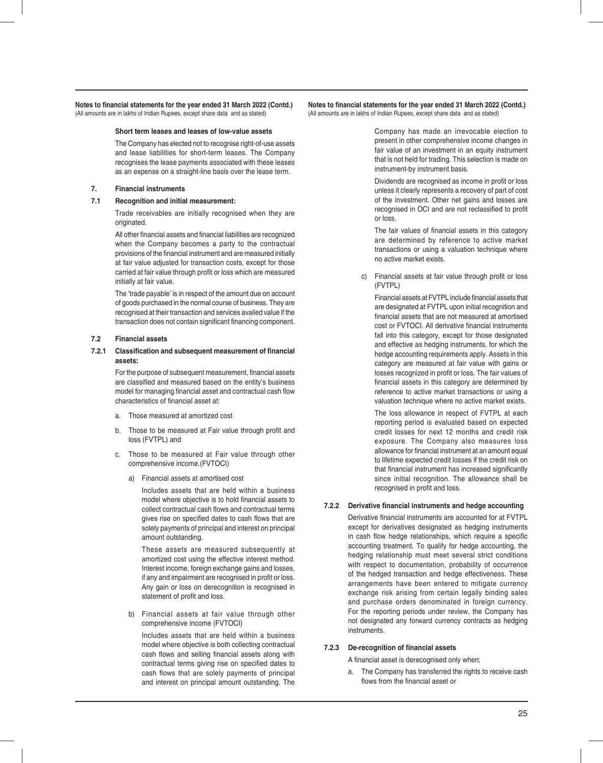**Short term leases and leases of low-value assets**

The Company has elected not to recognise right-of-use assets and lease liabilities for short-term leases. The Company recognises the lease payments associated with these leases as an expense on a straight-line basis over the lease term.

## 7. Financial instruments

### 7.1 Recognition and initial measurement:

Trade receivables are initially recognised when they are originated.

All other financial assets and financial liabilities are recognized when the Company becomes a party to the contractual provisions of the financial instrument and are measured initially at fair value adjusted for transaction costs, except for those carried at fair value through profit or loss which are measured initially at fair value.

The 'trade payable' is in respect of the amount due on account of goods purchased in the normal course of business. They are recognised at their transaction and services availed value if the transaction does not contain significant financing component.

### 7.2 Financial assets

#### 7.2.1 Classification and subsequent measurement of financial assets:

For the purpose of subsequent measurement, financial assets are classified and measured based on the entity's business model for managing financial asset and contractual cash flow characteristics of financial asset at:

a. Those measured at amortized cost

b. Those to be measured at Fair value through profit and loss (FVTPL) and

c. Those to be measured at Fair value through other comprehensive income.(FVTOCI)

a) Financial assets at amortised cost

Includes assets that are held within a business model where objective is to hold financial assets to collect contractual cash flows and contractual terms gives rise on specified dates to cash flows that are solely payments of principal and interest on principal amount outstanding.

These assets are measured subsequently at amortized cost using the effective interest method. Interest income, foreign exchange gains and losses, if any and impairment are recognised in profit or loss. Any gain or loss on derecognition is recognised in statement of profit and loss.

b) Financial assets at fair value through other comprehensive income (FVTOCI)

Includes assets that are held within a business model where objective is both collecting contractual cash flows and selling financial assets along with contractual terms giving rise on specified dates to cash flows that are solely payments of principal and interest on principal amount outstanding. The Company has made an irrevocable election to present in other comprehensive income changes in fair value of an investment in an equity instrument that is not held for trading. This selection is made on instrument-by instrument basis.

Dividends are recognised as income in profit or loss unless it clearly represents a recovery of part of cost of the investment. Other net gains and losses are recognised in OCI and are not reclassified to profit or loss.

The fair values of financial assets in this category are determined by reference to active market transactions or using a valuation technique where no active market exists.

c) Financial assets at fair value through profit or loss (FVTPL)

Financial assets at FVTPL include financial assets that are designated at FVTPL upon initial recognition and financial assets that are not measured at amortised cost or FVTOCI. All derivative financial instruments fall into this category, except for those designated and effective as hedging instruments, for which the hedge accounting requirements apply. Assets in this category are measured at fair value with gains or losses recognized in profit or loss. The fair values of financial assets in this category are determined by reference to active market transactions or using a valuation technique where no active market exists.

The loss allowance in respect of FVTPL at each reporting period is evaluated based on expected credit losses for next 12 months and credit risk exposure. The Company also measures loss allowance for financial instrument at an amount equal to lifetime expected credit losses if the credit risk on that financial instrument has increased significantly since initial recognition. The allowance shall be recognised in profit and loss.

#### 7.2.2 Derivative financial instruments and hedge accounting

Derivative financial instruments are accounted for at FVTPL except for derivatives designated as hedging instruments in cash flow hedge relationships, which require a specific accounting treatment. To qualify for hedge accounting, the hedging relationship must meet several strict conditions with respect to documentation, probability of occurrence of the hedged transaction and hedge effectiveness. These arrangements have been entered to mitigate currency exchange risk arising from certain legally binding sales and purchase orders denominated in foreign currency. For the reporting periods under review, the Company has not designated any forward currency contracts as hedging instruments.

#### 7.2.3 De-recognition of financial assets

A financial asset is derecognised only when;

a. The Company has transferred the rights to receive cash flows from the financial asset or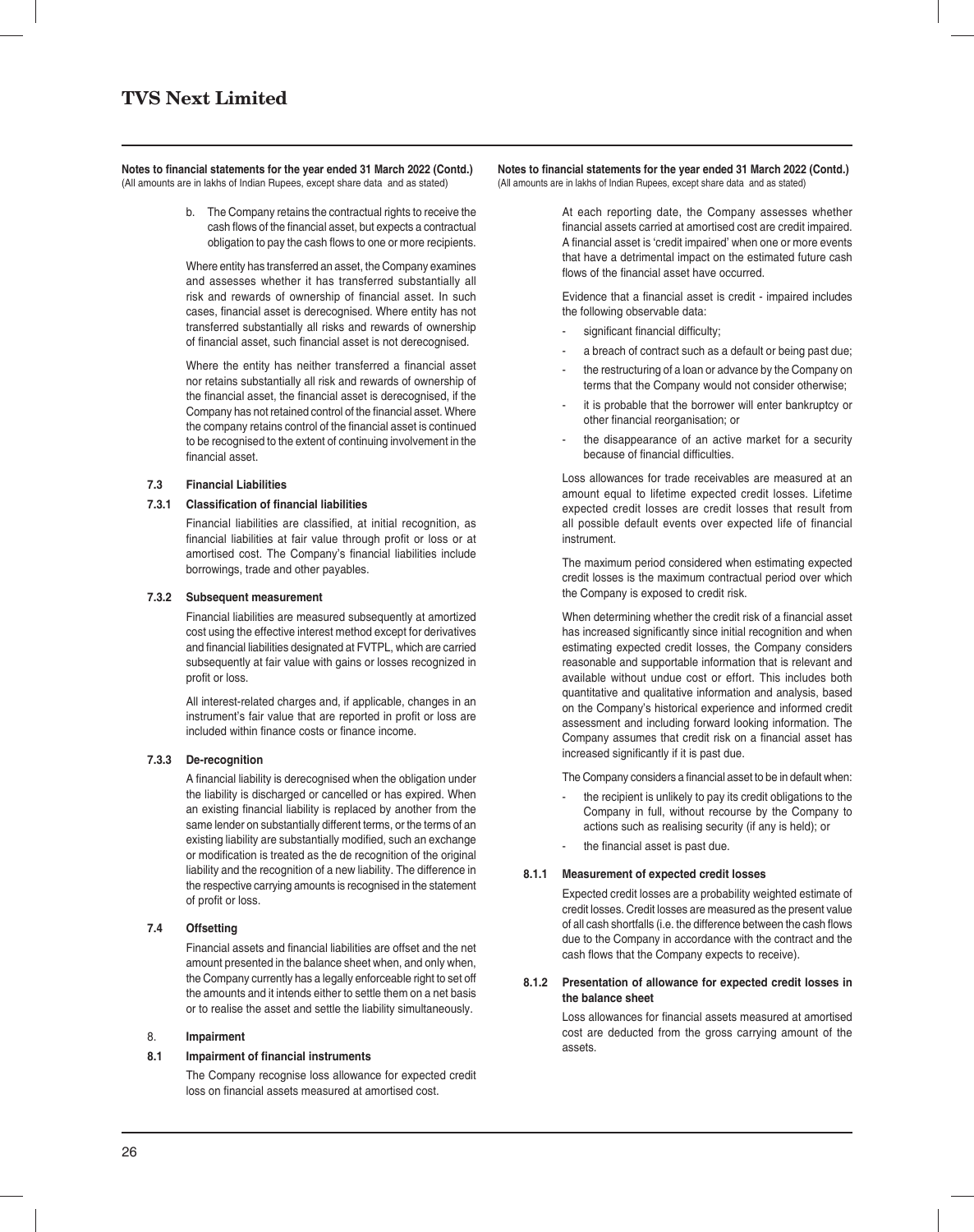Notes to financial statements for the year ended 31 March 2022 (Contd.)
(All amounts are in lakhs of Indian Rupees, except share data and as stated)

b. The Company retains the contractual rights to receive the cash flows of the financial asset, but expects a contractual obligation to pay the cash flows to one or more recipients.

Where entity has transferred an asset, the Company examines and assesses whether it has transferred substantially all risk and rewards of ownership of financial asset. In such cases, financial asset is derecognised. Where entity has not transferred substantially all risks and rewards of ownership of financial asset, such financial asset is not derecognised.

Where the entity has neither transferred a financial asset nor retains substantially all risk and rewards of ownership of the financial asset, the financial asset is derecognised, if the Company has not retained control of the financial asset. Where the company retains control of the financial asset is continued to be recognised to the extent of continuing involvement in the financial asset.

### 7.3 Financial Liabilities

#### 7.3.1 Classification of financial liabilities

Financial liabilities are classified, at initial recognition, as financial liabilities at fair value through profit or loss or at amortised cost. The Company's financial liabilities include borrowings, trade and other payables.

#### 7.3.2 Subsequent measurement

Financial liabilities are measured subsequently at amortized cost using the effective interest method except for derivatives and financial liabilities designated at FVTPL, which are carried subsequently at fair value with gains or losses recognized in profit or loss.

All interest-related charges and, if applicable, changes in an instrument's fair value that are reported in profit or loss are included within finance costs or finance income.

#### 7.3.3 De-recognition

A financial liability is derecognised when the obligation under the liability is discharged or cancelled or has expired. When an existing financial liability is replaced by another from the same lender on substantially different terms, or the terms of an existing liability are substantially modified, such an exchange or modification is treated as the de recognition of the original liability and the recognition of a new liability. The difference in the respective carrying amounts is recognised in the statement of profit or loss.

### 7.4 Offsetting

Financial assets and financial liabilities are offset and the net amount presented in the balance sheet when, and only when, the Company currently has a legally enforceable right to set off the amounts and it intends either to settle them on a net basis or to realise the asset and settle the liability simultaneously.

## 8. Impairment

### 8.1 Impairment of financial instruments

The Company recognise loss allowance for expected credit loss on financial assets measured at amortised cost.

At each reporting date, the Company assesses whether financial assets carried at amortised cost are credit impaired. A financial asset is 'credit impaired' when one or more events that have a detrimental impact on the estimated future cash flows of the financial asset have occurred.

Evidence that a financial asset is credit - impaired includes the following observable data:

- significant financial difficulty;
- a breach of contract such as a default or being past due;
- the restructuring of a loan or advance by the Company on terms that the Company would not consider otherwise;
- it is probable that the borrower will enter bankruptcy or other financial reorganisation; or
- the disappearance of an active market for a security because of financial difficulties.

Loss allowances for trade receivables are measured at an amount equal to lifetime expected credit losses. Lifetime expected credit losses are credit losses that result from all possible default events over expected life of financial instrument.

The maximum period considered when estimating expected credit losses is the maximum contractual period over which the Company is exposed to credit risk.

When determining whether the credit risk of a financial asset has increased significantly since initial recognition and when estimating expected credit losses, the Company considers reasonable and supportable information that is relevant and available without undue cost or effort. This includes both quantitative and qualitative information and analysis, based on the Company's historical experience and informed credit assessment and including forward looking information. The Company assumes that credit risk on a financial asset has increased significantly if it is past due.

The Company considers a financial asset to be in default when:

- the recipient is unlikely to pay its credit obligations to the Company in full, without recourse by the Company to actions such as realising security (if any is held); or
- the financial asset is past due.

#### 8.1.1 Measurement of expected credit losses

Expected credit losses are a probability weighted estimate of credit losses. Credit losses are measured as the present value of all cash shortfalls (i.e. the difference between the cash flows due to the Company in accordance with the contract and the cash flows that the Company expects to receive).

#### 8.1.2 Presentation of allowance for expected credit losses in the balance sheet

Loss allowances for financial assets measured at amortised cost are deducted from the gross carrying amount of the assets.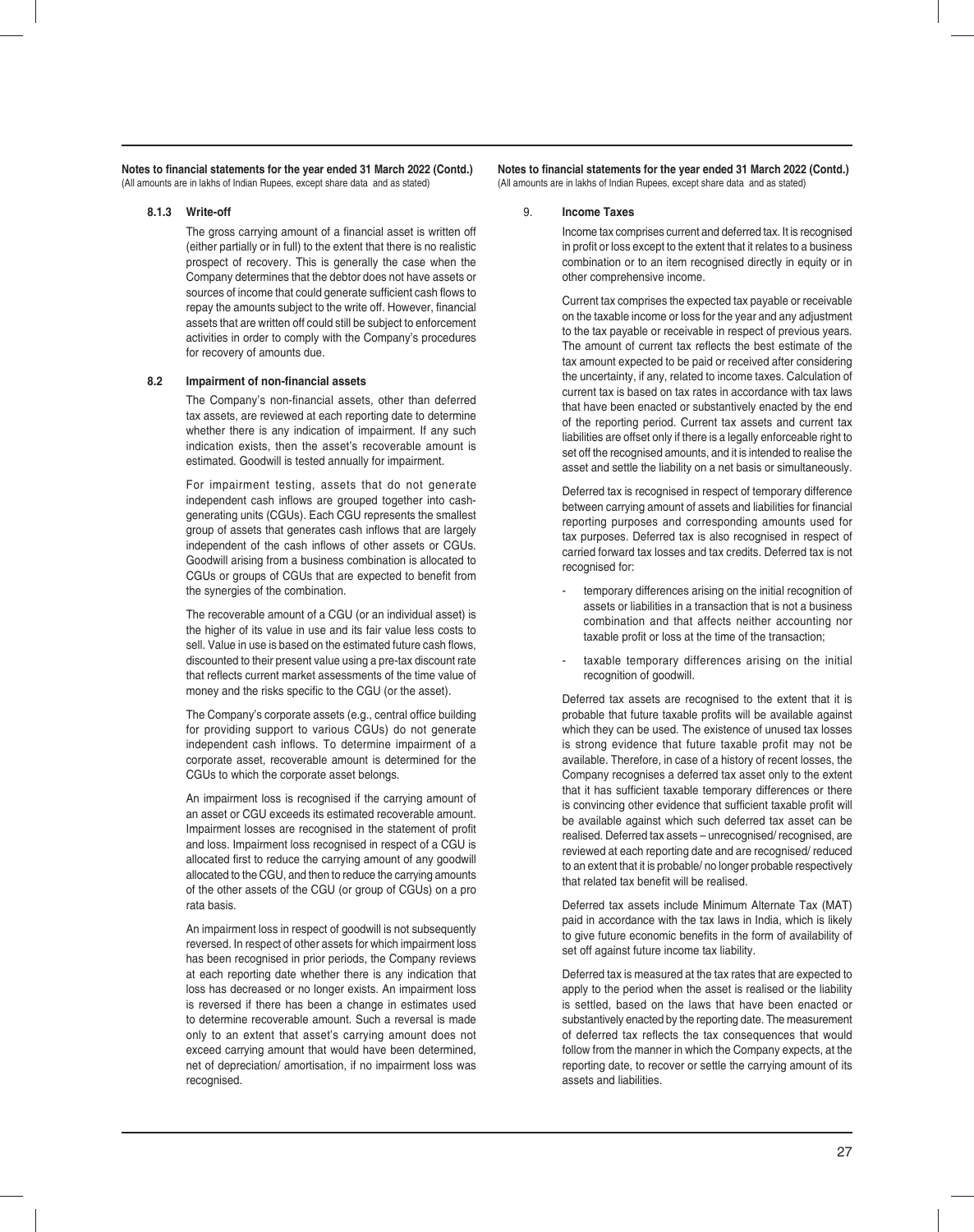#### 8.1.3 Write-off

The gross carrying amount of a financial asset is written off (either partially or in full) to the extent that there is no realistic prospect of recovery. This is generally the case when the Company determines that the debtor does not have assets or sources of income that could generate sufficient cash flows to repay the amounts subject to the write off. However, financial assets that are written off could still be subject to enforcement activities in order to comply with the Company's procedures for recovery of amounts due.

### 8.2 Impairment of non-financial assets

The Company's non-financial assets, other than deferred tax assets, are reviewed at each reporting date to determine whether there is any indication of impairment. If any such indication exists, then the asset's recoverable amount is estimated. Goodwill is tested annually for impairment.

For impairment testing, assets that do not generate independent cash inflows are grouped together into cash-generating units (CGUs). Each CGU represents the smallest group of assets that generates cash inflows that are largely independent of the cash inflows of other assets or CGUs. Goodwill arising from a business combination is allocated to CGUs or groups of CGUs that are expected to benefit from the synergies of the combination.

The recoverable amount of a CGU (or an individual asset) is the higher of its value in use and its fair value less costs to sell. Value in use is based on the estimated future cash flows, discounted to their present value using a pre-tax discount rate that reflects current market assessments of the time value of money and the risks specific to the CGU (or the asset).

The Company's corporate assets (e.g., central office building for providing support to various CGUs) do not generate independent cash inflows. To determine impairment of a corporate asset, recoverable amount is determined for the CGUs to which the corporate asset belongs.

An impairment loss is recognised if the carrying amount of an asset or CGU exceeds its estimated recoverable amount. Impairment losses are recognised in the statement of profit and loss. Impairment loss recognised in respect of a CGU is allocated first to reduce the carrying amount of any goodwill allocated to the CGU, and then to reduce the carrying amounts of the other assets of the CGU (or group of CGUs) on a pro rata basis.

An impairment loss in respect of goodwill is not subsequently reversed. In respect of other assets for which impairment loss has been recognised in prior periods, the Company reviews at each reporting date whether there is any indication that loss has decreased or no longer exists. An impairment loss is reversed if there has been a change in estimates used to determine recoverable amount. Such a reversal is made only to an extent that asset's carrying amount does not exceed carrying amount that would have been determined, net of depreciation/ amortisation, if no impairment loss was recognised.

## 9. Income Taxes

Income tax comprises current and deferred tax. It is recognised in profit or loss except to the extent that it relates to a business combination or to an item recognised directly in equity or in other comprehensive income.

Current tax comprises the expected tax payable or receivable on the taxable income or loss for the year and any adjustment to the tax payable or receivable in respect of previous years. The amount of current tax reflects the best estimate of the tax amount expected to be paid or received after considering the uncertainty, if any, related to income taxes. Calculation of current tax is based on tax rates in accordance with tax laws that have been enacted or substantively enacted by the end of the reporting period. Current tax assets and current tax liabilities are offset only if there is a legally enforceable right to set off the recognised amounts, and it is intended to realise the asset and settle the liability on a net basis or simultaneously.

Deferred tax is recognised in respect of temporary difference between carrying amount of assets and liabilities for financial reporting purposes and corresponding amounts used for tax purposes. Deferred tax is also recognised in respect of carried forward tax losses and tax credits. Deferred tax is not recognised for:

- temporary differences arising on the initial recognition of assets or liabilities in a transaction that is not a business combination and that affects neither accounting nor taxable profit or loss at the time of the transaction;
- taxable temporary differences arising on the initial recognition of goodwill.

Deferred tax assets are recognised to the extent that it is probable that future taxable profits will be available against which they can be used. The existence of unused tax losses is strong evidence that future taxable profit may not be available. Therefore, in case of a history of recent losses, the Company recognises a deferred tax asset only to the extent that it has sufficient taxable temporary differences or there is convincing other evidence that sufficient taxable profit will be available against which such deferred tax asset can be realised. Deferred tax assets – unrecognised/ recognised, are reviewed at each reporting date and are recognised/ reduced to an extent that it is probable/ no longer probable respectively that related tax benefit will be realised.

Deferred tax assets include Minimum Alternate Tax (MAT) paid in accordance with the tax laws in India, which is likely to give future economic benefits in the form of availability of set off against future income tax liability.

Deferred tax is measured at the tax rates that are expected to apply to the period when the asset is realised or the liability is settled, based on the laws that have been enacted or substantively enacted by the reporting date. The measurement of deferred tax reflects the tax consequences that would follow from the manner in which the Company expects, at the reporting date, to recover or settle the carrying amount of its assets and liabilities.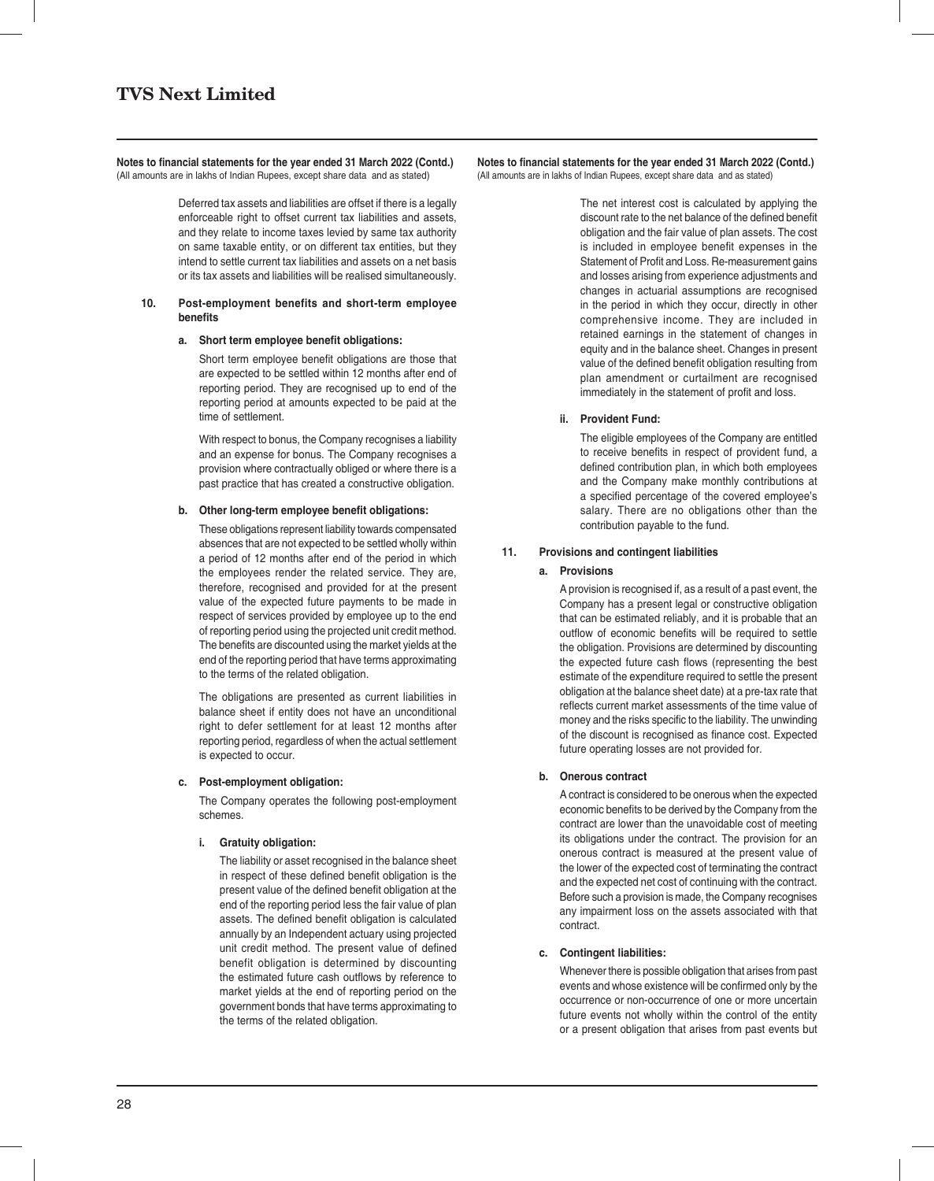Deferred tax assets and liabilities are offset if there is a legally enforceable right to offset current tax liabilities and assets, and they relate to income taxes levied by same tax authority on same taxable entity, or on different tax entities, but they intend to settle current tax liabilities and assets on a net basis or its tax assets and liabilities will be realised simultaneously.

**10. Post-employment benefits and short-term employee benefits**

**a. Short term employee benefit obligations:**

Short term employee benefit obligations are those that are expected to be settled within 12 months after end of reporting period. They are recognised up to end of the reporting period at amounts expected to be paid at the time of settlement.

With respect to bonus, the Company recognises a liability and an expense for bonus. The Company recognises a provision where contractually obliged or where there is a past practice that has created a constructive obligation.

**b. Other long-term employee benefit obligations:**

These obligations represent liability towards compensated absences that are not expected to be settled wholly within a period of 12 months after end of the period in which the employees render the related service. They are, therefore, recognised and provided for at the present value of the expected future payments to be made in respect of services provided by employee up to the end of reporting period using the projected unit credit method. The benefits are discounted using the market yields at the end of the reporting period that have terms approximating to the terms of the related obligation.

The obligations are presented as current liabilities in balance sheet if entity does not have an unconditional right to defer settlement for at least 12 months after reporting period, regardless of when the actual settlement is expected to occur.

**c. Post-employment obligation:**

The Company operates the following post-employment schemes.

**i. Gratuity obligation:**

The liability or asset recognised in the balance sheet in respect of these defined benefit obligation is the present value of the defined benefit obligation at the end of the reporting period less the fair value of plan assets. The defined benefit obligation is calculated annually by an Independent actuary using projected unit credit method. The present value of defined benefit obligation is determined by discounting the estimated future cash outflows by reference to market yields at the end of reporting period on the government bonds that have terms approximating to the terms of the related obligation.

The net interest cost is calculated by applying the discount rate to the net balance of the defined benefit obligation and the fair value of plan assets. The cost is included in employee benefit expenses in the Statement of Profit and Loss. Re-measurement gains and losses arising from experience adjustments and changes in actuarial assumptions are recognised in the period in which they occur, directly in other comprehensive income. They are included in retained earnings in the statement of changes in equity and in the balance sheet. Changes in present value of the defined benefit obligation resulting from plan amendment or curtailment are recognised immediately in the statement of profit and loss.

**ii. Provident Fund:**

The eligible employees of the Company are entitled to receive benefits in respect of provident fund, a defined contribution plan, in which both employees and the Company make monthly contributions at a specified percentage of the covered employee's salary. There are no obligations other than the contribution payable to the fund.

**11. Provisions and contingent liabilities**

**a. Provisions**

A provision is recognised if, as a result of a past event, the Company has a present legal or constructive obligation that can be estimated reliably, and it is probable that an outflow of economic benefits will be required to settle the obligation. Provisions are determined by discounting the expected future cash flows (representing the best estimate of the expenditure required to settle the present obligation at the balance sheet date) at a pre-tax rate that reflects current market assessments of the time value of money and the risks specific to the liability. The unwinding of the discount is recognised as finance cost. Expected future operating losses are not provided for.

**b. Onerous contract**

A contract is considered to be onerous when the expected economic benefits to be derived by the Company from the contract are lower than the unavoidable cost of meeting its obligations under the contract. The provision for an onerous contract is measured at the present value of the lower of the expected cost of terminating the contract and the expected net cost of continuing with the contract. Before such a provision is made, the Company recognises any impairment loss on the assets associated with that contract.

**c. Contingent liabilities:**

Whenever there is possible obligation that arises from past events and whose existence will be confirmed only by the occurrence or non-occurrence of one or more uncertain future events not wholly within the control of the entity or a present obligation that arises from past events but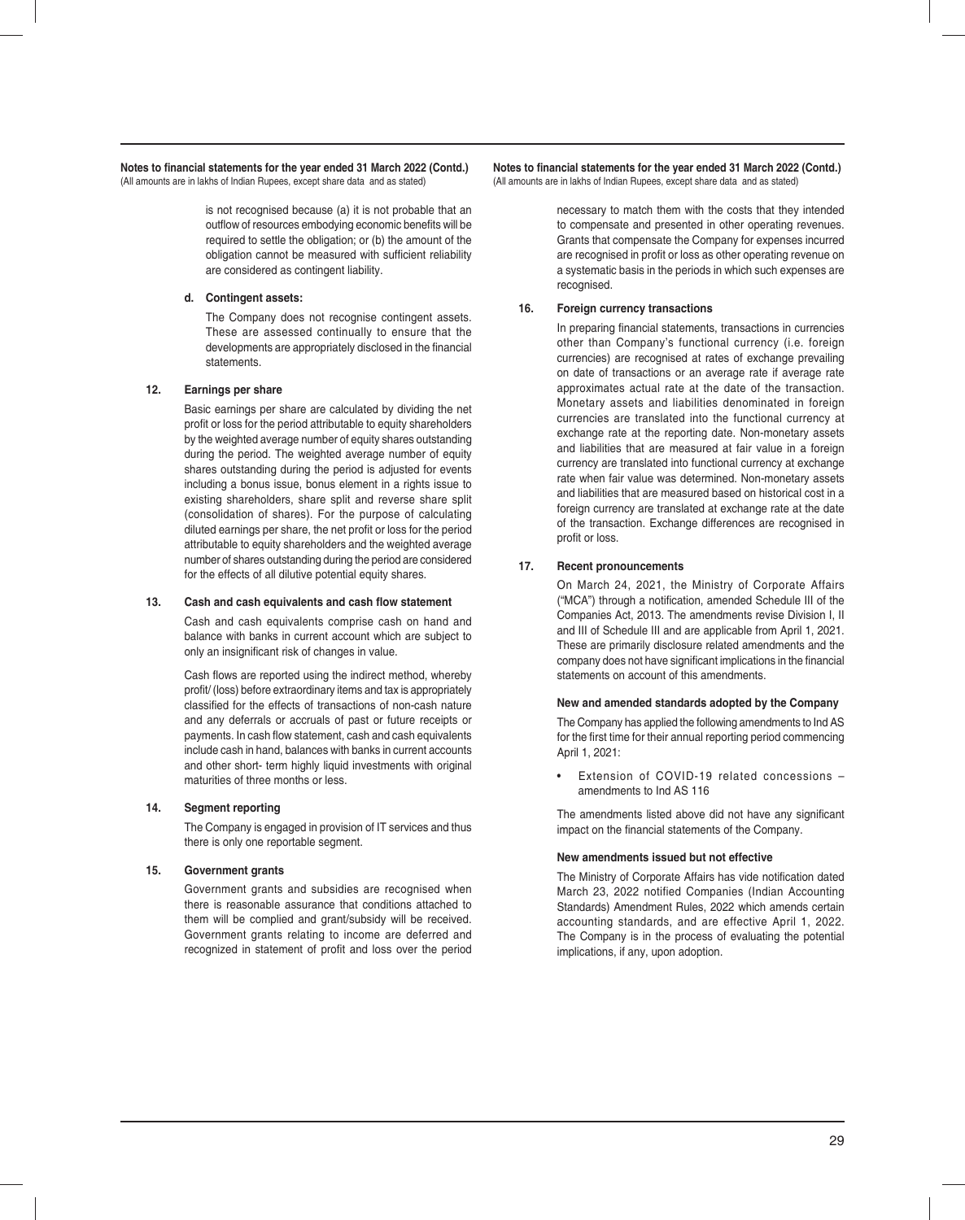is not recognised because (a) it is not probable that an outflow of resources embodying economic benefits will be required to settle the obligation; or (b) the amount of the obligation cannot be measured with sufficient reliability are considered as contingent liability.

**d. Contingent assets:**

The Company does not recognise contingent assets. These are assessed continually to ensure that the developments are appropriately disclosed in the financial statements.

**12. Earnings per share**

Basic earnings per share are calculated by dividing the net profit or loss for the period attributable to equity shareholders by the weighted average number of equity shares outstanding during the period. The weighted average number of equity shares outstanding during the period is adjusted for events including a bonus issue, bonus element in a rights issue to existing shareholders, share split and reverse share split (consolidation of shares). For the purpose of calculating diluted earnings per share, the net profit or loss for the period attributable to equity shareholders and the weighted average number of shares outstanding during the period are considered for the effects of all dilutive potential equity shares.

**13. Cash and cash equivalents and cash flow statement**

Cash and cash equivalents comprise cash on hand and balance with banks in current account which are subject to only an insignificant risk of changes in value.

Cash flows are reported using the indirect method, whereby profit/ (loss) before extraordinary items and tax is appropriately classified for the effects of transactions of non-cash nature and any deferrals or accruals of past or future receipts or payments. In cash flow statement, cash and cash equivalents include cash in hand, balances with banks in current accounts and other short- term highly liquid investments with original maturities of three months or less.

**14. Segment reporting**

The Company is engaged in provision of IT services and thus there is only one reportable segment.

**15. Government grants**

Government grants and subsidies are recognised when there is reasonable assurance that conditions attached to them will be complied and grant/subsidy will be received. Government grants relating to income are deferred and recognized in statement of profit and loss over the period necessary to match them with the costs that they intended to compensate and presented in other operating revenues. Grants that compensate the Company for expenses incurred are recognised in profit or loss as other operating revenue on a systematic basis in the periods in which such expenses are recognised.

**16. Foreign currency transactions**

In preparing financial statements, transactions in currencies other than Company's functional currency (i.e. foreign currencies) are recognised at rates of exchange prevailing on date of transactions or an average rate if average rate approximates actual rate at the date of the transaction. Monetary assets and liabilities denominated in foreign currencies are translated into the functional currency at exchange rate at the reporting date. Non-monetary assets and liabilities that are measured at fair value in a foreign currency are translated into functional currency at exchange rate when fair value was determined. Non-monetary assets and liabilities that are measured based on historical cost in a foreign currency are translated at exchange rate at the date of the transaction. Exchange differences are recognised in profit or loss.

**17. Recent pronouncements**

On March 24, 2021, the Ministry of Corporate Affairs ("MCA") through a notification, amended Schedule III of the Companies Act, 2013. The amendments revise Division I, II and III of Schedule III and are applicable from April 1, 2021. These are primarily disclosure related amendments and the company does not have significant implications in the financial statements on account of this amendments.

**New and amended standards adopted by the Company**

The Company has applied the following amendments to Ind AS for the first time for their annual reporting period commencing April 1, 2021:

- Extension of COVID-19 related concessions – amendments to Ind AS 116

The amendments listed above did not have any significant impact on the financial statements of the Company.

**New amendments issued but not effective**

The Ministry of Corporate Affairs has vide notification dated March 23, 2022 notified Companies (Indian Accounting Standards) Amendment Rules, 2022 which amends certain accounting standards, and are effective April 1, 2022. The Company is in the process of evaluating the potential implications, if any, upon adoption.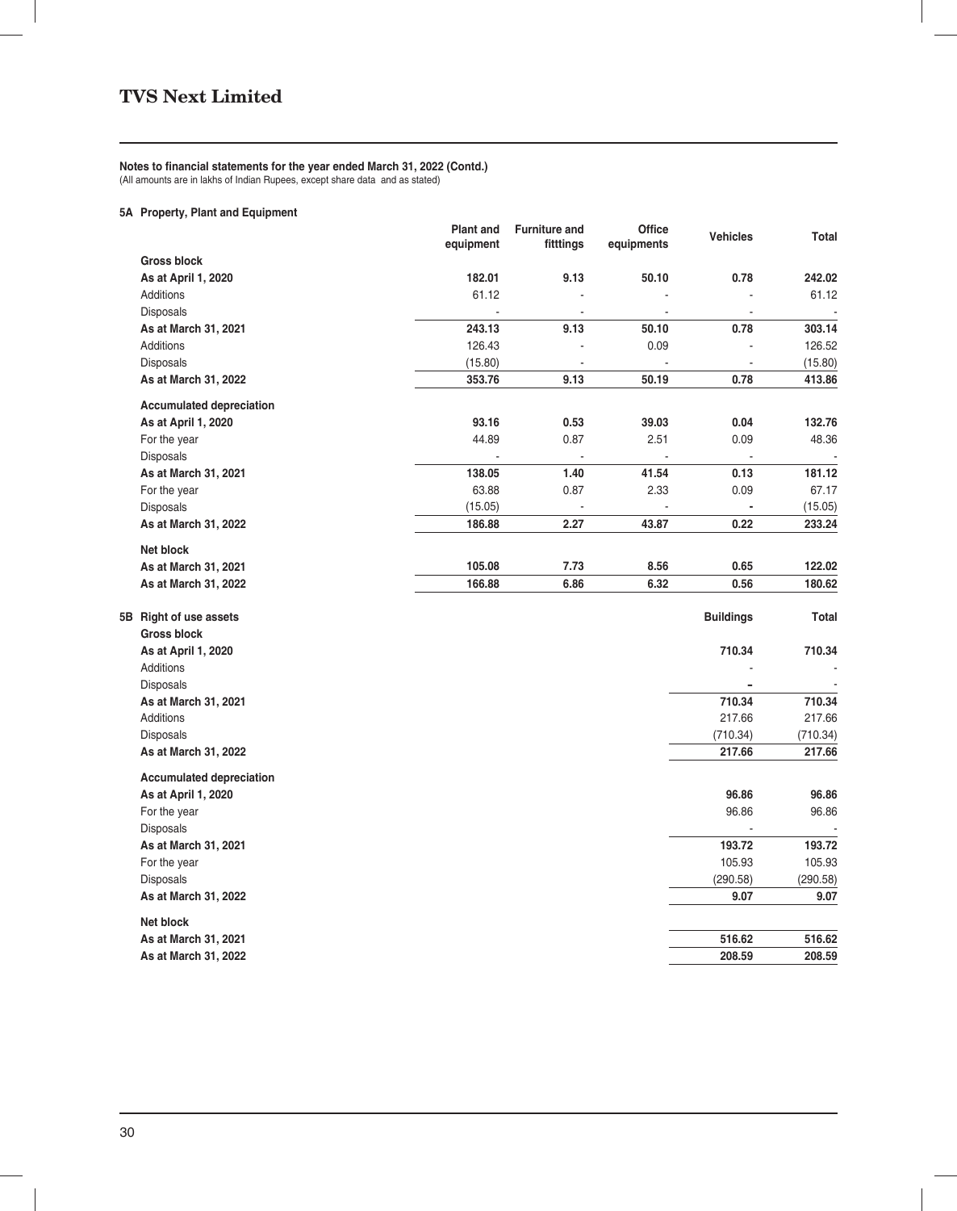**Notes to financial statements for the year ended March 31, 2022 (Contd.)**
(All amounts are in lakhs of Indian Rupees, except share data and as stated)

### 5A Property, Plant and Equipment

| | Plant and equipment | Furniture and fitttings | Office equipments | Vehicles | Total |
|---|---|---|---|---|---|
| **Gross block** | | | | | |
| **As at April 1, 2020** | **182.01** | **9.13** | **50.10** | **0.78** | **242.02** |
| Additions | 61.12 | - | - | - | 61.12 |
| Disposals | - | - | - | - | - |
| **As at March 31, 2021** | **243.13** | **9.13** | **50.10** | **0.78** | **303.14** |
| Additions | 126.43 | - | 0.09 | - | 126.52 |
| Disposals | (15.80) | - | - | - | (15.80) |
| **As at March 31, 2022** | **353.76** | **9.13** | **50.19** | **0.78** | **413.86** |
| **Accumulated depreciation** | | | | | |
| **As at April 1, 2020** | **93.16** | **0.53** | **39.03** | **0.04** | **132.76** |
| For the year | 44.89 | 0.87 | 2.51 | 0.09 | 48.36 |
| Disposals | - | - | - | - | - |
| **As at March 31, 2021** | **138.05** | **1.40** | **41.54** | **0.13** | **181.12** |
| For the year | 63.88 | 0.87 | 2.33 | 0.09 | 67.17 |
| Disposals | (15.05) | - | - | - | (15.05) |
| **As at March 31, 2022** | **186.88** | **2.27** | **43.87** | **0.22** | **233.24** |
| **Net block** | | | | | |
| **As at March 31, 2021** | **105.08** | **7.73** | **8.56** | **0.65** | **122.02** |
| **As at March 31, 2022** | **166.88** | **6.86** | **6.32** | **0.56** | **180.62** |

### 5B Right of use assets

| | Buildings | Total |
|---|---|---|
| **Gross block** | | |
| **As at April 1, 2020** | **710.34** | **710.34** |
| Additions | - | - |
| Disposals | - | - |
| **As at March 31, 2021** | **710.34** | **710.34** |
| Additions | 217.66 | 217.66 |
| Disposals | (710.34) | (710.34) |
| **As at March 31, 2022** | **217.66** | **217.66** |
| **Accumulated depreciation** | | |
| **As at April 1, 2020** | **96.86** | **96.86** |
| For the year | 96.86 | 96.86 |
| Disposals | - | - |
| **As at March 31, 2021** | **193.72** | **193.72** |
| For the year | 105.93 | 105.93 |
| Disposals | (290.58) | (290.58) |
| **As at March 31, 2022** | **9.07** | **9.07** |
| **Net block** | | |
| **As at March 31, 2021** | **516.62** | **516.62** |
| **As at March 31, 2022** | **208.59** | **208.59** |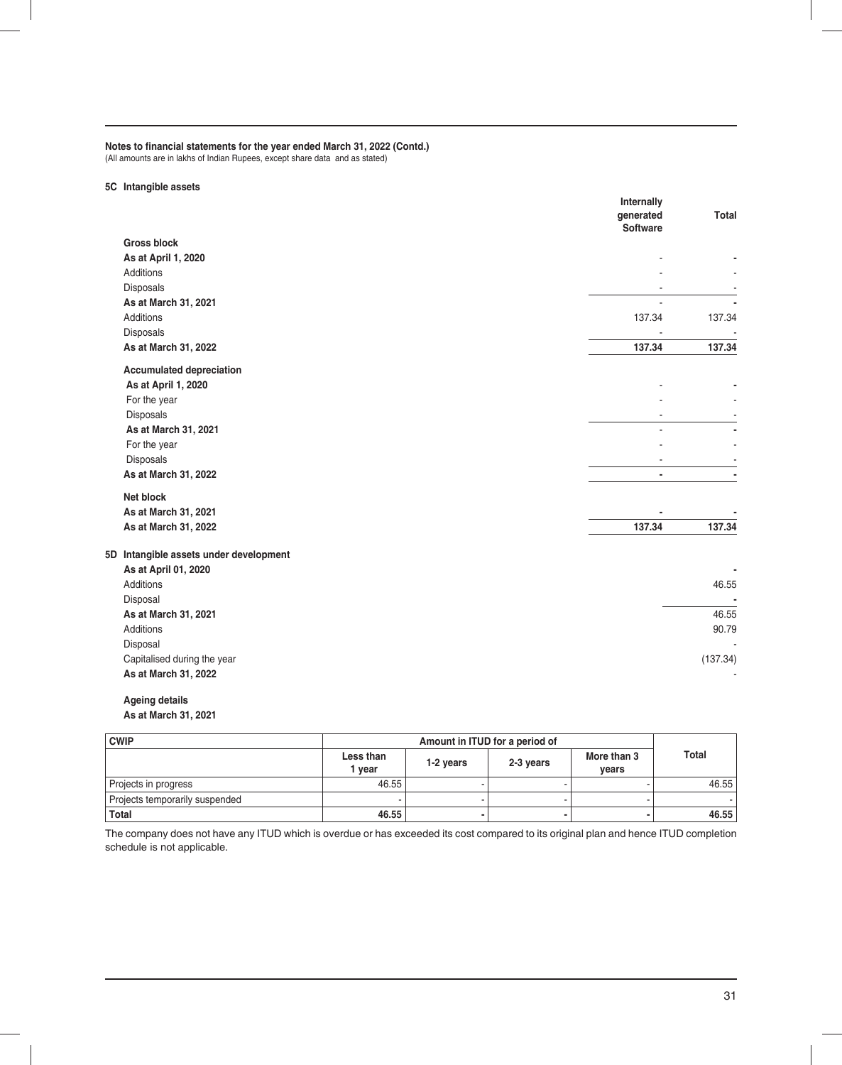**Notes to financial statements for the year ended March 31, 2022 (Contd.)**
(All amounts are in lakhs of Indian Rupees, except share data and as stated)

**5C Intangible assets**

| | Internally generated Software | Total |
|---|---|---|
| **Gross block** | | |
| **As at April 1, 2020** | - | - |
| Additions | - | - |
| Disposals | - | - |
| **As at March 31, 2021** | - | - |
| Additions | 137.34 | 137.34 |
| Disposals | - | - |
| **As at March 31, 2022** | **137.34** | **137.34** |
| **Accumulated depreciation** | | |
| **As at April 1, 2020** | - | - |
| For the year | - | - |
| Disposals | - | - |
| **As at March 31, 2021** | - | - |
| For the year | - | - |
| Disposals | - | - |
| **As at March 31, 2022** | - | - |
| **Net block** | | |
| **As at March 31, 2021** | - | - |
| **As at March 31, 2022** | **137.34** | **137.34** |

**5D Intangible assets under development**

| | |
|---|---|
| **As at April 01, 2020** | - |
| Additions | 46.55 |
| Disposal | - |
| **As at March 31, 2021** | 46.55 |
| Additions | 90.79 |
| Disposal | - |
| Capitalised during the year | (137.34) |
| **As at March 31, 2022** | - |

**Ageing details**

**As at March 31, 2021**

| CWIP | Amount in ITUD for a period of | | | | Total |
|---|---|---|---|---|---|
| | Less than 1 year | 1-2 years | 2-3 years | More than 3 years | |
| Projects in progress | 46.55 | - | - | - | 46.55 |
| Projects temporarily suspended | - | - | - | - | - |
| **Total** | **46.55** | **-** | **-** | **-** | **46.55** |

The company does not have any ITUD which is overdue or has exceeded its cost compared to its original plan and hence ITUD completion schedule is not applicable.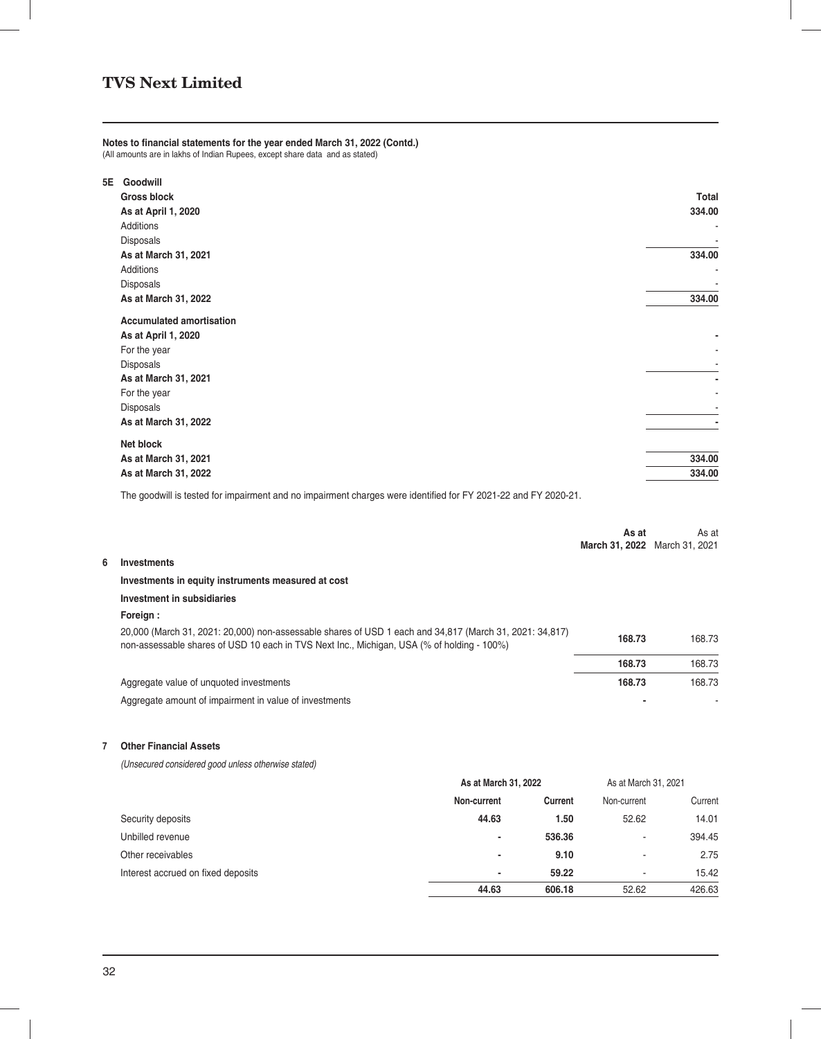## Notes to financial statements for the year ended March 31, 2022 (Contd.)

(All amounts are in lakhs of Indian Rupees, except share data and as stated)

### 5E Goodwill

| | Total |
|---|---|
| **Gross block** | |
| **As at April 1, 2020** | **334.00** |
| Additions | - |
| Disposals | - |
| **As at March 31, 2021** | **334.00** |
| Additions | - |
| Disposals | - |
| **As at March 31, 2022** | **334.00** |
| **Accumulated amortisation** | |
| **As at April 1, 2020** | **-** |
| For the year | - |
| Disposals | - |
| **As at March 31, 2021** | **-** |
| For the year | - |
| Disposals | - |
| **As at March 31, 2022** | **-** |
| **Net block** | |
| **As at March 31, 2021** | **334.00** |
| **As at March 31, 2022** | **334.00** |

The goodwill is tested for impairment and no impairment charges were identified for FY 2021-22 and FY 2020-21.

### 6 Investments

| | As at March 31, 2022 | As at March 31, 2021 |
|---|---|---|
| **Investments in equity instruments measured at cost** | | |
| **Investment in subsidiaries** | | |
| **Foreign :** | | |
| 20,000 (March 31, 2021: 20,000) non-assessable shares of USD 1 each and 34,817 (March 31, 2021: 34,817) non-assessable shares of USD 10 each in TVS Next Inc., Michigan, USA (% of holding - 100%) | **168.73** | 168.73 |
| | **168.73** | 168.73 |
| Aggregate value of unquoted investments | **168.73** | 168.73 |
| Aggregate amount of impairment in value of investments | **-** | - |

### 7 Other Financial Assets

*(Unsecured considered good unless otherwise stated)*

| | As at March 31, 2022 | | As at March 31, 2021 | |
|---|---|---|---|---|
| | Non-current | Current | Non-current | Current |
| Security deposits | **44.63** | **1.50** | 52.62 | 14.01 |
| Unbilled revenue | **-** | **536.36** | - | 394.45 |
| Other receivables | **-** | **9.10** | - | 2.75 |
| Interest accrued on fixed deposits | **-** | **59.22** | - | 15.42 |
| | **44.63** | **606.18** | 52.62 | 426.63 |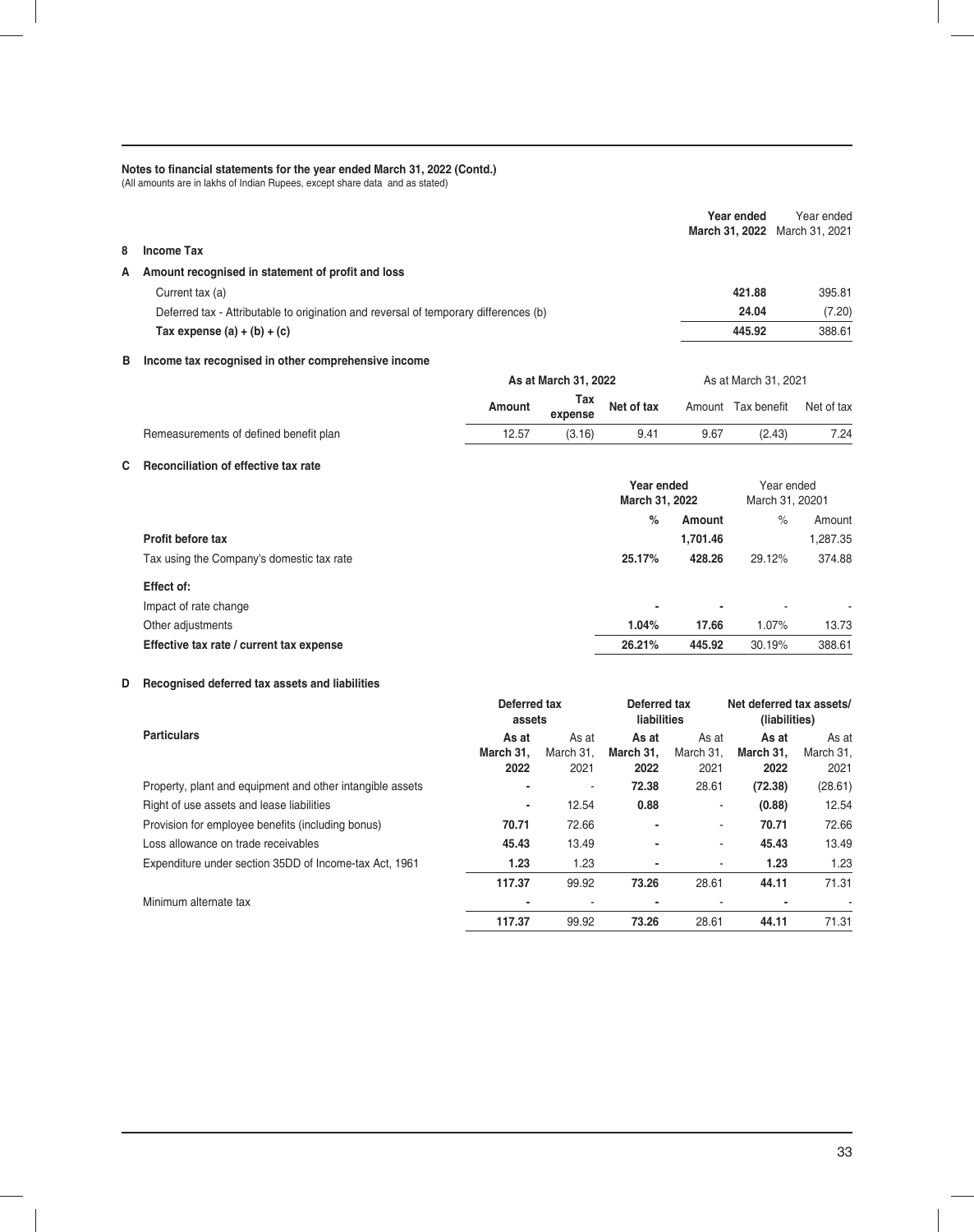**Notes to financial statements for the year ended March 31, 2022 (Contd.)**
(All amounts are in lakhs of Indian Rupees, except share data and as stated)

## 8 Income Tax

### A Amount recognised in statement of profit and loss

| | Year ended March 31, 2022 | Year ended March 31, 2021 |
|---|---|---|
| Current tax (a) | 421.88 | 395.81 |
| Deferred tax - Attributable to origination and reversal of temporary differences (b) | 24.04 | (7.20) |
| **Tax expense (a) + (b) + (c)** | **445.92** | 388.61 |

### B Income tax recognised in other comprehensive income

| | As at March 31, 2022 | | | As at March 31, 2021 | | |
|---|---|---|---|---|---|---|
| | **Amount** | **Tax expense** | **Net of tax** | Amount | Tax benefit | Net of tax |
| Remeasurements of defined benefit plan | 12.57 | (3.16) | 9.41 | 9.67 | (2.43) | 7.24 |

### C Reconciliation of effective tax rate

| | Year ended March 31, 2022 | | Year ended March 31, 20201 | |
|---|---|---|---|---|
| | **%** | **Amount** | % | Amount |
| **Profit before tax** | | **1,701.46** | | 1,287.35 |
| Tax using the Company's domestic tax rate | **25.17%** | **428.26** | 29.12% | 374.88 |
| **Effect of:** | | | | |
| Impact of rate change | - | - | - | - |
| Other adjustments | **1.04%** | **17.66** | 1.07% | 13.73 |
| **Effective tax rate / current tax expense** | **26.21%** | **445.92** | 30.19% | 388.61 |

### D Recognised deferred tax assets and liabilities

| Particulars | Deferred tax assets | | Deferred tax liabilities | | Net deferred tax assets/ (liabilities) | |
|---|---|---|---|---|---|---|
| | **As at March 31, 2022** | As at March 31, 2021 | **As at March 31, 2022** | As at March 31, 2021 | **As at March 31, 2022** | As at March 31, 2021 |
| Property, plant and equipment and other intangible assets | - | - | **72.38** | 28.61 | **(72.38)** | (28.61) |
| Right of use assets and lease liabilities | - | 12.54 | **0.88** | - | **(0.88)** | 12.54 |
| Provision for employee benefits (including bonus) | **70.71** | 72.66 | - | - | **70.71** | 72.66 |
| Loss allowance on trade receivables | **45.43** | 13.49 | - | - | **45.43** | 13.49 |
| Expenditure under section 35DD of Income-tax Act, 1961 | **1.23** | 1.23 | - | - | **1.23** | 1.23 |
| | **117.37** | 99.92 | **73.26** | 28.61 | **44.11** | 71.31 |
| Minimum alternate tax | - | - | - | - | - | - |
| | **117.37** | 99.92 | **73.26** | 28.61 | **44.11** | 71.31 |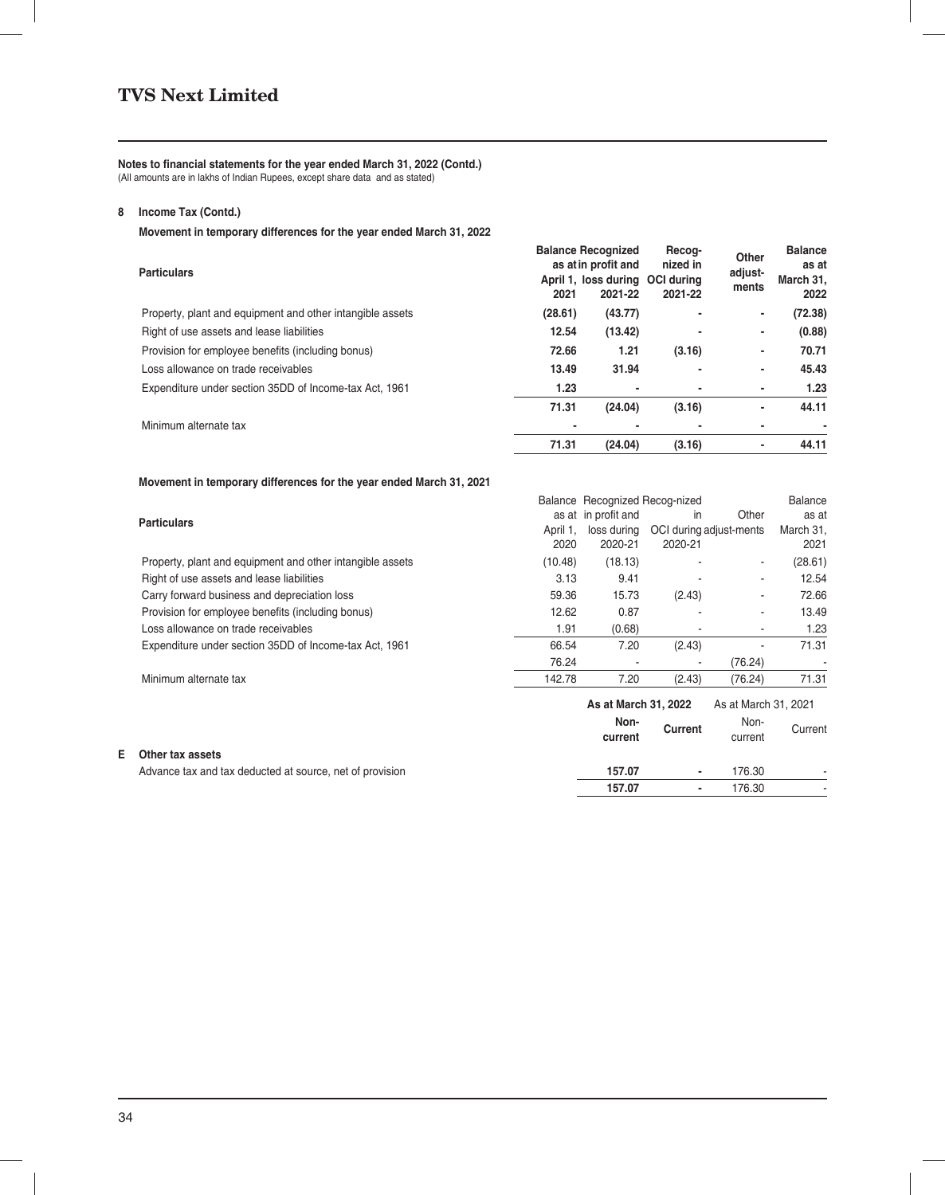**Notes to financial statements for the year ended March 31, 2022 (Contd.)**
(All amounts are in lakhs of Indian Rupees, except share data and as stated)

**8 Income Tax (Contd.)**

**Movement in temporary differences for the year ended March 31, 2022**

| Particulars | Balance as at April 1, 2021 | Recognized in profit and loss during 2021-22 | Recog-nized in OCI during 2021-22 | Other adjust-ments | Balance as at March 31, 2022 |
|---|---|---|---|---|---|
| Property, plant and equipment and other intangible assets | (28.61) | (43.77) | - | - | (72.38) |
| Right of use assets and lease liabilities | 12.54 | (13.42) | - | - | (0.88) |
| Provision for employee benefits (including bonus) | 72.66 | 1.21 | (3.16) | - | 70.71 |
| Loss allowance on trade receivables | 13.49 | 31.94 | - | - | 45.43 |
| Expenditure under section 35DD of Income-tax Act, 1961 | 1.23 | - | - | - | 1.23 |
| | 71.31 | (24.04) | (3.16) | - | 44.11 |
| Minimum alternate tax | - | - | - | - | - |
| | 71.31 | (24.04) | (3.16) | - | 44.11 |

**Movement in temporary differences for the year ended March 31, 2021**

| Particulars | Balance as at April 1, 2020 | Recognized in profit and loss during 2020-21 | Recog-nized in OCI during 2020-21 | Other adjust-ments | Balance as at March 31, 2021 |
|---|---|---|---|---|---|
| Property, plant and equipment and other intangible assets | (10.48) | (18.13) | - | - | (28.61) |
| Right of use assets and lease liabilities | 3.13 | 9.41 | - | - | 12.54 |
| Carry forward business and depreciation loss | 59.36 | 15.73 | (2.43) | - | 72.66 |
| Provision for employee benefits (including bonus) | 12.62 | 0.87 | - | - | 13.49 |
| Loss allowance on trade receivables | 1.91 | (0.68) | - | - | 1.23 |
| Expenditure under section 35DD of Income-tax Act, 1961 | 66.54 | 7.20 | (2.43) | - | 71.31 |
| | 76.24 | - | - | (76.24) | - |
| Minimum alternate tax | 142.78 | 7.20 | (2.43) | (76.24) | 71.31 |

| | As at March 31, 2022 | | As at March 31, 2021 | |
|---|---|---|---|---|
| | Non-current | Current | Non-current | Current |
| **E Other tax assets** | | | | |
| Advance tax and tax deducted at source, net of provision | 157.07 | - | 176.30 | - |
| | 157.07 | - | 176.30 | - |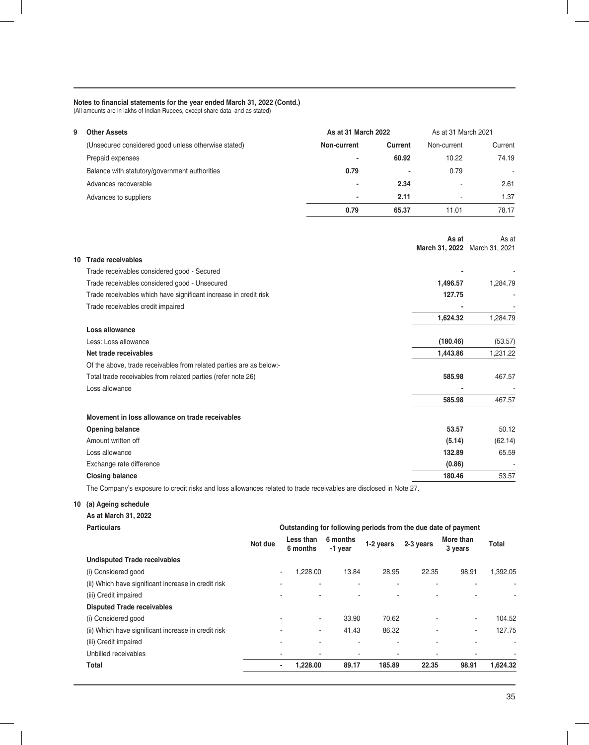**Notes to financial statements for the year ended March 31, 2022 (Contd.)**
(All amounts are in lakhs of Indian Rupees, except share data and as stated)

| 9 | Other Assets | As at 31 March 2022 | | As at 31 March 2021 | |
|---|---|---|---|---|---|
| | (Unsecured considered good unless otherwise stated) | **Non-current** | **Current** | Non-current | Current |
| | Prepaid expenses | **-** | **60.92** | 10.22 | 74.19 |
| | Balance with statutory/government authorities | **0.79** | **-** | 0.79 | - |
| | Advances recoverable | **-** | **2.34** | - | 2.61 |
| | Advances to suppliers | **-** | **2.11** | - | 1.37 |
| | | **0.79** | **65.37** | 11.01 | 78.17 |

| | | As at March 31, 2022 | As at March 31, 2021 |
|---|---|---|---|
| **10** | **Trade receivables** | | |
| | Trade receivables considered good - Secured | **-** | - |
| | Trade receivables considered good - Unsecured | **1,496.57** | 1,284.79 |
| | Trade receivables which have significant increase in credit risk | **127.75** | - |
| | Trade receivables credit impaired | **-** | - |
| | | **1,624.32** | 1,284.79 |
| | **Loss allowance** | | |
| | Less: Loss allowance | **(180.46)** | (53.57) |
| | **Net trade receivables** | **1,443.86** | 1,231.22 |
| | Of the above, trade receivables from related parties are as below:- | | |
| | Total trade receivables from related parties (refer note 26) | **585.98** | 467.57 |
| | Loss allowance | **-** | - |
| | | **585.98** | 467.57 |
| | **Movement in loss allowance on trade receivables** | | |
| | **Opening balance** | **53.57** | 50.12 |
| | Amount written off | **(5.14)** | (62.14) |
| | Loss allowance | **132.89** | 65.59 |
| | Exchange rate difference | **(0.86)** | - |
| | **Closing balance** | **180.46** | 53.57 |

The Company's exposure to credit risks and loss allowances related to trade receivables are disclosed in Note 27.

**10 (a) Ageing schedule**

**As at March 31, 2022**

| **Particulars** | Outstanding for following periods from the due date of payment | | | | | | |
|---|---|---|---|---|---|---|---|
| | **Not due** | **Less than 6 months** | **6 months -1 year** | **1-2 years** | **2-3 years** | **More than 3 years** | **Total** |
| **Undisputed Trade receivables** | | | | | | | |
| (i) Considered good | - | 1,228.00 | 13.84 | 28.95 | 22.35 | 98.91 | 1,392.05 |
| (ii) Which have significant increase in credit risk | - | - | - | - | - | - | - |
| (iii) Credit impaired | - | - | - | - | - | - | - |
| **Disputed Trade receivables** | | | | | | | |
| (i) Considered good | - | - | 33.90 | 70.62 | - | - | 104.52 |
| (ii) Which have significant increase in credit risk | - | - | 41.43 | 86.32 | - | - | 127.75 |
| (iii) Credit impaired | - | - | - | - | - | - | - |
| Unbilled receivables | - | - | - | - | - | - | - |
| **Total** | **-** | **1,228.00** | **89.17** | **185.89** | **22.35** | **98.91** | **1,624.32** |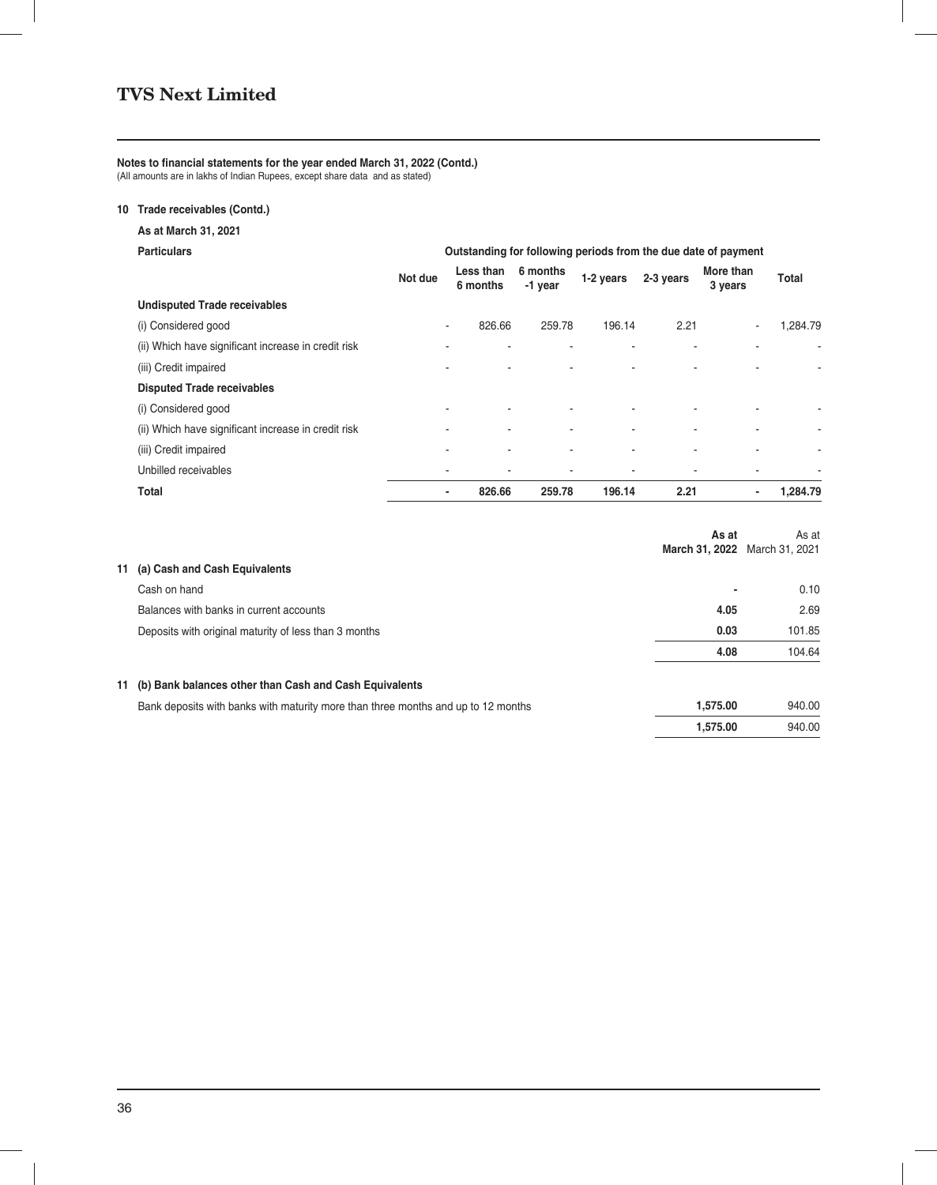# TVS Next Limited

**Notes to financial statements for the year ended March 31, 2022 (Contd.)**
(All amounts are in lakhs of Indian Rupees, except share data and as stated)

**10 Trade receivables (Contd.)**

**As at March 31, 2021**

| Particulars | Outstanding for following periods from the due date of payment | | | | | | |
|---|---|---|---|---|---|---|---|
| | Not due | Less than 6 months | 6 months -1 year | 1-2 years | 2-3 years | More than 3 years | Total |
| **Undisputed Trade receivables** | | | | | | | |
| (i) Considered good | - | 826.66 | 259.78 | 196.14 | 2.21 | - | 1,284.79 |
| (ii) Which have significant increase in credit risk | - | - | - | - | - | - | - |
| (iii) Credit impaired | - | - | - | - | - | - | - |
| **Disputed Trade receivables** | | | | | | | |
| (i) Considered good | - | - | - | - | - | - | - |
| (ii) Which have significant increase in credit risk | - | - | - | - | - | - | - |
| (iii) Credit impaired | - | - | - | - | - | - | - |
| Unbilled receivables | - | - | - | - | - | - | - |
| **Total** | **-** | **826.66** | **259.78** | **196.14** | **2.21** | **-** | **1,284.79** |

| | As at March 31, 2022 | As at March 31, 2021 |
|---|---|---|
| **11 (a) Cash and Cash Equivalents** | | |
| Cash on hand | **-** | 0.10 |
| Balances with banks in current accounts | **4.05** | 2.69 |
| Deposits with original maturity of less than 3 months | **0.03** | 101.85 |
| | **4.08** | 104.64 |
| **11 (b) Bank balances other than Cash and Cash Equivalents** | | |
| Bank deposits with banks with maturity more than three months and up to 12 months | **1,575.00** | 940.00 |
| | **1,575.00** | 940.00 |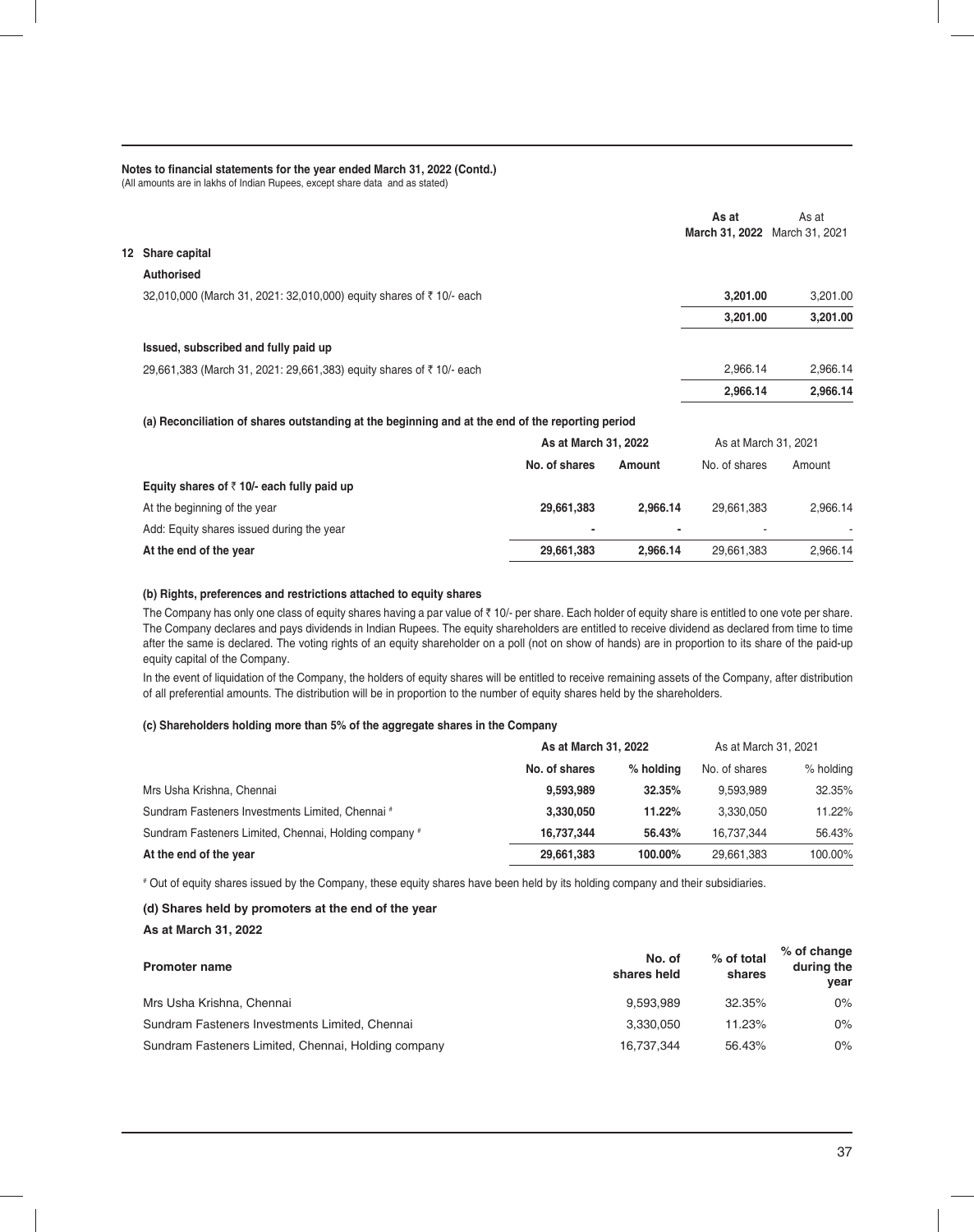**Notes to financial statements for the year ended March 31, 2022 (Contd.)**
(All amounts are in lakhs of Indian Rupees, except share data and as stated)

| | As at March 31, 2022 | As at March 31, 2021 |
|---|---|---|
| **12 Share capital** | | |
| **Authorised** | | |
| 32,010,000 (March 31, 2021: 32,010,000) equity shares of ₹ 10/- each | **3,201.00** | 3,201.00 |
| | **3,201.00** | **3,201.00** |
| **Issued, subscribed and fully paid up** | | |
| 29,661,383 (March 31, 2021: 29,661,383) equity shares of ₹ 10/- each | 2,966.14 | 2,966.14 |
| | **2,966.14** | **2,966.14** |

**(a) Reconciliation of shares outstanding at the beginning and at the end of the reporting period**

| | As at March 31, 2022 | | As at March 31, 2021 | |
|---|---|---|---|---|
| | No. of shares | Amount | No. of shares | Amount |
| **Equity shares of ₹ 10/- each fully paid up** | | | | |
| At the beginning of the year | **29,661,383** | **2,966.14** | 29,661,383 | 2,966.14 |
| Add: Equity shares issued during the year | - | - | - | - |
| **At the end of the year** | **29,661,383** | **2,966.14** | 29,661,383 | 2,966.14 |

**(b) Rights, preferences and restrictions attached to equity shares**

The Company has only one class of equity shares having a par value of ₹ 10/- per share. Each holder of equity share is entitled to one vote per share. The Company declares and pays dividends in Indian Rupees. The equity shareholders are entitled to receive dividend as declared from time to time after the same is declared. The voting rights of an equity shareholder on a poll (not on show of hands) are in proportion to its share of the paid-up equity capital of the Company.

In the event of liquidation of the Company, the holders of equity shares will be entitled to receive remaining assets of the Company, after distribution of all preferential amounts. The distribution will be in proportion to the number of equity shares held by the shareholders.

**(c) Shareholders holding more than 5% of the aggregate shares in the Company**

| | As at March 31, 2022 | | As at March 31, 2021 | |
|---|---|---|---|---|
| | No. of shares | % holding | No. of shares | % holding |
| Mrs Usha Krishna, Chennai | **9,593,989** | **32.35%** | 9,593,989 | 32.35% |
| Sundram Fasteners Investments Limited, Chennai # | **3,330,050** | **11.22%** | 3,330,050 | 11.22% |
| Sundram Fasteners Limited, Chennai, Holding company # | **16,737,344** | **56.43%** | 16,737,344 | 56.43% |
| **At the end of the year** | **29,661,383** | **100.00%** | 29,661,383 | 100.00% |

# Out of equity shares issued by the Company, these equity shares have been held by its holding company and their subsidiaries.

**(d) Shares held by promoters at the end of the year**

**As at March 31, 2022**

| Promoter name | No. of shares held | % of total shares | % of change during the year |
|---|---|---|---|
| Mrs Usha Krishna, Chennai | 9,593,989 | 32.35% | 0% |
| Sundram Fasteners Investments Limited, Chennai | 3,330,050 | 11.23% | 0% |
| Sundram Fasteners Limited, Chennai, Holding company | 16,737,344 | 56.43% | 0% |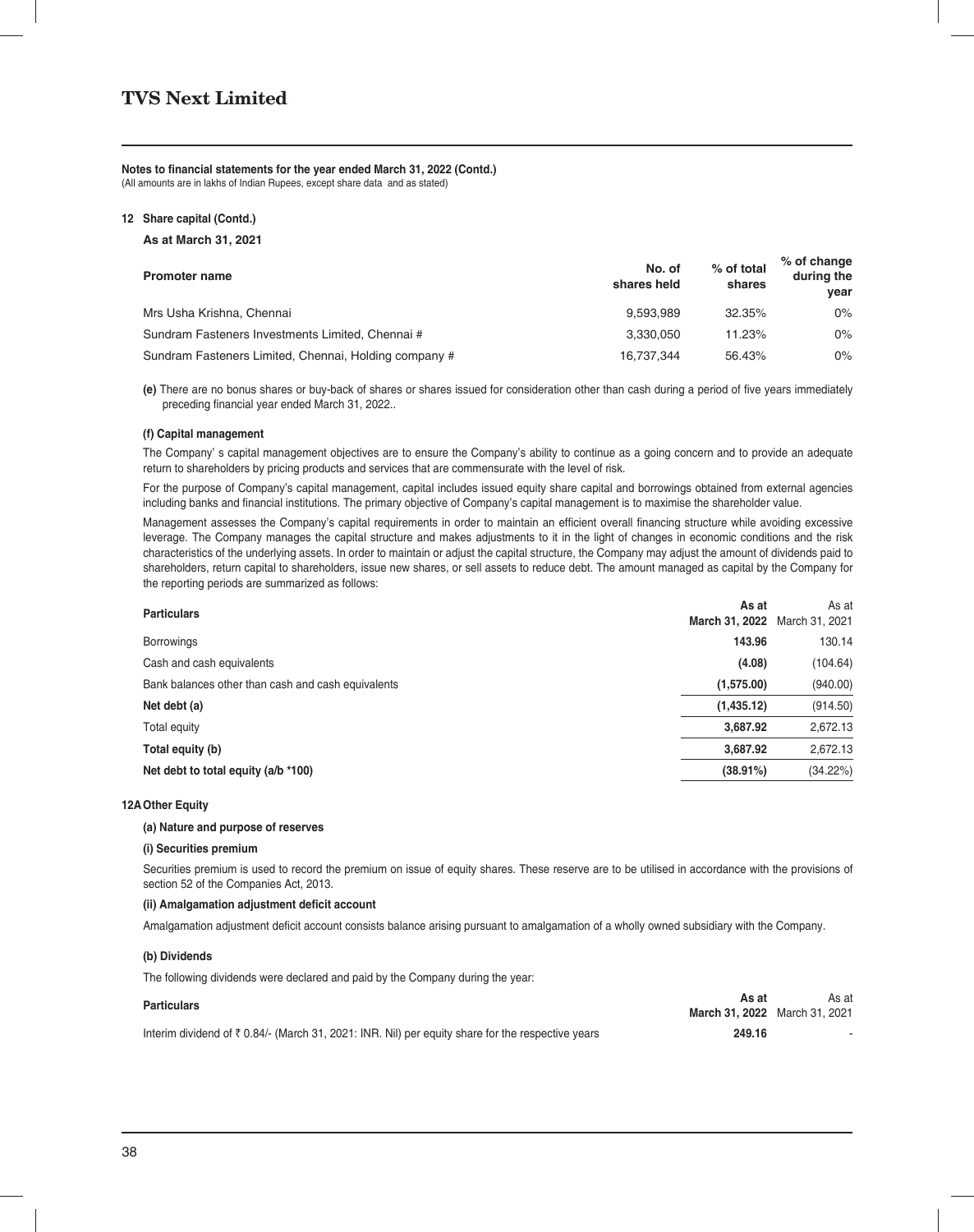**Notes to financial statements for the year ended March 31, 2022 (Contd.)**
(All amounts are in lakhs of Indian Rupees, except share data and as stated)

**12 Share capital (Contd.)**

**As at March 31, 2021**

| Promoter name | No. of shares held | % of total shares | % of change during the year |
|---|---|---|---|
| Mrs Usha Krishna, Chennai | 9,593,989 | 32.35% | 0% |
| Sundram Fasteners Investments Limited, Chennai # | 3,330,050 | 11.23% | 0% |
| Sundram Fasteners Limited, Chennai, Holding company # | 16,737,344 | 56.43% | 0% |

**(e)** There are no bonus shares or buy-back of shares or shares issued for consideration other than cash during a period of five years immediately preceding financial year ended March 31, 2022..

**(f) Capital management**

The Company' s capital management objectives are to ensure the Company's ability to continue as a going concern and to provide an adequate return to shareholders by pricing products and services that are commensurate with the level of risk.

For the purpose of Company's capital management, capital includes issued equity share capital and borrowings obtained from external agencies including banks and financial institutions. The primary objective of Company's capital management is to maximise the shareholder value.

Management assesses the Company's capital requirements in order to maintain an efficient overall financing structure while avoiding excessive leverage. The Company manages the capital structure and makes adjustments to it in the light of changes in economic conditions and the risk characteristics of the underlying assets. In order to maintain or adjust the capital structure, the Company may adjust the amount of dividends paid to shareholders, return capital to shareholders, issue new shares, or sell assets to reduce debt. The amount managed as capital by the Company for the reporting periods are summarized as follows:

| Particulars | As at March 31, 2022 | As at March 31, 2021 |
|---|---|---|
| Borrowings | **143.96** | 130.14 |
| Cash and cash equivalents | **(4.08)** | (104.64) |
| Bank balances other than cash and cash equivalents | **(1,575.00)** | (940.00) |
| **Net debt (a)** | **(1,435.12)** | (914.50) |
| Total equity | **3,687.92** | 2,672.13 |
| **Total equity (b)** | **3,687.92** | 2,672.13 |
| **Net debt to total equity (a/b *100)** | **(38.91%)** | (34.22%) |

**12A Other Equity**

**(a) Nature and purpose of reserves**

**(i) Securities premium**

Securities premium is used to record the premium on issue of equity shares. These reserve are to be utilised in accordance with the provisions of section 52 of the Companies Act, 2013.

**(ii) Amalgamation adjustment deficit account**

Amalgamation adjustment deficit account consists balance arising pursuant to amalgamation of a wholly owned subsidiary with the Company.

**(b) Dividends**

The following dividends were declared and paid by the Company during the year:

| Particulars | As at March 31, 2022 | As at March 31, 2021 |
|---|---|---|
| Interim dividend of ₹ 0.84/- (March 31, 2021: INR. Nil) per equity share for the respective years | **249.16** | - |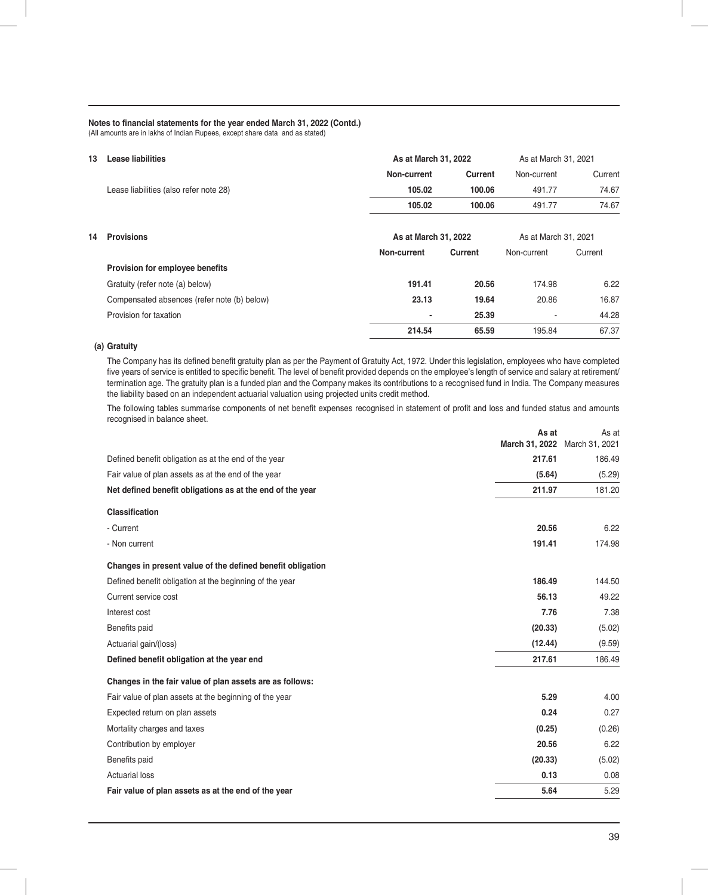**Notes to financial statements for the year ended March 31, 2022 (Contd.)**
(All amounts are in lakhs of Indian Rupees, except share data and as stated)

| 13 Lease liabilities | As at March 31, 2022 | | As at March 31, 2021 | |
|---|---|---|---|---|
| | **Non-current** | **Current** | Non-current | Current |
| Lease liabilities (also refer note 28) | **105.02** | **100.06** | 491.77 | 74.67 |
| | **105.02** | **100.06** | 491.77 | 74.67 |

| 14 Provisions | As at March 31, 2022 | | As at March 31, 2021 | |
|---|---|---|---|---|
| | **Non-current** | **Current** | Non-current | Current |
| **Provision for employee benefits** | | | | |
| Gratuity (refer note (a) below) | **191.41** | **20.56** | 174.98 | 6.22 |
| Compensated absences (refer note (b) below) | **23.13** | **19.64** | 20.86 | 16.87 |
| Provision for taxation | **-** | **25.39** | - | 44.28 |
| | **214.54** | **65.59** | 195.84 | 67.37 |

**(a) Gratuity**

The Company has its defined benefit gratuity plan as per the Payment of Gratuity Act, 1972. Under this legislation, employees who have completed five years of service is entitled to specific benefit. The level of benefit provided depends on the employee's length of service and salary at retirement/ termination age. The gratuity plan is a funded plan and the Company makes its contributions to a recognised fund in India. The Company measures the liability based on an independent actuarial valuation using projected units credit method.

The following tables summarise components of net benefit expenses recognised in statement of profit and loss and funded status and amounts recognised in balance sheet.

| | As at March 31, 2022 | As at March 31, 2021 |
|---|---|---|
| Defined benefit obligation as at the end of the year | **217.61** | 186.49 |
| Fair value of plan assets as at the end of the year | **(5.64)** | (5.29) |
| **Net defined benefit obligations as at the end of the year** | **211.97** | 181.20 |
| **Classification** | | |
| - Current | **20.56** | 6.22 |
| - Non current | **191.41** | 174.98 |
| **Changes in present value of the defined benefit obligation** | | |
| Defined benefit obligation at the beginning of the year | **186.49** | 144.50 |
| Current service cost | **56.13** | 49.22 |
| Interest cost | **7.76** | 7.38 |
| Benefits paid | **(20.33)** | (5.02) |
| Actuarial gain/(loss) | **(12.44)** | (9.59) |
| **Defined benefit obligation at the year end** | **217.61** | 186.49 |
| **Changes in the fair value of plan assets are as follows:** | | |
| Fair value of plan assets at the beginning of the year | **5.29** | 4.00 |
| Expected return on plan assets | **0.24** | 0.27 |
| Mortality charges and taxes | **(0.25)** | (0.26) |
| Contribution by employer | **20.56** | 6.22 |
| Benefits paid | **(20.33)** | (5.02) |
| Actuarial loss | **0.13** | 0.08 |
| **Fair value of plan assets as at the end of the year** | **5.64** | 5.29 |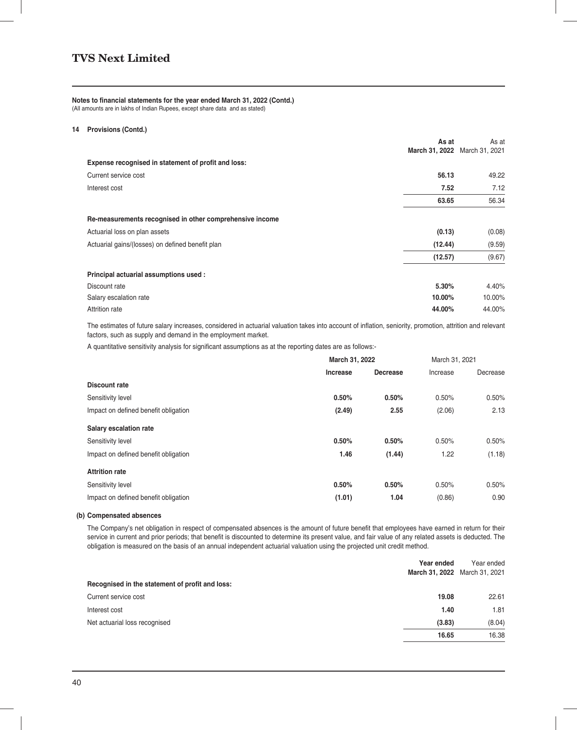# TVS Next Limited

**Notes to financial statements for the year ended March 31, 2022 (Contd.)**
(All amounts are in lakhs of Indian Rupees, except share data and as stated)

**14 Provisions (Contd.)**

| | As at March 31, 2022 | As at March 31, 2021 |
|---|---|---|
| **Expense recognised in statement of profit and loss:** | | |
| Current service cost | **56.13** | 49.22 |
| Interest cost | **7.52** | 7.12 |
| | **63.65** | 56.34 |
| **Re-measurements recognised in other comprehensive income** | | |
| Actuarial loss on plan assets | **(0.13)** | (0.08) |
| Actuarial gains/(losses) on defined benefit plan | **(12.44)** | (9.59) |
| | **(12.57)** | (9.67) |
| **Principal actuarial assumptions used :** | | |
| Discount rate | **5.30%** | 4.40% |
| Salary escalation rate | **10.00%** | 10.00% |
| Attrition rate | **44.00%** | 44.00% |

The estimates of future salary increases, considered in actuarial valuation takes into account of inflation, seniority, promotion, attrition and relevant factors, such as supply and demand in the employment market.

A quantitative sensitivity analysis for significant assumptions as at the reporting dates are as follows:-

| | March 31, 2022 | | March 31, 2021 | |
|---|---|---|---|---|
| | **Increase** | **Decrease** | Increase | Decrease |
| **Discount rate** | | | | |
| Sensitivity level | **0.50%** | **0.50%** | 0.50% | 0.50% |
| Impact on defined benefit obligation | **(2.49)** | **2.55** | (2.06) | 2.13 |
| **Salary escalation rate** | | | | |
| Sensitivity level | **0.50%** | **0.50%** | 0.50% | 0.50% |
| Impact on defined benefit obligation | **1.46** | **(1.44)** | 1.22 | (1.18) |
| **Attrition rate** | | | | |
| Sensitivity level | **0.50%** | **0.50%** | 0.50% | 0.50% |
| Impact on defined benefit obligation | **(1.01)** | **1.04** | (0.86) | 0.90 |

**(b) Compensated absences**

The Company's net obligation in respect of compensated absences is the amount of future benefit that employees have earned in return for their service in current and prior periods; that benefit is discounted to determine its present value, and fair value of any related assets is deducted. The obligation is measured on the basis of an annual independent actuarial valuation using the projected unit credit method.

| | Year ended March 31, 2022 | Year ended March 31, 2021 |
|---|---|---|
| **Recognised in the statement of profit and loss:** | | |
| Current service cost | **19.08** | 22.61 |
| Interest cost | **1.40** | 1.81 |
| Net actuarial loss recognised | **(3.83)** | (8.04) |
| | **16.65** | 16.38 |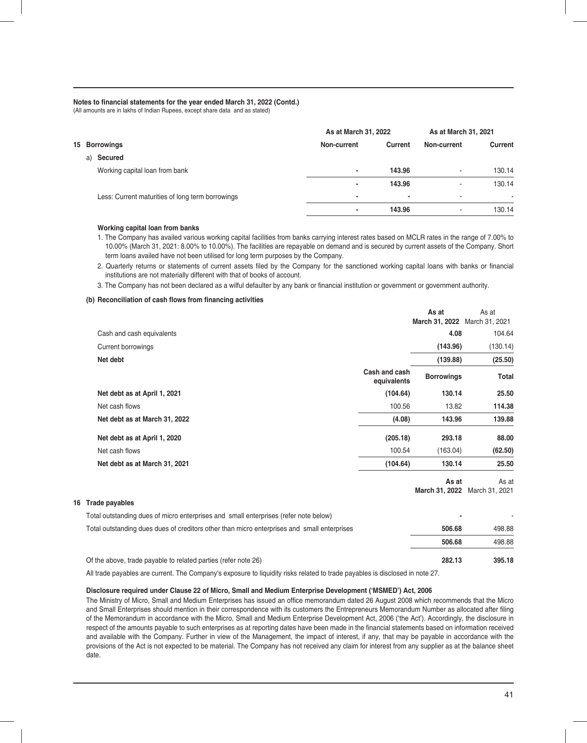**Notes to financial statements for the year ended March 31, 2022 (Contd.)**
(All amounts are in lakhs of Indian Rupees, except share data and as stated)

| | As at March 31, 2022 | | As at March 31, 2021 | |
|---|---|---|---|---|
| **15 Borrowings** | **Non-current** | **Current** | **Non-current** | **Current** |
| a) **Secured** | | | | |
| Working capital loan from bank | - | 143.96 | - | 130.14 |
| | - | 143.96 | - | 130.14 |
| Less: Current maturities of long term borrowings | - | - | - | - |
| | - | 143.96 | - | 130.14 |

**Working capital loan from banks**

1. The Company has availed various working capital facilities from banks carrying interest rates based on MCLR rates in the range of 7.00% to 10.00% (March 31, 2021: 8.00% to 10.00%). The facilities are repayable on demand and is secured by current assets of the Company. Short term loans availed have not been utilised for long term purposes by the Company.
2. Quarterly returns or statements of current assets filed by the Company for the sanctioned working capital loans with banks or financial institutions are not materially different with that of books of account.
3. The Company has not been declared as a wilful defaulter by any bank or financial institution or government or government authority.

**(b) Reconciliation of cash flows from financing activities**

| | As at March 31, 2022 | As at March 31, 2021 |
|---|---|---|
| Cash and cash equivalents | 4.08 | 104.64 |
| Current borrowings | (143.96) | (130.14) |
| **Net debt** | **(139.88)** | **(25.50)** |

| | Cash and cash equivalents | Borrowings | Total |
|---|---|---|---|
| **Net debt as at April 1, 2021** | **(104.64)** | **130.14** | **25.50** |
| Net cash flows | 100.56 | 13.82 | **114.38** |
| **Net debt as at March 31, 2022** | **(4.08)** | **143.96** | **139.88** |
| **Net debt as at April 1, 2020** | **(205.18)** | **293.18** | **88.00** |
| Net cash flows | 100.54 | (163.04) | **(62.50)** |
| **Net debt as at March 31, 2021** | **(104.64)** | **130.14** | **25.50** |

| **16 Trade payables** | As at March 31, 2022 | As at March 31, 2021 |
|---|---|---|
| Total outstanding dues of micro enterprises and small enterprises (refer note below) | - | - |
| Total outstanding dues dues of creditors other than micro enterprises and small enterprises | 506.68 | 498.88 |
| | 506.68 | 498.88 |
| Of the above, trade payable to related parties (refer note 26) | 282.13 | 395.18 |

All trade payables are current. The Company's exposure to liquidity risks related to trade payables is disclosed in note 27.

**Disclosure required under Clause 22 of Micro, Small and Medium Enterprise Development ('MSMED') Act, 2006**

The Ministry of Micro, Small and Medium Enterprises has issued an office memorandum dated 26 August 2008 which recommends that the Micro and Small Enterprises should mention in their correspondence with its customers the Entrepreneurs Memorandum Number as allocated after filing of the Memorandum in accordance with the Micro, Small and Medium Enterprise Development Act, 2006 ('the Act'). Accordingly, the disclosure in respect of the amounts payable to such enterprises as at reporting dates have been made in the financial statements based on information received and available with the Company. Further in view of the Management, the impact of interest, if any, that may be payable in accordance with the provisions of the Act is not expected to be material. The Company has not received any claim for interest from any supplier as at the balance sheet date.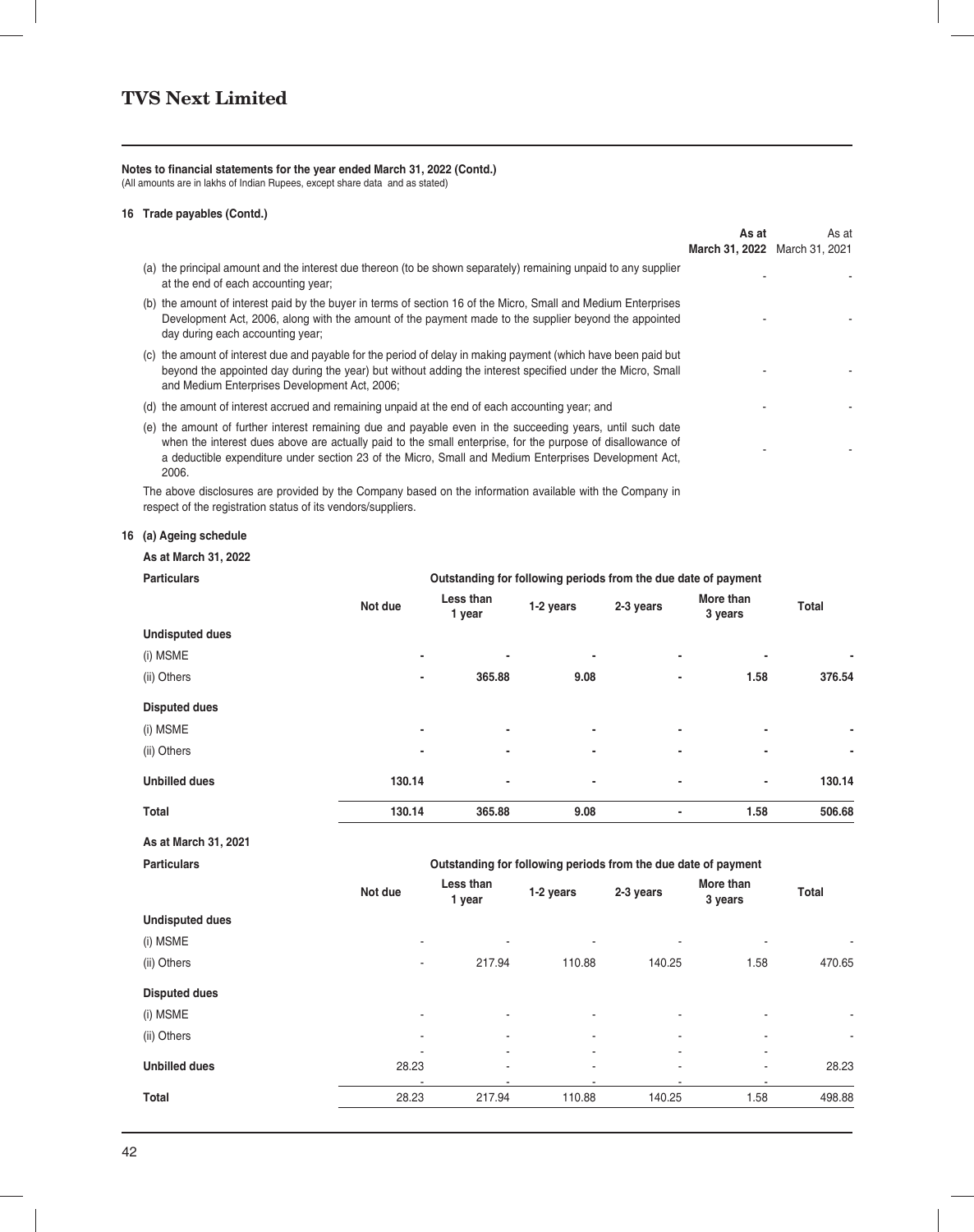**Notes to financial statements for the year ended March 31, 2022 (Contd.)**
(All amounts are in lakhs of Indian Rupees, except share data and as stated)

**16 Trade payables (Contd.)**

| | As at March 31, 2022 | As at March 31, 2021 |
|---|---|---|
| (a) the principal amount and the interest due thereon (to be shown separately) remaining unpaid to any supplier at the end of each accounting year; | - | - |
| (b) the amount of interest paid by the buyer in terms of section 16 of the Micro, Small and Medium Enterprises Development Act, 2006, along with the amount of the payment made to the supplier beyond the appointed day during each accounting year; | - | - |
| (c) the amount of interest due and payable for the period of delay in making payment (which have been paid but beyond the appointed day during the year) but without adding the interest specified under the Micro, Small and Medium Enterprises Development Act, 2006; | - | - |
| (d) the amount of interest accrued and remaining unpaid at the end of each accounting year; and | - | - |
| (e) the amount of further interest remaining due and payable even in the succeeding years, until such date when the interest dues above are actually paid to the small enterprise, for the purpose of disallowance of a deductible expenditure under section 23 of the Micro, Small and Medium Enterprises Development Act, 2006. | - | - |

The above disclosures are provided by the Company based on the information available with the Company in respect of the registration status of its vendors/suppliers.

**16 (a) Ageing schedule**

**As at March 31, 2022**

| Particulars | Outstanding for following periods from the due date of payment | | | | | |
|---|---|---|---|---|---|---|
| | Not due | Less than 1 year | 1-2 years | 2-3 years | More than 3 years | Total |
| **Undisputed dues** | | | | | | |
| (i) MSME | - | - | - | - | - | - |
| (ii) Others | - | 365.88 | 9.08 | - | 1.58 | 376.54 |
| **Disputed dues** | | | | | | |
| (i) MSME | - | - | - | - | - | - |
| (ii) Others | - | - | - | - | - | - |
| **Unbilled dues** | 130.14 | - | - | - | - | 130.14 |
| **Total** | 130.14 | 365.88 | 9.08 | - | 1.58 | 506.68 |

**As at March 31, 2021**

| Particulars | Outstanding for following periods from the due date of payment | | | | | |
|---|---|---|---|---|---|---|
| | Not due | Less than 1 year | 1-2 years | 2-3 years | More than 3 years | Total |
| **Undisputed dues** | | | | | | |
| (i) MSME | - | - | - | - | - | - |
| (ii) Others | - | 217.94 | 110.88 | 140.25 | 1.58 | 470.65 |
| **Disputed dues** | | | | | | |
| (i) MSME | - | - | - | - | - | - |
| (ii) Others | - | - | - | - | - | - |
| **Unbilled dues** | 28.23 | - | - | - | - | 28.23 |
| **Total** | 28.23 | 217.94 | 110.88 | 140.25 | 1.58 | 498.88 |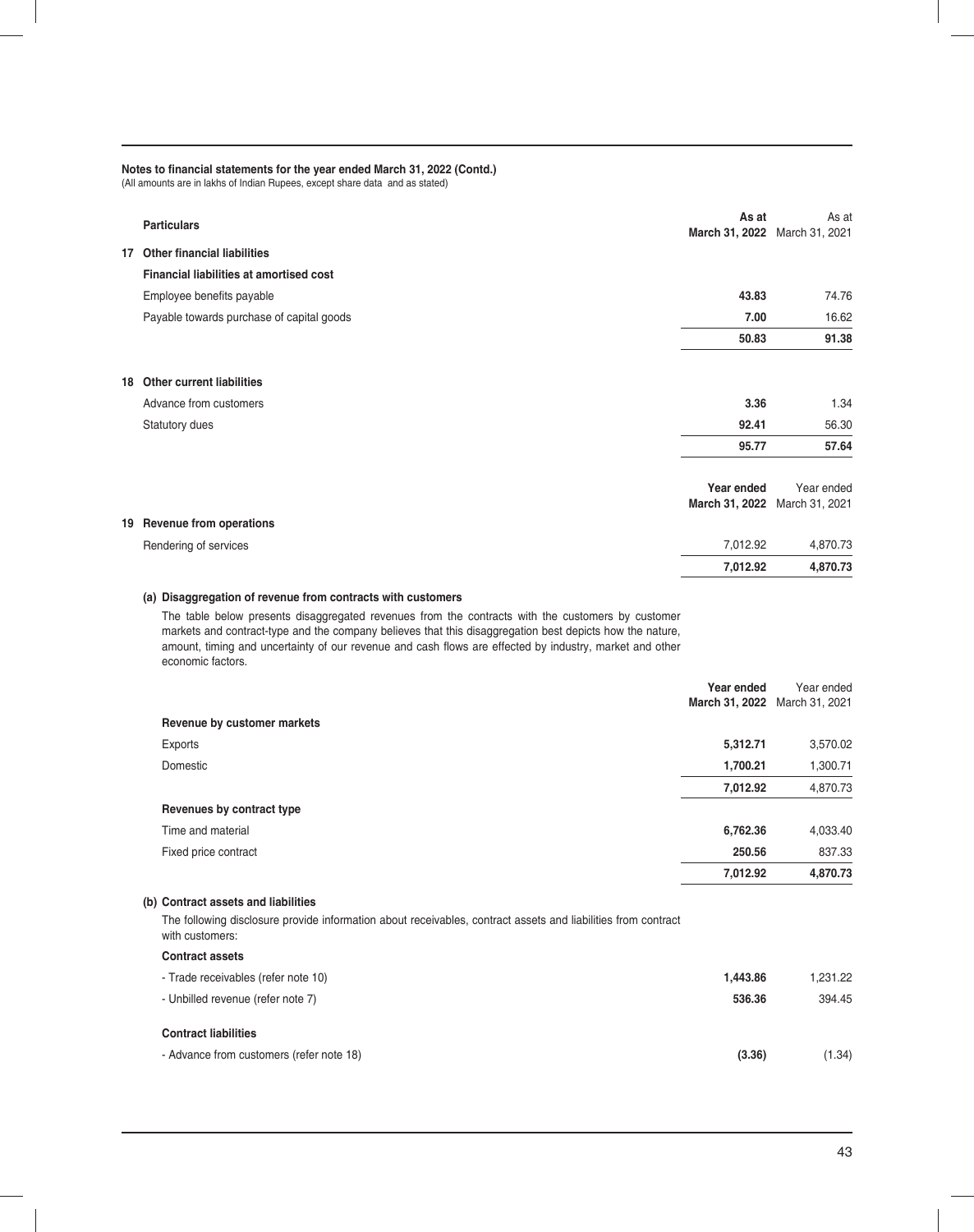**Notes to financial statements for the year ended March 31, 2022 (Contd.)**
(All amounts are in lakhs of Indian Rupees, except share data and as stated)

| | Particulars | As at March 31, 2022 | As at March 31, 2021 |
|---|---|---|---|
| **17** | **Other financial liabilities** | | |
| | **Financial liabilities at amortised cost** | | |
| | Employee benefits payable | **43.83** | 74.76 |
| | Payable towards purchase of capital goods | **7.00** | 16.62 |
| | | **50.83** | **91.38** |
| **18** | **Other current liabilities** | | |
| | Advance from customers | **3.36** | 1.34 |
| | Statutory dues | **92.41** | 56.30 |
| | | **95.77** | **57.64** |

| | | Year ended March 31, 2022 | Year ended March 31, 2021 |
|---|---|---|---|
| **19** | **Revenue from operations** | | |
| | Rendering of services | 7,012.92 | 4,870.73 |
| | | **7,012.92** | **4,870.73** |

**(a) Disaggregation of revenue from contracts with customers**

The table below presents disaggregated revenues from the contracts with the customers by customer markets and contract-type and the company believes that this disaggregation best depicts how the nature, amount, timing and uncertainty of our revenue and cash flows are effected by industry, market and other economic factors.

| | Year ended March 31, 2022 | Year ended March 31, 2021 |
|---|---|---|
| **Revenue by customer markets** | | |
| Exports | **5,312.71** | 3,570.02 |
| Domestic | **1,700.21** | 1,300.71 |
| | **7,012.92** | 4,870.73 |
| **Revenues by contract type** | | |
| Time and material | **6,762.36** | 4,033.40 |
| Fixed price contract | **250.56** | 837.33 |
| | **7,012.92** | **4,870.73** |

**(b) Contract assets and liabilities**

The following disclosure provide information about receivables, contract assets and liabilities from contract with customers:

| | | |
|---|---|---|
| **Contract assets** | | |
| - Trade receivables (refer note 10) | **1,443.86** | 1,231.22 |
| - Unbilled revenue (refer note 7) | **536.36** | 394.45 |
| **Contract liabilities** | | |
| - Advance from customers (refer note 18) | **(3.36)** | (1.34) |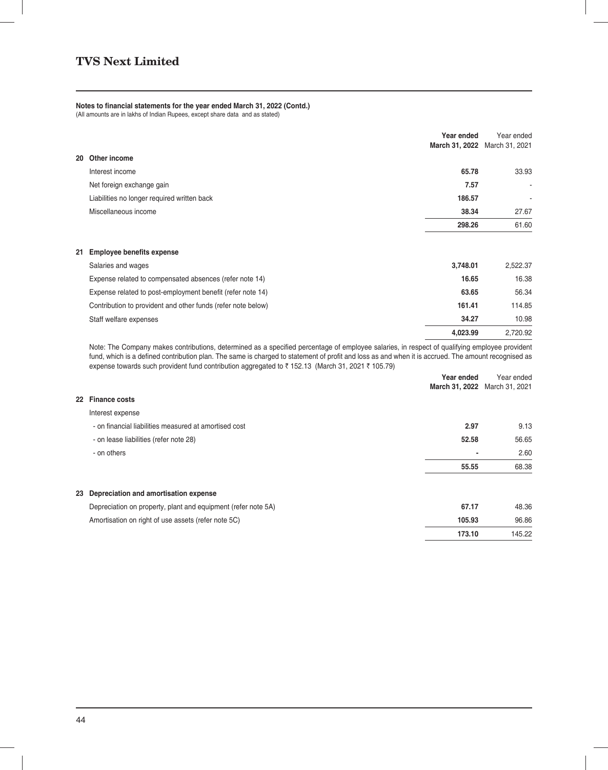## TVS Next Limited

**Notes to financial statements for the year ended March 31, 2022 (Contd.)**
(All amounts are in lakhs of Indian Rupees, except share data and as stated)

| | | **Year ended March 31, 2022** | Year ended March 31, 2021 |
|---|---|---|---|
| **20** | **Other income** | | |
| | Interest income | **65.78** | 33.93 |
| | Net foreign exchange gain | **7.57** | - |
| | Liabilities no longer required written back | **186.57** | - |
| | Miscellaneous income | **38.34** | 27.67 |
| | | **298.26** | 61.60 |
| **21** | **Employee benefits expense** | | |
| | Salaries and wages | **3,748.01** | 2,522.37 |
| | Expense related to compensated absences (refer note 14) | **16.65** | 16.38 |
| | Expense related to post-employment benefit (refer note 14) | **63.65** | 56.34 |
| | Contribution to provident and other funds (refer note below) | **161.41** | 114.85 |
| | Staff welfare expenses | **34.27** | 10.98 |
| | | **4,023.99** | 2,720.92 |

Note: The Company makes contributions, determined as a specified percentage of employee salaries, in respect of qualifying employee provident fund, which is a defined contribution plan. The same is charged to statement of profit and loss as and when it is accrued. The amount recognised as expense towards such provident fund contribution aggregated to ₹ 152.13 (March 31, 2021 ₹ 105.79)

| | | **Year ended March 31, 2022** | Year ended March 31, 2021 |
|---|---|---|---|
| **22** | **Finance costs** | | |
| | Interest expense | | |
| | - on financial liabilities measured at amortised cost | **2.97** | 9.13 |
| | - on lease liabilities (refer note 28) | **52.58** | 56.65 |
| | - on others | **-** | 2.60 |
| | | **55.55** | 68.38 |
| **23** | **Depreciation and amortisation expense** | | |
| | Depreciation on property, plant and equipment (refer note 5A) | **67.17** | 48.36 |
| | Amortisation on right of use assets (refer note 5C) | **105.93** | 96.86 |
| | | **173.10** | 145.22 |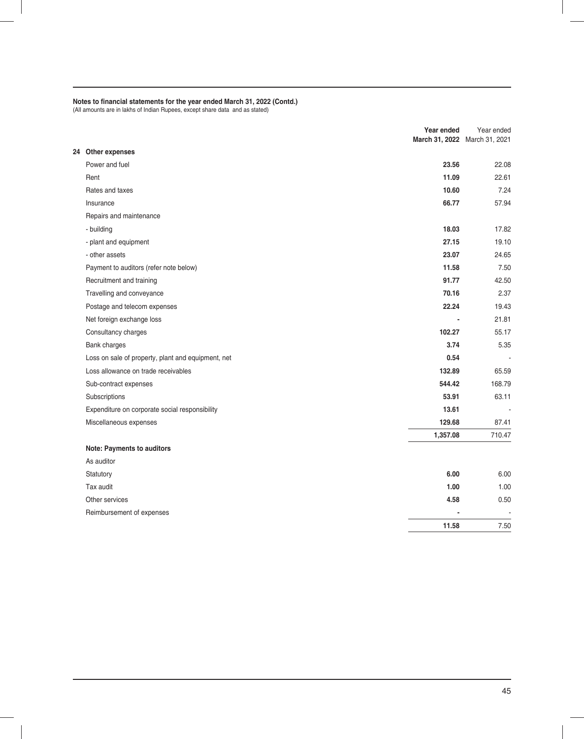**Notes to financial statements for the year ended March 31, 2022 (Contd.)**
(All amounts are in lakhs of Indian Rupees, except share data and as stated)

| | **Year ended March 31, 2022** | Year ended March 31, 2021 |
|---|---|---|
| **24 Other expenses** | | |
| Power and fuel | **23.56** | 22.08 |
| Rent | **11.09** | 22.61 |
| Rates and taxes | **10.60** | 7.24 |
| Insurance | **66.77** | 57.94 |
| Repairs and maintenance | | |
| - building | **18.03** | 17.82 |
| - plant and equipment | **27.15** | 19.10 |
| - other assets | **23.07** | 24.65 |
| Payment to auditors (refer note below) | **11.58** | 7.50 |
| Recruitment and training | **91.77** | 42.50 |
| Travelling and conveyance | **70.16** | 2.37 |
| Postage and telecom expenses | **22.24** | 19.43 |
| Net foreign exchange loss | **-** | 21.81 |
| Consultancy charges | **102.27** | 55.17 |
| Bank charges | **3.74** | 5.35 |
| Loss on sale of property, plant and equipment, net | **0.54** | - |
| Loss allowance on trade receivables | **132.89** | 65.59 |
| Sub-contract expenses | **544.42** | 168.79 |
| Subscriptions | **53.91** | 63.11 |
| Expenditure on corporate social responsibility | **13.61** | - |
| Miscellaneous expenses | **129.68** | 87.41 |
| | **1,357.08** | 710.47 |
| **Note: Payments to auditors** | | |
| As auditor | | |
| Statutory | **6.00** | 6.00 |
| Tax audit | **1.00** | 1.00 |
| Other services | **4.58** | 0.50 |
| Reimbursement of expenses | **-** | - |
| | **11.58** | 7.50 |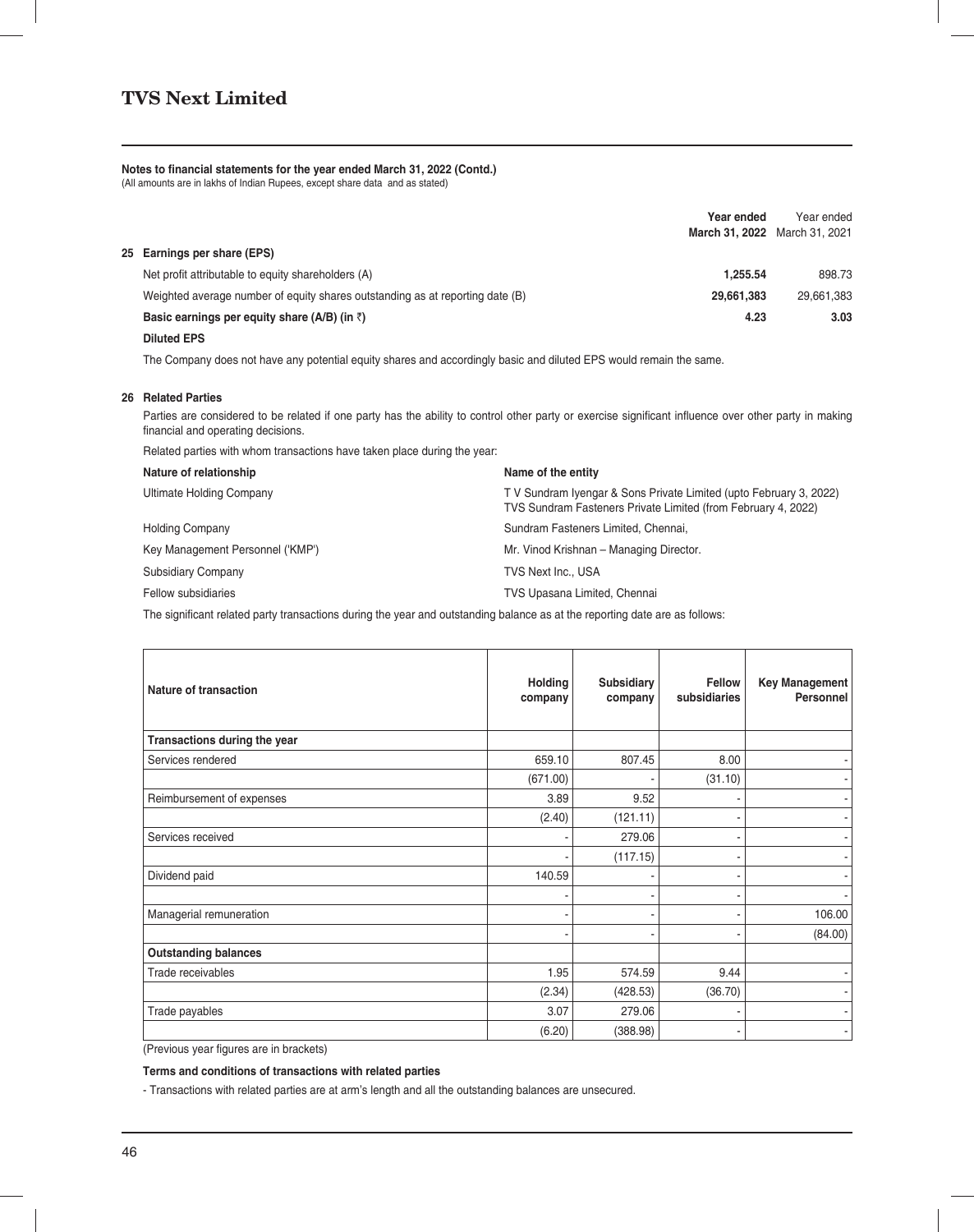# TVS Next Limited

**Notes to financial statements for the year ended March 31, 2022 (Contd.)**
(All amounts are in lakhs of Indian Rupees, except share data and as stated)

| | Year ended March 31, 2022 | Year ended March 31, 2021 |
|---|---|---|
| **25 Earnings per share (EPS)** | | |
| Net profit attributable to equity shareholders (A) | **1,255.54** | 898.73 |
| Weighted average number of equity shares outstanding as at reporting date (B) | **29,661,383** | 29,661,383 |
| **Basic earnings per equity share (A/B) (in ₹)** | **4.23** | **3.03** |

**Diluted EPS**

The Company does not have any potential equity shares and accordingly basic and diluted EPS would remain the same.

## 26 Related Parties

Parties are considered to be related if one party has the ability to control other party or exercise significant influence over other party in making financial and operating decisions.

Related parties with whom transactions have taken place during the year:

| Nature of relationship | Name of the entity |
|---|---|
| Ultimate Holding Company | T V Sundram Iyengar & Sons Private Limited (upto February 3, 2022)<br>TVS Sundram Fasteners Private Limited (from February 4, 2022) |
| Holding Company | Sundram Fasteners Limited, Chennai, |
| Key Management Personnel ('KMP') | Mr. Vinod Krishnan – Managing Director. |
| Subsidiary Company | TVS Next Inc., USA |
| Fellow subsidiaries | TVS Upasana Limited, Chennai |

The significant related party transactions during the year and outstanding balance as at the reporting date are as follows:

| Nature of transaction | Holding company | Subsidiary company | Fellow subsidiaries | Key Management Personnel |
|---|---|---|---|---|
| **Transactions during the year** | | | | |
| Services rendered | 659.10 | 807.45 | 8.00 | - |
| | (671.00) | - | (31.10) | - |
| Reimbursement of expenses | 3.89 | 9.52 | - | - |
| | (2.40) | (121.11) | - | - |
| Services received | - | 279.06 | - | - |
| | - | (117.15) | - | - |
| Dividend paid | 140.59 | - | - | - |
| | - | - | - | - |
| Managerial remuneration | - | - | - | 106.00 |
| | - | - | - | (84.00) |
| **Outstanding balances** | | | | |
| Trade receivables | 1.95 | 574.59 | 9.44 | - |
| | (2.34) | (428.53) | (36.70) | - |
| Trade payables | 3.07 | 279.06 | - | - |
| | (6.20) | (388.98) | - | - |

(Previous year figures are in brackets)

**Terms and conditions of transactions with related parties**

- Transactions with related parties are at arm's length and all the outstanding balances are unsecured.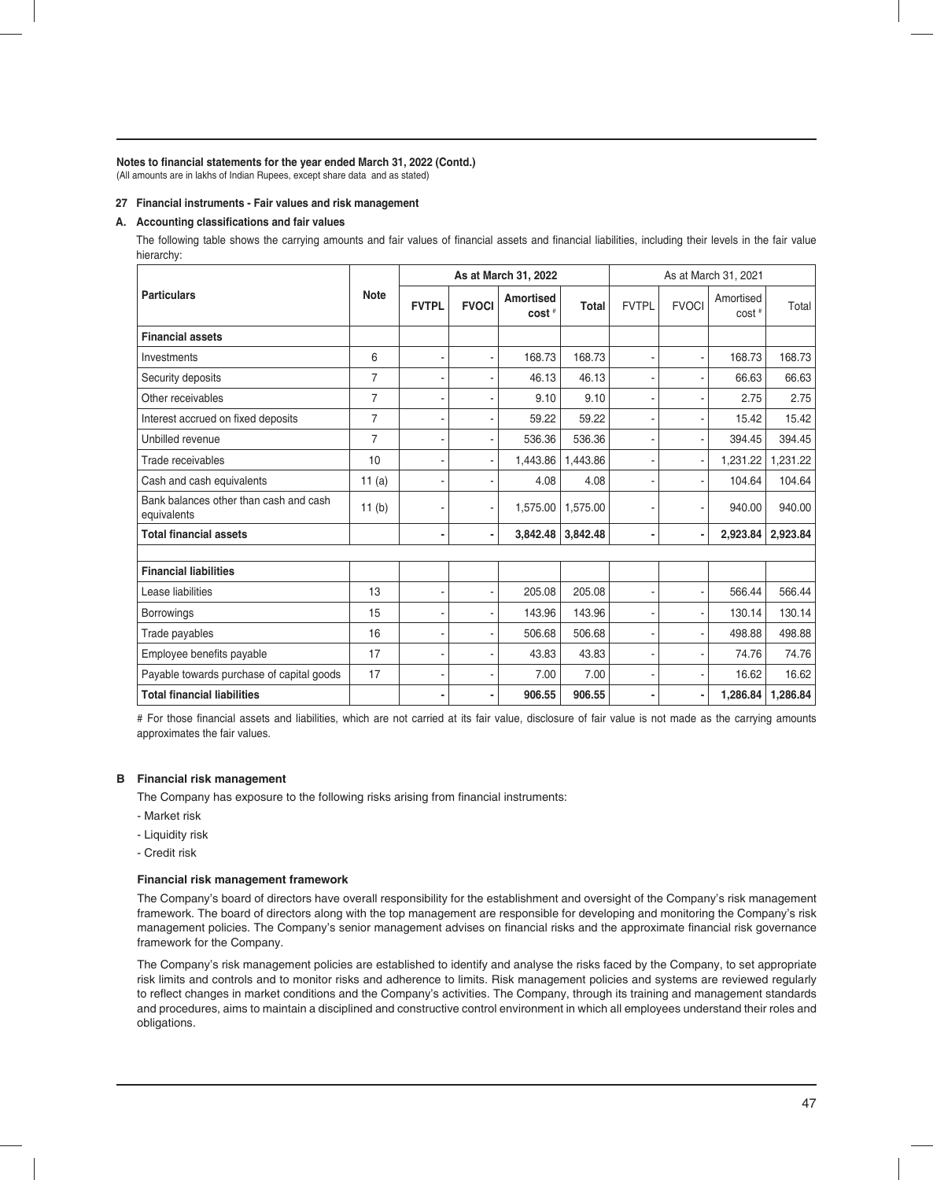**Notes to financial statements for the year ended March 31, 2022 (Contd.)**
(All amounts are in lakhs of Indian Rupees, except share data and as stated)

### 27 Financial instruments - Fair values and risk management

#### A. Accounting classifications and fair values

The following table shows the carrying amounts and fair values of financial assets and financial liabilities, including their levels in the fair value hierarchy:

| Particulars | Note | As at March 31, 2022 | | | | As at March 31, 2021 | | | |
|---|---|---|---|---|---|---|---|---|---|
| | | FVTPL | FVOCI | Amortised cost # | Total | FVTPL | FVOCI | Amortised cost # | Total |
| **Financial assets** | | | | | | | | | |
| Investments | 6 | - | - | 168.73 | 168.73 | - | - | 168.73 | 168.73 |
| Security deposits | 7 | - | - | 46.13 | 46.13 | - | - | 66.63 | 66.63 |
| Other receivables | 7 | - | - | 9.10 | 9.10 | - | - | 2.75 | 2.75 |
| Interest accrued on fixed deposits | 7 | - | - | 59.22 | 59.22 | - | - | 15.42 | 15.42 |
| Unbilled revenue | 7 | - | - | 536.36 | 536.36 | - | - | 394.45 | 394.45 |
| Trade receivables | 10 | - | - | 1,443.86 | 1,443.86 | - | - | 1,231.22 | 1,231.22 |
| Cash and cash equivalents | 11 (a) | - | - | 4.08 | 4.08 | - | - | 104.64 | 104.64 |
| Bank balances other than cash and cash equivalents | 11 (b) | - | - | 1,575.00 | 1,575.00 | - | - | 940.00 | 940.00 |
| **Total financial assets** | | **-** | **-** | **3,842.48** | **3,842.48** | **-** | **-** | **2,923.84** | **2,923.84** |
| | | | | | | | | | |
| **Financial liabilities** | | | | | | | | | |
| Lease liabilities | 13 | - | - | 205.08 | 205.08 | - | - | 566.44 | 566.44 |
| Borrowings | 15 | - | - | 143.96 | 143.96 | - | - | 130.14 | 130.14 |
| Trade payables | 16 | - | - | 506.68 | 506.68 | - | - | 498.88 | 498.88 |
| Employee benefits payable | 17 | - | - | 43.83 | 43.83 | - | - | 74.76 | 74.76 |
| Payable towards purchase of capital goods | 17 | - | - | 7.00 | 7.00 | - | - | 16.62 | 16.62 |
| **Total financial liabilities** | | **-** | **-** | **906.55** | **906.55** | **-** | **-** | **1,286.84** | **1,286.84** |

# For those financial assets and liabilities, which are not carried at its fair value, disclosure of fair value is not made as the carrying amounts approximates the fair values.

#### B Financial risk management

The Company has exposure to the following risks arising from financial instruments:

- Market risk
- Liquidity risk
- Credit risk

**Financial risk management framework**

The Company's board of directors have overall responsibility for the establishment and oversight of the Company's risk management framework. The board of directors along with the top management are responsible for developing and monitoring the Company's risk management policies. The Company's senior management advises on financial risks and the approximate financial risk governance framework for the Company.

The Company's risk management policies are established to identify and analyse the risks faced by the Company, to set appropriate risk limits and controls and to monitor risks and adherence to limits. Risk management policies and systems are reviewed regularly to reflect changes in market conditions and the Company's activities. The Company, through its training and management standards and procedures, aims to maintain a disciplined and constructive control environment in which all employees understand their roles and obligations.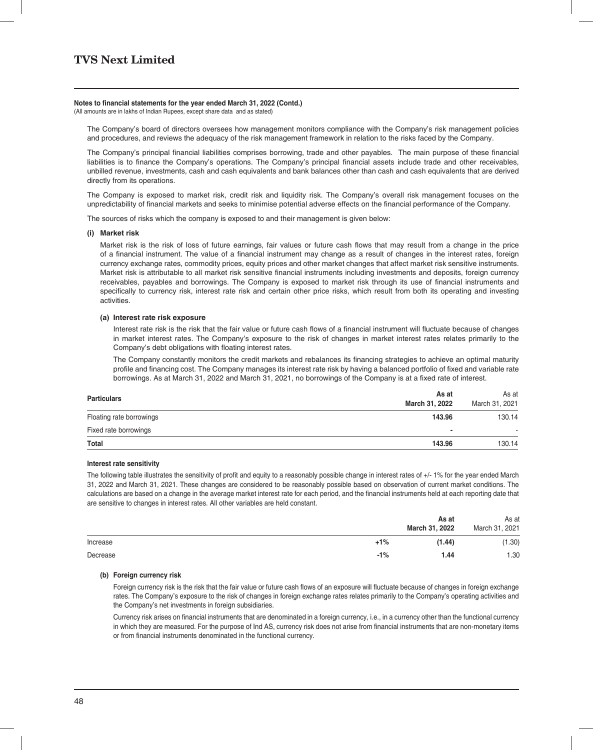**Notes to financial statements for the year ended March 31, 2022 (Contd.)**

(All amounts are in lakhs of Indian Rupees, except share data and as stated)

The Company's board of directors oversees how management monitors compliance with the Company's risk management policies and procedures, and reviews the adequacy of the risk management framework in relation to the risks faced by the Company.

The Company's principal financial liabilities comprises borrowing, trade and other payables. The main purpose of these financial liabilities is to finance the Company's operations. The Company's principal financial assets include trade and other receivables, unbilled revenue, investments, cash and cash equivalents and bank balances other than cash and cash equivalents that are derived directly from its operations.

The Company is exposed to market risk, credit risk and liquidity risk. The Company's overall risk management focuses on the unpredictability of financial markets and seeks to minimise potential adverse effects on the financial performance of the Company.

The sources of risks which the company is exposed to and their management is given below:

**(i) Market risk**

Market risk is the risk of loss of future earnings, fair values or future cash flows that may result from a change in the price of a financial instrument. The value of a financial instrument may change as a result of changes in the interest rates, foreign currency exchange rates, commodity prices, equity prices and other market changes that affect market risk sensitive instruments. Market risk is attributable to all market risk sensitive financial instruments including investments and deposits, foreign currency receivables, payables and borrowings. The Company is exposed to market risk through its use of financial instruments and specifically to currency risk, interest rate risk and certain other price risks, which result from both its operating and investing activities.

**(a) Interest rate risk exposure**

Interest rate risk is the risk that the fair value or future cash flows of a financial instrument will fluctuate because of changes in market interest rates. The Company's exposure to the risk of changes in market interest rates relates primarily to the Company's debt obligations with floating interest rates.

The Company constantly monitors the credit markets and rebalances its financing strategies to achieve an optimal maturity profile and financing cost. The Company manages its interest rate risk by having a balanced portfolio of fixed and variable rate borrowings. As at March 31, 2022 and March 31, 2021, no borrowings of the Company is at a fixed rate of interest.

| Particulars | As at March 31, 2022 | As at March 31, 2021 |
|---|---|---|
| Floating rate borrowings | 143.96 | 130.14 |
| Fixed rate borrowings | - | - |
| **Total** | **143.96** | 130.14 |

**Interest rate sensitivity**

The following table illustrates the sensitivity of profit and equity to a reasonably possible change in interest rates of +/- 1% for the year ended March 31, 2022 and March 31, 2021. These changes are considered to be reasonably possible based on observation of current market conditions. The calculations are based on a change in the average market interest rate for each period, and the financial instruments held at each reporting date that are sensitive to changes in interest rates. All other variables are held constant.

| | | As at March 31, 2022 | As at March 31, 2021 |
|---|---|---|---|
| Increase | +1% | (1.44) | (1.30) |
| Decrease | -1% | 1.44 | 1.30 |

**(b) Foreign currency risk**

Foreign currency risk is the risk that the fair value or future cash flows of an exposure will fluctuate because of changes in foreign exchange rates. The Company's exposure to the risk of changes in foreign exchange rates relates primarily to the Company's operating activities and the Company's net investments in foreign subsidiaries.

Currency risk arises on financial instruments that are denominated in a foreign currency, i.e., in a currency other than the functional currency in which they are measured. For the purpose of Ind AS, currency risk does not arise from financial instruments that are non-monetary items or from financial instruments denominated in the functional currency.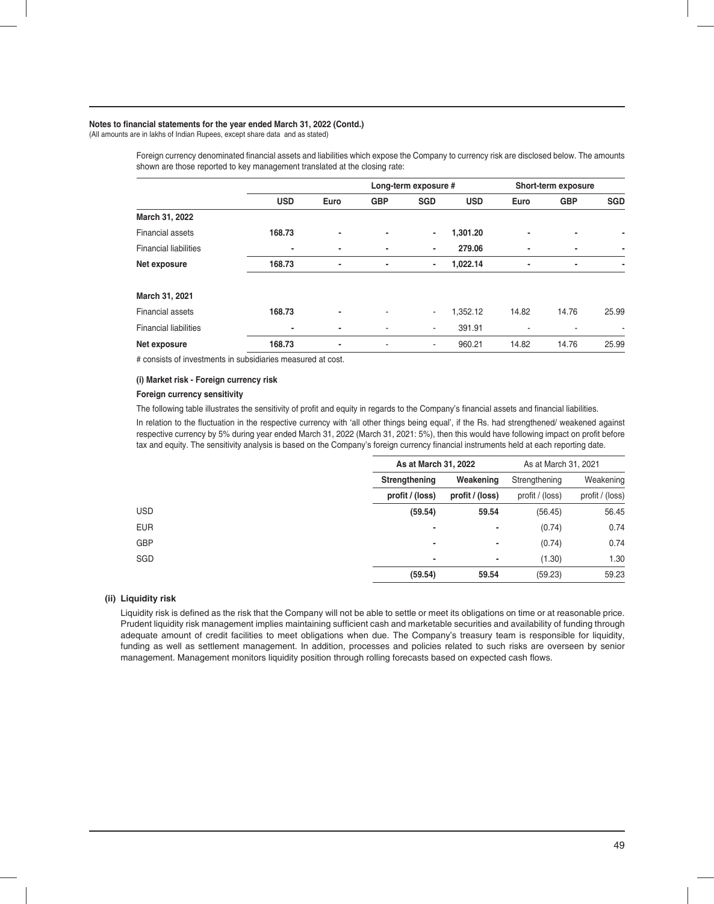**Notes to financial statements for the year ended March 31, 2022 (Contd.)**
(All amounts are in lakhs of Indian Rupees, except share data and as stated)

Foreign currency denominated financial assets and liabilities which expose the Company to currency risk are disclosed below. The amounts shown are those reported to key management translated at the closing rate:

| | Long-term exposure # | | | | Short-term exposure | | | |
|---|---|---|---|---|---|---|---|---|
| | **USD** | **Euro** | **GBP** | **SGD** | **USD** | **Euro** | **GBP** | **SGD** |
| **March 31, 2022** | | | | | | | | |
| Financial assets | **168.73** | **-** | **-** | **-** | **1,301.20** | **-** | **-** | **-** |
| Financial liabilities | **-** | **-** | **-** | **-** | **279.06** | **-** | **-** | **-** |
| **Net exposure** | **168.73** | **-** | **-** | **-** | **1,022.14** | **-** | **-** | **-** |
| **March 31, 2021** | | | | | | | | |
| Financial assets | **168.73** | **-** | - | - | 1,352.12 | 14.82 | 14.76 | 25.99 |
| Financial liabilities | **-** | **-** | - | - | 391.91 | - | - | - |
| **Net exposure** | **168.73** | **-** | - | - | 960.21 | 14.82 | 14.76 | 25.99 |

# consists of investments in subsidiaries measured at cost.

**(i) Market risk - Foreign currency risk**

**Foreign currency sensitivity**

The following table illustrates the sensitivity of profit and equity in regards to the Company's financial assets and financial liabilities.

In relation to the fluctuation in the respective currency with 'all other things being equal', if the Rs. had strengthened/ weakened against respective currency by 5% during year ended March 31, 2022 (March 31, 2021: 5%), then this would have following impact on profit before tax and equity. The sensitivity analysis is based on the Company's foreign currency financial instruments held at each reporting date.

| | As at March 31, 2022 | | As at March 31, 2021 | |
|---|---|---|---|---|
| | **Strengthening** | **Weakening** | Strengthening | Weakening |
| | **profit / (loss)** | **profit / (loss)** | profit / (loss) | profit / (loss) |
| USD | **(59.54)** | **59.54** | (56.45) | 56.45 |
| EUR | **-** | **-** | (0.74) | 0.74 |
| GBP | **-** | **-** | (0.74) | 0.74 |
| SGD | **-** | **-** | (1.30) | 1.30 |
| | **(59.54)** | **59.54** | (59.23) | 59.23 |

**(ii) Liquidity risk**

Liquidity risk is defined as the risk that the Company will not be able to settle or meet its obligations on time or at reasonable price. Prudent liquidity risk management implies maintaining sufficient cash and marketable securities and availability of funding through adequate amount of credit facilities to meet obligations when due. The Company's treasury team is responsible for liquidity, funding as well as settlement management. In addition, processes and policies related to such risks are overseen by senior management. Management monitors liquidity position through rolling forecasts based on expected cash flows.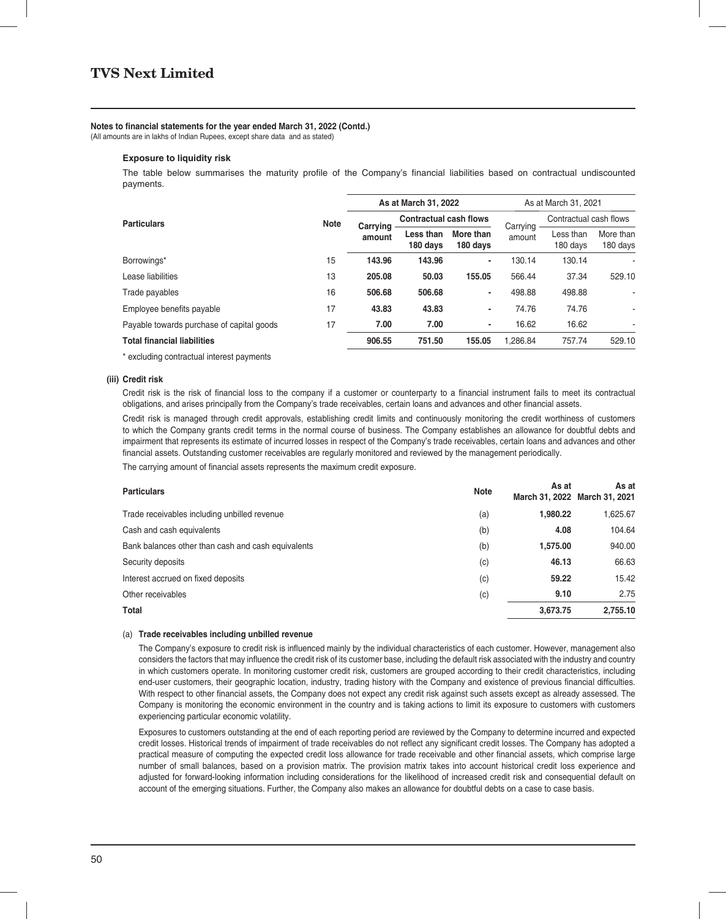**Notes to financial statements for the year ended March 31, 2022 (Contd.)**
(All amounts are in lakhs of Indian Rupees, except share data and as stated)

**Exposure to liquidity risk**

The table below summarises the maturity profile of the Company's financial liabilities based on contractual undiscounted payments.

| Particulars | Note | As at March 31, 2022 | | | As at March 31, 2021 | | |
|---|---|---|---|---|---|---|---|
| | | Carrying amount | Contractual cash flows | | Carrying amount | Contractual cash flows | |
| | | | Less than 180 days | More than 180 days | | Less than 180 days | More than 180 days |
| Borrowings* | 15 | **143.96** | **143.96** | **-** | 130.14 | 130.14 | - |
| Lease liabilities | 13 | **205.08** | **50.03** | **155.05** | 566.44 | 37.34 | 529.10 |
| Trade payables | 16 | **506.68** | **506.68** | **-** | 498.88 | 498.88 | - |
| Employee benefits payable | 17 | **43.83** | **43.83** | **-** | 74.76 | 74.76 | - |
| Payable towards purchase of capital goods | 17 | **7.00** | **7.00** | **-** | 16.62 | 16.62 | - |
| **Total financial liabilities** | | **906.55** | **751.50** | **155.05** | 1,286.84 | 757.74 | 529.10 |

\* excluding contractual interest payments

**(iii) Credit risk**

Credit risk is the risk of financial loss to the company if a customer or counterparty to a financial instrument fails to meet its contractual obligations, and arises principally from the Company's trade receivables, certain loans and advances and other financial assets.

Credit risk is managed through credit approvals, establishing credit limits and continuously monitoring the credit worthiness of customers to which the Company grants credit terms in the normal course of business. The Company establishes an allowance for doubtful debts and impairment that represents its estimate of incurred losses in respect of the Company's trade receivables, certain loans and advances and other financial assets. Outstanding customer receivables are regularly monitored and reviewed by the management periodically.

The carrying amount of financial assets represents the maximum credit exposure.

| Particulars | Note | As at March 31, 2022 | As at March 31, 2021 |
|---|---|---|---|
| Trade receivables including unbilled revenue | (a) | **1,980.22** | 1,625.67 |
| Cash and cash equivalents | (b) | **4.08** | 104.64 |
| Bank balances other than cash and cash equivalents | (b) | **1,575.00** | 940.00 |
| Security deposits | (c) | **46.13** | 66.63 |
| Interest accrued on fixed deposits | (c) | **59.22** | 15.42 |
| Other receivables | (c) | **9.10** | 2.75 |
| **Total** | | **3,673.75** | **2,755.10** |

(a) **Trade receivables including unbilled revenue**

The Company's exposure to credit risk is influenced mainly by the individual characteristics of each customer. However, management also considers the factors that may influence the credit risk of its customer base, including the default risk associated with the industry and country in which customers operate. In monitoring customer credit risk, customers are grouped according to their credit characteristics, including end-user customers, their geographic location, industry, trading history with the Company and existence of previous financial difficulties. With respect to other financial assets, the Company does not expect any credit risk against such assets except as already assessed. The Company is monitoring the economic environment in the country and is taking actions to limit its exposure to customers with customers experiencing particular economic volatility.

Exposures to customers outstanding at the end of each reporting period are reviewed by the Company to determine incurred and expected credit losses. Historical trends of impairment of trade receivables do not reflect any significant credit losses. The Company has adopted a practical measure of computing the expected credit loss allowance for trade receivable and other financial assets, which comprise large number of small balances, based on a provision matrix. The provision matrix takes into account historical credit loss experience and adjusted for forward-looking information including considerations for the likelihood of increased credit risk and consequential default on account of the emerging situations. Further, the Company also makes an allowance for doubtful debts on a case to case basis.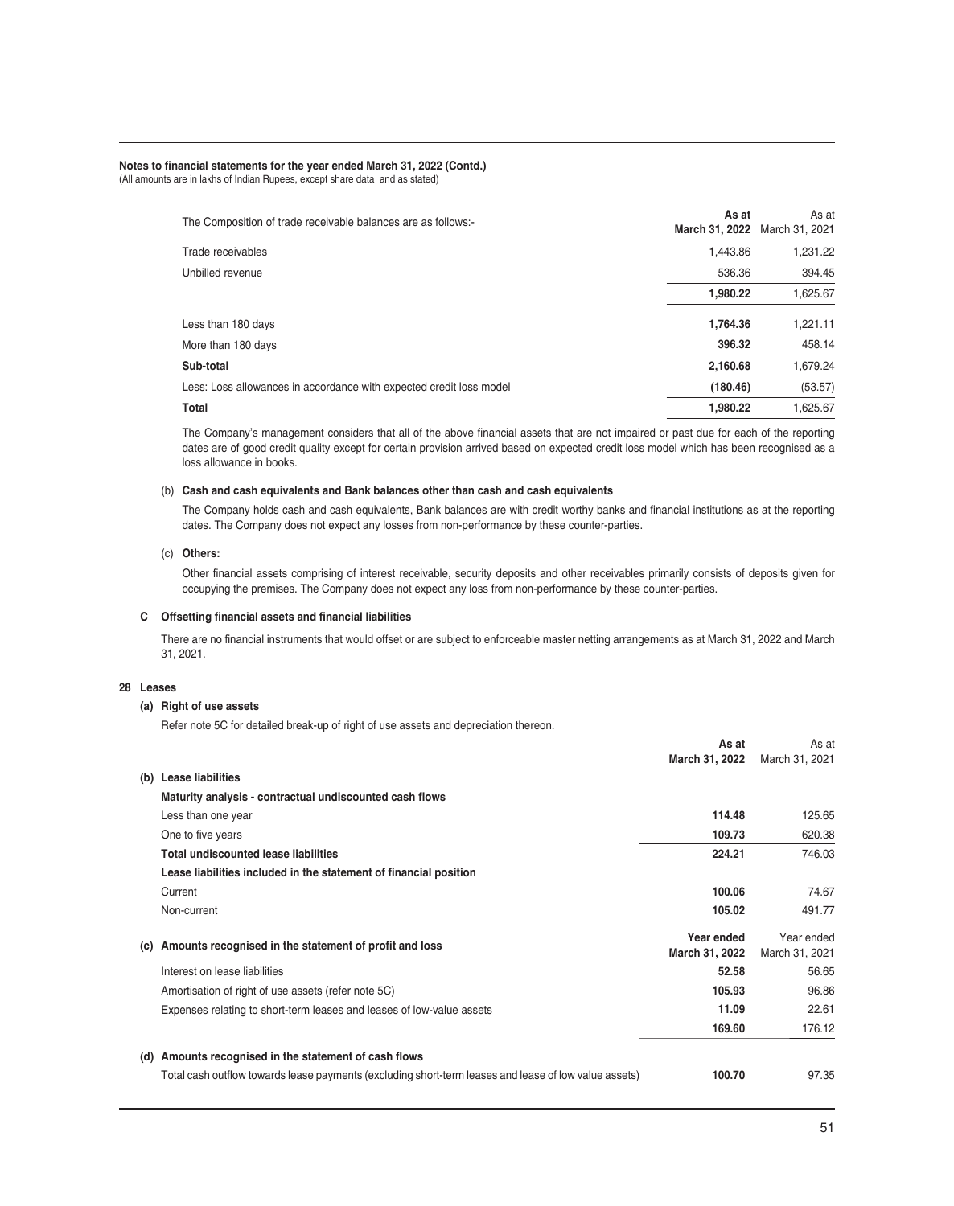**Notes to financial statements for the year ended March 31, 2022 (Contd.)**
(All amounts are in lakhs of Indian Rupees, except share data and as stated)

| The Composition of trade receivable balances are as follows:- | As at March 31, 2022 | As at March 31, 2021 |
|---|---|---|
| Trade receivables | 1,443.86 | 1,231.22 |
| Unbilled revenue | 536.36 | 394.45 |
| | **1,980.22** | 1,625.67 |
| Less than 180 days | **1,764.36** | 1,221.11 |
| More than 180 days | **396.32** | 458.14 |
| **Sub-total** | **2,160.68** | 1,679.24 |
| Less: Loss allowances in accordance with expected credit loss model | **(180.46)** | (53.57) |
| **Total** | **1,980.22** | 1,625.67 |

The Company's management considers that all of the above financial assets that are not impaired or past due for each of the reporting dates are of good credit quality except for certain provision arrived based on expected credit loss model which has been recognised as a loss allowance in books.

(b) **Cash and cash equivalents and Bank balances other than cash and cash equivalents**

The Company holds cash and cash equivalents, Bank balances are with credit worthy banks and financial institutions as at the reporting dates. The Company does not expect any losses from non-performance by these counter-parties.

(c) **Others:**

Other financial assets comprising of interest receivable, security deposits and other receivables primarily consists of deposits given for occupying the premises. The Company does not expect any loss from non-performance by these counter-parties.

**C Offsetting financial assets and financial liabilities**

There are no financial instruments that would offset or are subject to enforceable master netting arrangements as at March 31, 2022 and March 31, 2021.

**28 Leases**

**(a) Right of use assets**

Refer note 5C for detailed break-up of right of use assets and depreciation thereon.

| | As at March 31, 2022 | As at March 31, 2021 |
|---|---|---|
| **(b) Lease liabilities** | | |
| **Maturity analysis - contractual undiscounted cash flows** | | |
| Less than one year | **114.48** | 125.65 |
| One to five years | **109.73** | 620.38 |
| **Total undiscounted lease liabilities** | **224.21** | 746.03 |
| **Lease liabilities included in the statement of financial position** | | |
| Current | **100.06** | 74.67 |
| Non-current | **105.02** | 491.77 |

| **(c) Amounts recognised in the statement of profit and loss** | Year ended March 31, 2022 | Year ended March 31, 2021 |
|---|---|---|
| Interest on lease liabilities | **52.58** | 56.65 |
| Amortisation of right of use assets (refer note 5C) | **105.93** | 96.86 |
| Expenses relating to short-term leases and leases of low-value assets | **11.09** | 22.61 |
| | **169.60** | 176.12 |

| **(d) Amounts recognised in the statement of cash flows** | | |
|---|---|---|
| Total cash outflow towards lease payments (excluding short-term leases and lease of low value assets) | **100.70** | 97.35 |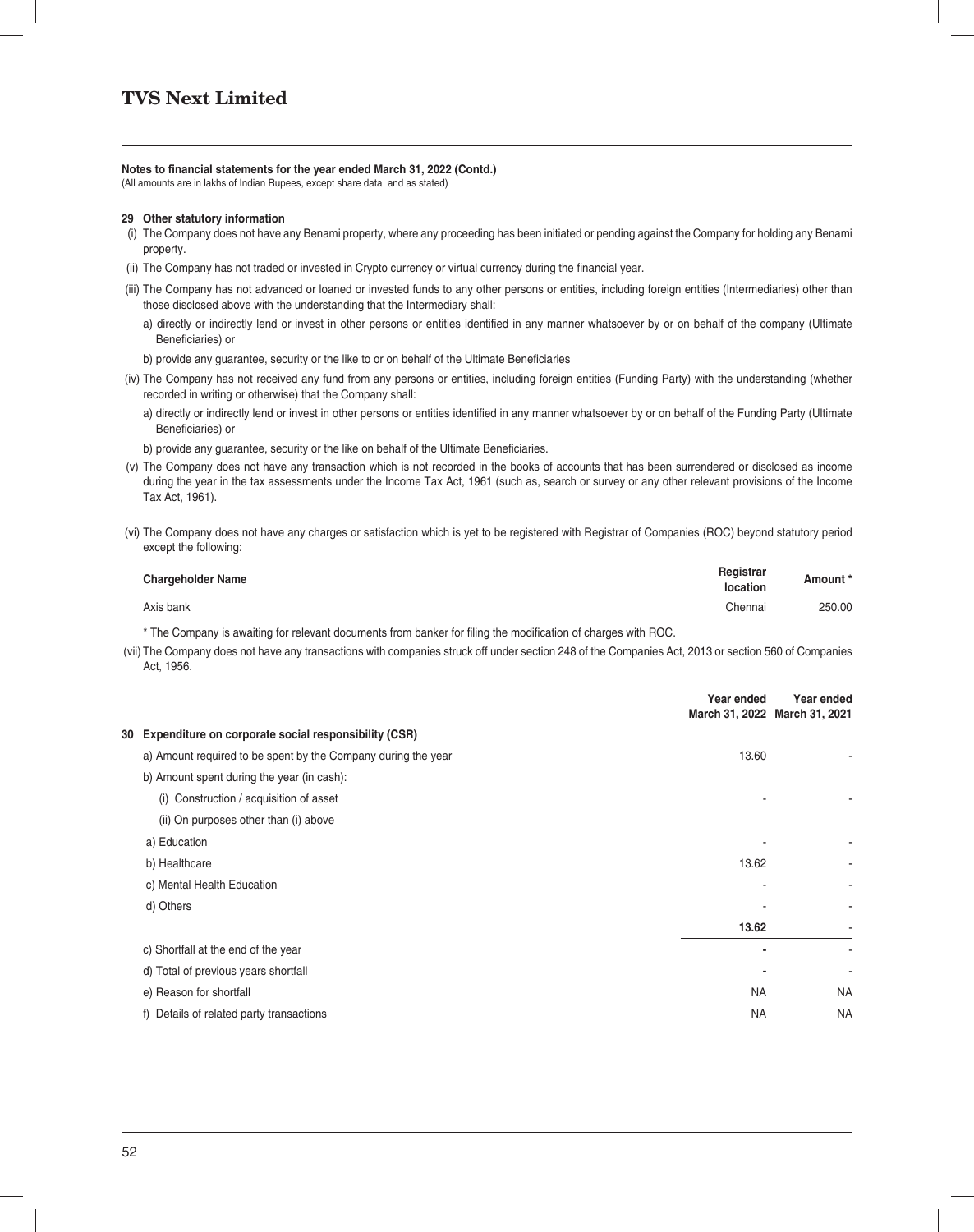**Notes to financial statements for the year ended March 31, 2022 (Contd.)**
(All amounts are in lakhs of Indian Rupees, except share data and as stated)

**29 Other statutory information**

(i) The Company does not have any Benami property, where any proceeding has been initiated or pending against the Company for holding any Benami property.

(ii) The Company has not traded or invested in Crypto currency or virtual currency during the financial year.

(iii) The Company has not advanced or loaned or invested funds to any other persons or entities, including foreign entities (Intermediaries) other than those disclosed above with the understanding that the Intermediary shall:

a) directly or indirectly lend or invest in other persons or entities identified in any manner whatsoever by or on behalf of the company (Ultimate Beneficiaries) or

b) provide any guarantee, security or the like to or on behalf of the Ultimate Beneficiaries

(iv) The Company has not received any fund from any persons or entities, including foreign entities (Funding Party) with the understanding (whether recorded in writing or otherwise) that the Company shall:

a) directly or indirectly lend or invest in other persons or entities identified in any manner whatsoever by or on behalf of the Funding Party (Ultimate Beneficiaries) or

b) provide any guarantee, security or the like on behalf of the Ultimate Beneficiaries.

(v) The Company does not have any transaction which is not recorded in the books of accounts that has been surrendered or disclosed as income during the year in the tax assessments under the Income Tax Act, 1961 (such as, search or survey or any other relevant provisions of the Income Tax Act, 1961).

(vi) The Company does not have any charges or satisfaction which is yet to be registered with Registrar of Companies (ROC) beyond statutory period except the following:

| Chargeholder Name | Registrar location | Amount * |
|---|---|---|
| Axis bank | Chennai | 250.00 |

\* The Company is awaiting for relevant documents from banker for filing the modification of charges with ROC.

(vii) The Company does not have any transactions with companies struck off under section 248 of the Companies Act, 2013 or section 560 of Companies Act, 1956.

| | Year ended March 31, 2022 | Year ended March 31, 2021 |
|---|---|---|
| **30 Expenditure on corporate social responsibility (CSR)** | | |
| a) Amount required to be spent by the Company during the year | 13.60 | - |
| b) Amount spent during the year (in cash): | | |
| (i) Construction / acquisition of asset | - | - |
| (ii) On purposes other than (i) above | | |
| a) Education | - | - |
| b) Healthcare | 13.62 | - |
| c) Mental Health Education | - | - |
| d) Others | - | - |
| | **13.62** | - |
| c) Shortfall at the end of the year | - | - |
| d) Total of previous years shortfall | - | - |
| e) Reason for shortfall | NA | NA |
| f) Details of related party transactions | NA | NA |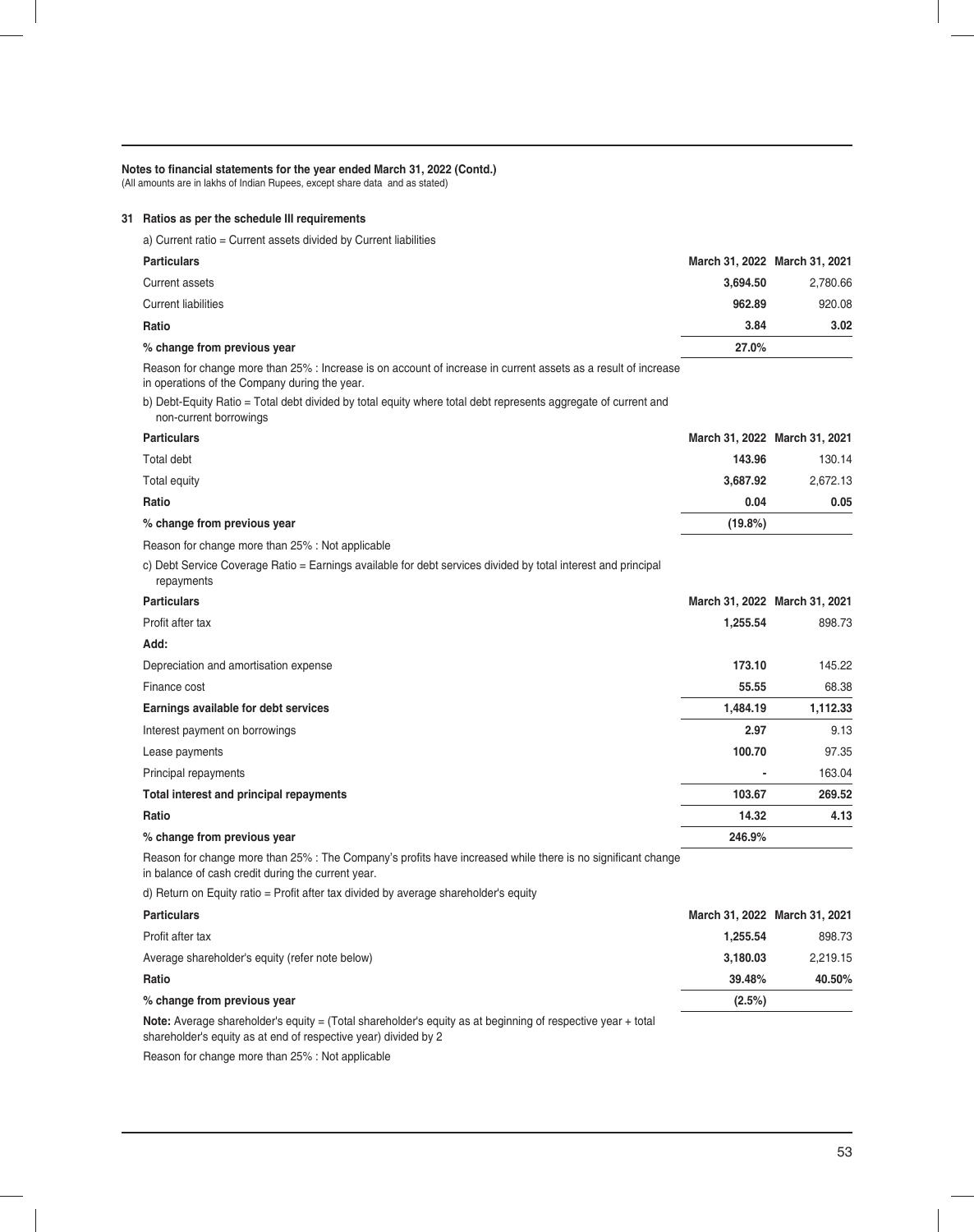**Notes to financial statements for the year ended March 31, 2022 (Contd.)**
(All amounts are in lakhs of Indian Rupees, except share data and as stated)

### 31 Ratios as per the schedule III requirements

a) Current ratio = Current assets divided by Current liabilities

| Particulars | March 31, 2022 | March 31, 2021 |
|---|---|---|
| Current assets | **3,694.50** | 2,780.66 |
| Current liabilities | **962.89** | 920.08 |
| **Ratio** | **3.84** | **3.02** |
| **% change from previous year** | **27.0%** | |

Reason for change more than 25% : Increase is on account of increase in current assets as a result of increase in operations of the Company during the year.

b) Debt-Equity Ratio = Total debt divided by total equity where total debt represents aggregate of current and non-current borrowings

| Particulars | March 31, 2022 | March 31, 2021 |
|---|---|---|
| Total debt | **143.96** | 130.14 |
| Total equity | **3,687.92** | 2,672.13 |
| **Ratio** | **0.04** | **0.05** |
| **% change from previous year** | **(19.8%)** | |

Reason for change more than 25% : Not applicable

c) Debt Service Coverage Ratio = Earnings available for debt services divided by total interest and principal repayments

| Particulars | March 31, 2022 | March 31, 2021 |
|---|---|---|
| Profit after tax | **1,255.54** | 898.73 |
| **Add:** | | |
| Depreciation and amortisation expense | **173.10** | 145.22 |
| Finance cost | **55.55** | 68.38 |
| **Earnings available for debt services** | **1,484.19** | **1,112.33** |
| Interest payment on borrowings | **2.97** | 9.13 |
| Lease payments | **100.70** | 97.35 |
| Principal repayments | **-** | 163.04 |
| **Total interest and principal repayments** | **103.67** | **269.52** |
| **Ratio** | **14.32** | **4.13** |
| **% change from previous year** | **246.9%** | |

Reason for change more than 25% : The Company's profits have increased while there is no significant change in balance of cash credit during the current year.

d) Return on Equity ratio = Profit after tax divided by average shareholder's equity

| Particulars | March 31, 2022 | March 31, 2021 |
|---|---|---|
| Profit after tax | **1,255.54** | 898.73 |
| Average shareholder's equity (refer note below) | **3,180.03** | 2,219.15 |
| **Ratio** | **39.48%** | **40.50%** |
| **% change from previous year** | **(2.5%)** | |

**Note:** Average shareholder's equity = (Total shareholder's equity as at beginning of respective year + total shareholder's equity as at end of respective year) divided by 2

Reason for change more than 25% : Not applicable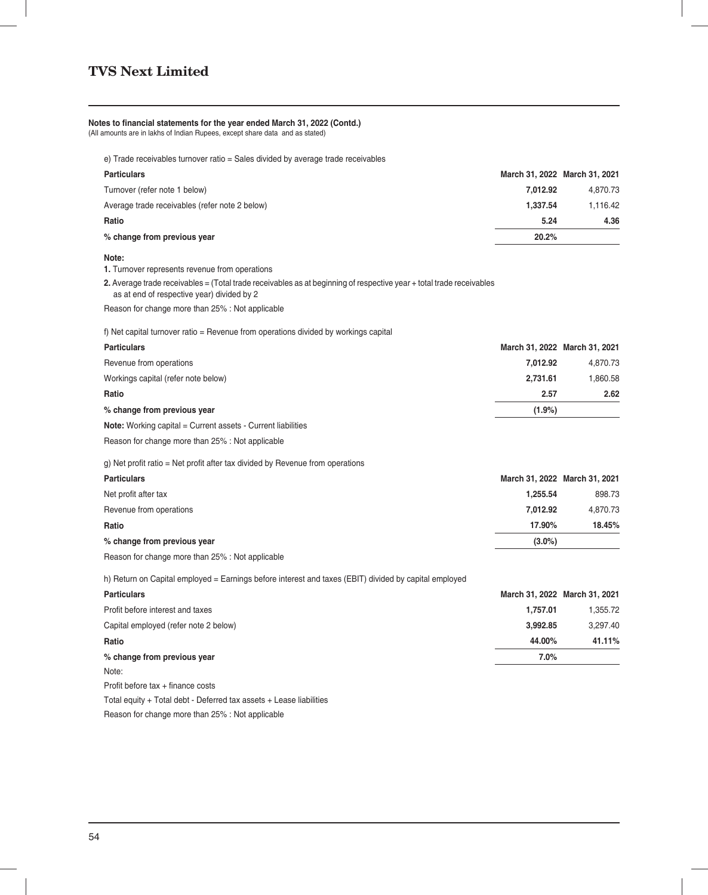**Notes to financial statements for the year ended March 31, 2022 (Contd.)**
(All amounts are in lakhs of Indian Rupees, except share data and as stated)

e) Trade receivables turnover ratio = Sales divided by average trade receivables

| Particulars | March 31, 2022 | March 31, 2021 |
|---|---|---|
| Turnover (refer note 1 below) | **7,012.92** | 4,870.73 |
| Average trade receivables (refer note 2 below) | **1,337.54** | 1,116.42 |
| **Ratio** | **5.24** | **4.36** |
| **% change from previous year** | **20.2%** | |

**Note:**

**1.** Turnover represents revenue from operations

**2.** Average trade receivables = (Total trade receivables as at beginning of respective year + total trade receivables as at end of respective year) divided by 2

Reason for change more than 25% : Not applicable

f) Net capital turnover ratio = Revenue from operations divided by workings capital

| Particulars | March 31, 2022 | March 31, 2021 |
|---|---|---|
| Revenue from operations | **7,012.92** | 4,870.73 |
| Workings capital (refer note below) | **2,731.61** | 1,860.58 |
| **Ratio** | **2.57** | **2.62** |
| **% change from previous year** | **(1.9%)** | |

**Note:** Working capital = Current assets - Current liabilities

Reason for change more than 25% : Not applicable

g) Net profit ratio = Net profit after tax divided by Revenue from operations

| Particulars | March 31, 2022 | March 31, 2021 |
|---|---|---|
| Net profit after tax | **1,255.54** | 898.73 |
| Revenue from operations | **7,012.92** | 4,870.73 |
| **Ratio** | **17.90%** | **18.45%** |
| **% change from previous year** | **(3.0%)** | |

Reason for change more than 25% : Not applicable

h) Return on Capital employed = Earnings before interest and taxes (EBIT) divided by capital employed

| Particulars | March 31, 2022 | March 31, 2021 |
|---|---|---|
| Profit before interest and taxes | **1,757.01** | 1,355.72 |
| Capital employed (refer note 2 below) | **3,992.85** | 3,297.40 |
| **Ratio** | **44.00%** | **41.11%** |
| **% change from previous year** | **7.0%** | |

Note:

Profit before tax + finance costs

Total equity + Total debt - Deferred tax assets + Lease liabilities

Reason for change more than 25% : Not applicable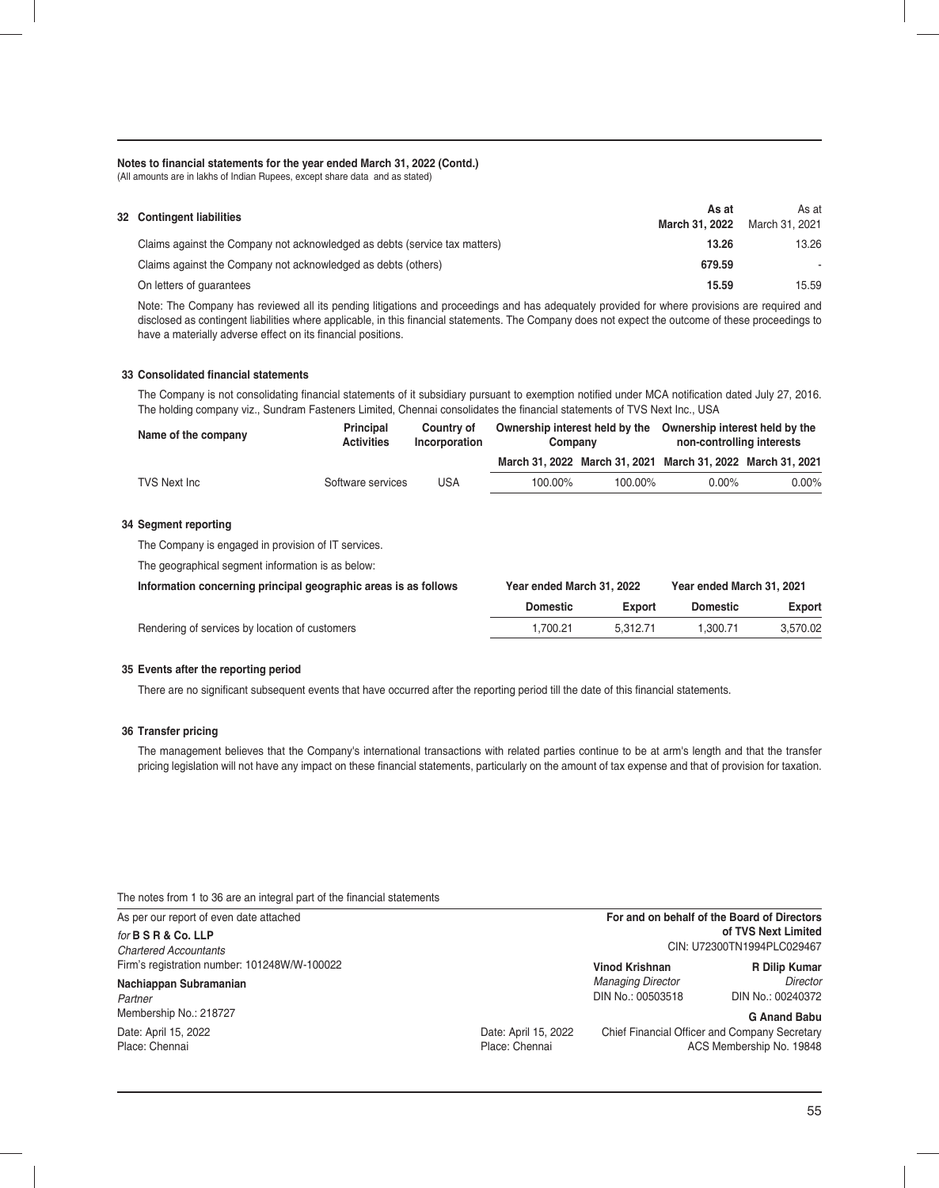**Notes to financial statements for the year ended March 31, 2022 (Contd.)**
(All amounts are in lakhs of Indian Rupees, except share data and as stated)

| 32 Contingent liabilities | As at March 31, 2022 | As at March 31, 2021 |
|---|---|---|
| Claims against the Company not acknowledged as debts (service tax matters) | **13.26** | 13.26 |
| Claims against the Company not acknowledged as debts (others) | **679.59** | - |
| On letters of guarantees | **15.59** | 15.59 |

Note: The Company has reviewed all its pending litigations and proceedings and has adequately provided for where provisions are required and disclosed as contingent liabilities where applicable, in this financial statements. The Company does not expect the outcome of these proceedings to have a materially adverse effect on its financial positions.

**33 Consolidated financial statements**

The Company is not consolidating financial statements of it subsidiary pursuant to exemption notified under MCA notification dated July 27, 2016. The holding company viz., Sundram Fasteners Limited, Chennai consolidates the financial statements of TVS Next Inc., USA

| Name of the company | Principal Activities | Country of Incorporation | Ownership interest held by the Company | | Ownership interest held by the non-controlling interests | |
|---|---|---|---|---|---|---|
| | | | March 31, 2022 | March 31, 2021 | March 31, 2022 | March 31, 2021 |
| TVS Next Inc | Software services | USA | 100.00% | 100.00% | 0.00% | 0.00% |

**34 Segment reporting**

The Company is engaged in provision of IT services.

The geographical segment information is as below:

| Information concerning principal geographic areas is as follows | Year ended March 31, 2022 | | Year ended March 31, 2021 | |
|---|---|---|---|---|
| | Domestic | Export | Domestic | Export |
| Rendering of services by location of customers | 1,700.21 | 5,312.71 | 1,300.71 | 3,570.02 |

**35 Events after the reporting period**

There are no significant subsequent events that have occurred after the reporting period till the date of this financial statements.

**36 Transfer pricing**

The management believes that the Company's international transactions with related parties continue to be at arm's length and that the transfer pricing legislation will not have any impact on these financial statements, particularly on the amount of tax expense and that of provision for taxation.

The notes from 1 to 36 are an integral part of the financial statements

As per our report of even date attached

*for* **B S R & Co. LLP**
*Chartered Accountants*
Firm's registration number: 101248W/W-100022

**Nachiappan Subramanian**
*Partner*
Membership No.: 218727

Date: April 15, 2022
Place: Chennai

**For and on behalf of the Board of Directors of TVS Next Limited**
CIN: U72300TN1994PLC029467

**Vinod Krishnan**
*Managing Director*
DIN No.: 00503518

**R Dilip Kumar**
*Director*
DIN No.: 00240372

**G Anand Babu**
Chief Financial Officer and Company Secretary
ACS Membership No. 19848

Date: April 15, 2022
Place: Chennai